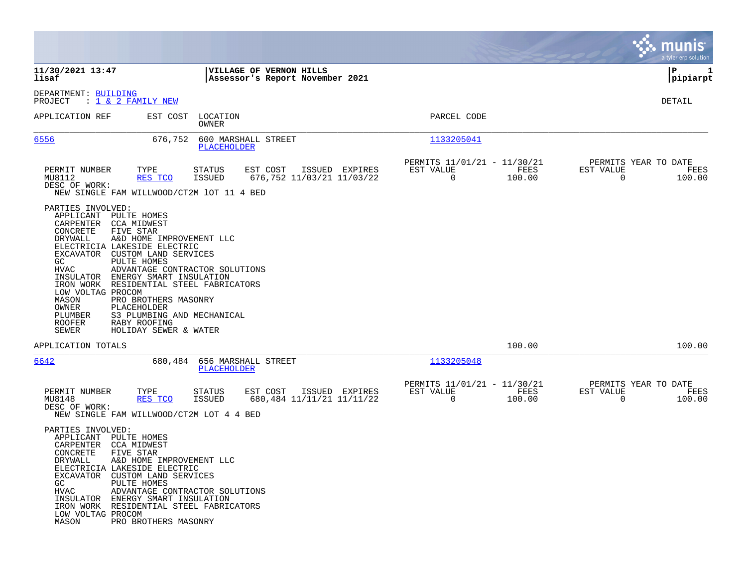**11/30/2021 13:47**
**lisaf**

**VILLAGE OF VERNON HILLS**
**Assessor's Report November 2021**

**P 1**
**pipiarpt**

DEPARTMENT: BUILDING
PROJECT : 1 & 2 FAMILY NEW

DETAIL

| APPLICATION REF | EST COST | LOCATION / OWNER | PARCEL CODE |
|---|---|---|---|
| 6556 | 676,752 | 600 MARSHALL STREET / PLACEHOLDER | 1133205041 |

| PERMIT NUMBER | TYPE | STATUS | EST COST | ISSUED | EXPIRES | PERMITS 11/01/21 - 11/30/21 EST VALUE | FEES | PERMITS YEAR TO DATE EST VALUE | FEES |
|---|---|---|---|---|---|---|---|---|---|
| MU8112 | RES TCO | ISSUED | 676,752 | 11/03/21 | 11/03/22 | 0 | 100.00 | 0 | 100.00 |

DESC OF WORK:
NEW SINGLE FAM WILLWOOD/CT2M lOT 11 4 BED

PARTIES INVOLVED:

- APPLICANT PULTE HOMES
- CARPENTER CCA MIDWEST
- CONCRETE FIVE STAR
- DRYWALL A&D HOME IMPROVEMENT LLC
- ELECTRICIA LAKESIDE ELECTRIC
- EXCAVATOR CUSTOM LAND SERVICES
- GC PULTE HOMES
- HVAC ADVANTAGE CONTRACTOR SOLUTIONS
- INSULATOR ENERGY SMART INSULATION
- IRON WORK RESIDENTIAL STEEL FABRICATORS
- LOW VOLTAG PROCOM
- MASON PRO BROTHERS MASONRY
- OWNER PLACEHOLDER
- PLUMBER S3 PLUMBING AND MECHANICAL
- ROOFER RABY ROOFING
- SEWER HOLIDAY SEWER & WATER

APPLICATION TOTALS 100.00 100.00

| APPLICATION REF | EST COST | LOCATION / OWNER | PARCEL CODE |
|---|---|---|---|
| 6642 | 680,484 | 656 MARSHALL STREET / PLACEHOLDER | 1133205048 |

| PERMIT NUMBER | TYPE | STATUS | EST COST | ISSUED | EXPIRES | PERMITS 11/01/21 - 11/30/21 EST VALUE | FEES | PERMITS YEAR TO DATE EST VALUE | FEES |
|---|---|---|---|---|---|---|---|---|---|
| MU8148 | RES TCO | ISSUED | 680,484 | 11/11/21 | 11/11/22 | 0 | 100.00 | 0 | 100.00 |

DESC OF WORK:
NEW SINGLE FAM WILLWOOD/CT2M LOT 4 4 BED

PARTIES INVOLVED:

- APPLICANT PULTE HOMES
- CARPENTER CCA MIDWEST
- CONCRETE FIVE STAR
- DRYWALL A&D HOME IMPROVEMENT LLC
- ELECTRICIA LAKESIDE ELECTRIC
- EXCAVATOR CUSTOM LAND SERVICES
- GC PULTE HOMES
- HVAC ADVANTAGE CONTRACTOR SOLUTIONS
- INSULATOR ENERGY SMART INSULATION
- IRON WORK RESIDENTIAL STEEL FABRICATORS
- LOW VOLTAG PROCOM
- MASON PRO BROTHERS MASONRY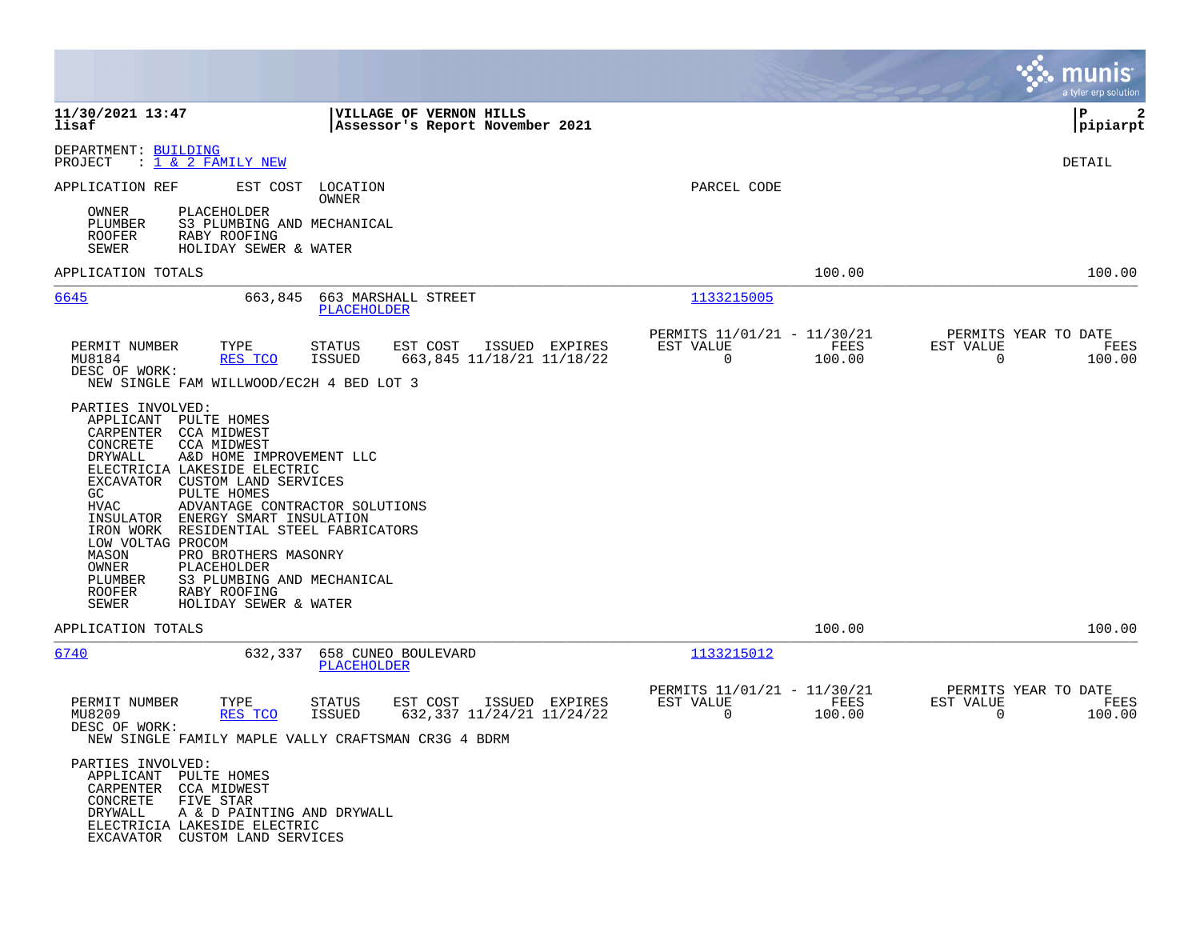**VILLAGE OF VERNON HILLS**
**Assessor's Report November 2021**

11/30/2021 13:47
lisaf

pipiarpt

DEPARTMENT: BUILDING
PROJECT : 1 & 2 FAMILY NEW

DETAIL

| APPLICATION REF | EST COST | LOCATION / OWNER | PARCEL CODE |
|---|---|---|---|

OWNER PLACEHOLDER
PLUMBER S3 PLUMBING AND MECHANICAL
ROOFER RABY ROOFING
SEWER HOLIDAY SEWER & WATER

APPLICATION TOTALS 100.00 100.00

---

| 6645 | 663,845 | 663 MARSHALL STREET / PLACEHOLDER | 1133215005 |
|---|---|---|---|

| PERMIT NUMBER | TYPE | STATUS | EST COST | ISSUED | EXPIRES | PERMITS 11/01/21 - 11/30/21 EST VALUE | FEES | PERMITS YEAR TO DATE EST VALUE | FEES |
|---|---|---|---|---|---|---|---|---|---|
| MU8184 | RES TCO | ISSUED | 663,845 | 11/18/21 | 11/18/22 | 0 | 100.00 | 0 | 100.00 |

DESC OF WORK:
NEW SINGLE FAM WILLWOOD/EC2H 4 BED LOT 3

PARTIES INVOLVED:
APPLICANT PULTE HOMES
CARPENTER CCA MIDWEST
CONCRETE CCA MIDWEST
DRYWALL A&D HOME IMPROVEMENT LLC
ELECTRICIA LAKESIDE ELECTRIC
EXCAVATOR CUSTOM LAND SERVICES
GC PULTE HOMES
HVAC ADVANTAGE CONTRACTOR SOLUTIONS
INSULATOR ENERGY SMART INSULATION
IRON WORK RESIDENTIAL STEEL FABRICATORS
LOW VOLTAG PROCOM
MASON PRO BROTHERS MASONRY
OWNER PLACEHOLDER
PLUMBER S3 PLUMBING AND MECHANICAL
ROOFER RABY ROOFING
SEWER HOLIDAY SEWER & WATER

APPLICATION TOTALS 100.00 100.00

---

| 6740 | 632,337 | 658 CUNEO BOULEVARD / PLACEHOLDER | 1133215012 |
|---|---|---|---|

| PERMIT NUMBER | TYPE | STATUS | EST COST | ISSUED | EXPIRES | PERMITS 11/01/21 - 11/30/21 EST VALUE | FEES | PERMITS YEAR TO DATE EST VALUE | FEES |
|---|---|---|---|---|---|---|---|---|---|
| MU8209 | RES TCO | ISSUED | 632,337 | 11/24/21 | 11/24/22 | 0 | 100.00 | 0 | 100.00 |

DESC OF WORK:
NEW SINGLE FAMILY MAPLE VALLY CRAFTSMAN CR3G 4 BDRM

PARTIES INVOLVED:
APPLICANT PULTE HOMES
CARPENTER CCA MIDWEST
CONCRETE FIVE STAR
DRYWALL A & D PAINTING AND DRYWALL
ELECTRICIA LAKESIDE ELECTRIC
EXCAVATOR CUSTOM LAND SERVICES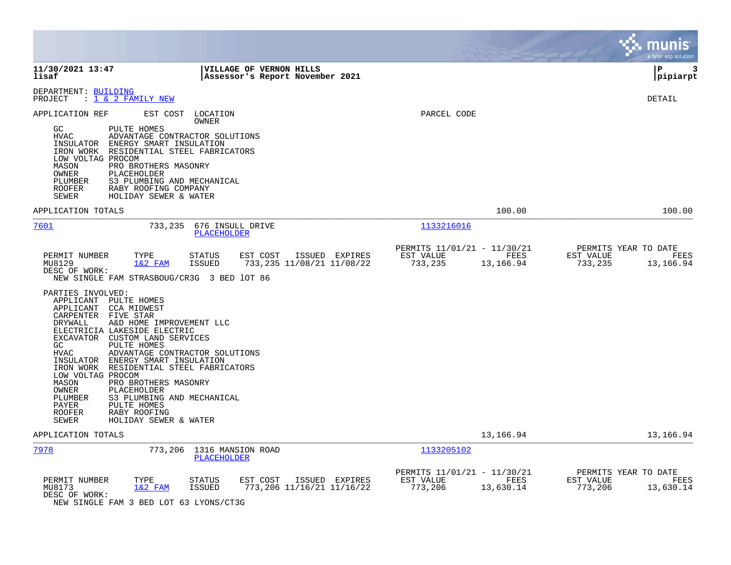**11/30/2021 13:47** | **VILLAGE OF VERNON HILLS**
**lisaf** | **Assessor's Report November 2021** | **pipiarpt**

DEPARTMENT: BUILDING
PROJECT : 1 & 2 FAMILY NEW

DETAIL

APPLICATION REF EST COST LOCATION OWNER PARCEL CODE

| | |
|---|---|
| GC | PULTE HOMES |
| HVAC | ADVANTAGE CONTRACTOR SOLUTIONS |
| INSULATOR | ENERGY SMART INSULATION |
| IRON WORK | RESIDENTIAL STEEL FABRICATORS |
| LOW VOLTAG | PROCOM |
| MASON | PRO BROTHERS MASONRY |
| OWNER | PLACEHOLDER |
| PLUMBER | S3 PLUMBING AND MECHANICAL |
| ROOFER | RABY ROOFING COMPANY |
| SEWER | HOLIDAY SEWER & WATER |

APPLICATION TOTALS 100.00 100.00

---

**7601** 733,235 676 INSULL DRIVE PLACEHOLDER 1133216016

| PERMIT NUMBER | TYPE | STATUS | EST COST | ISSUED | EXPIRES | PERMITS 11/01/21 - 11/30/21 EST VALUE | FEES | PERMITS YEAR TO DATE EST VALUE | FEES |
|---|---|---|---|---|---|---|---|---|---|
| MU8129 | 1&2 FAM | ISSUED | 733,235 | 11/08/21 | 11/08/22 | 733,235 | 13,166.94 | 733,235 | 13,166.94 |

DESC OF WORK:
NEW SINGLE FAM STRASBOUG/CR3G 3 BED lOT 86

PARTIES INVOLVED:

| | |
|---|---|
| APPLICANT | PULTE HOMES |
| APPLICANT | CCA MIDWEST |
| CARPENTER | FIVE STAR |
| DRYWALL | A&D HOME IMPROVEMENT LLC |
| ELECTRICIA | LAKESIDE ELECTRIC |
| EXCAVATOR | CUSTOM LAND SERVICES |
| GC | PULTE HOMES |
| HVAC | ADVANTAGE CONTRACTOR SOLUTIONS |
| INSULATOR | ENERGY SMART INSULATION |
| IRON WORK | RESIDENTIAL STEEL FABRICATORS |
| LOW VOLTAG | PROCOM |
| MASON | PRO BROTHERS MASONRY |
| OWNER | PLACEHOLDER |
| PLUMBER | S3 PLUMBING AND MECHANICAL |
| PAYER | PULTE HOMES |
| ROOFER | RABY ROOFING |
| SEWER | HOLIDAY SEWER & WATER |

APPLICATION TOTALS 13,166.94 13,166.94

---

**7978** 773,206 1316 MANSION ROAD PLACEHOLDER 1133205102

| PERMIT NUMBER | TYPE | STATUS | EST COST | ISSUED | EXPIRES | PERMITS 11/01/21 - 11/30/21 EST VALUE | FEES | PERMITS YEAR TO DATE EST VALUE | FEES |
|---|---|---|---|---|---|---|---|---|---|
| MU8173 | 1&2 FAM | ISSUED | 773,206 | 11/16/21 | 11/16/22 | 773,206 | 13,630.14 | 773,206 | 13,630.14 |

DESC OF WORK:
NEW SINGLE FAM 3 BED LOT 63 LYONS/CT3G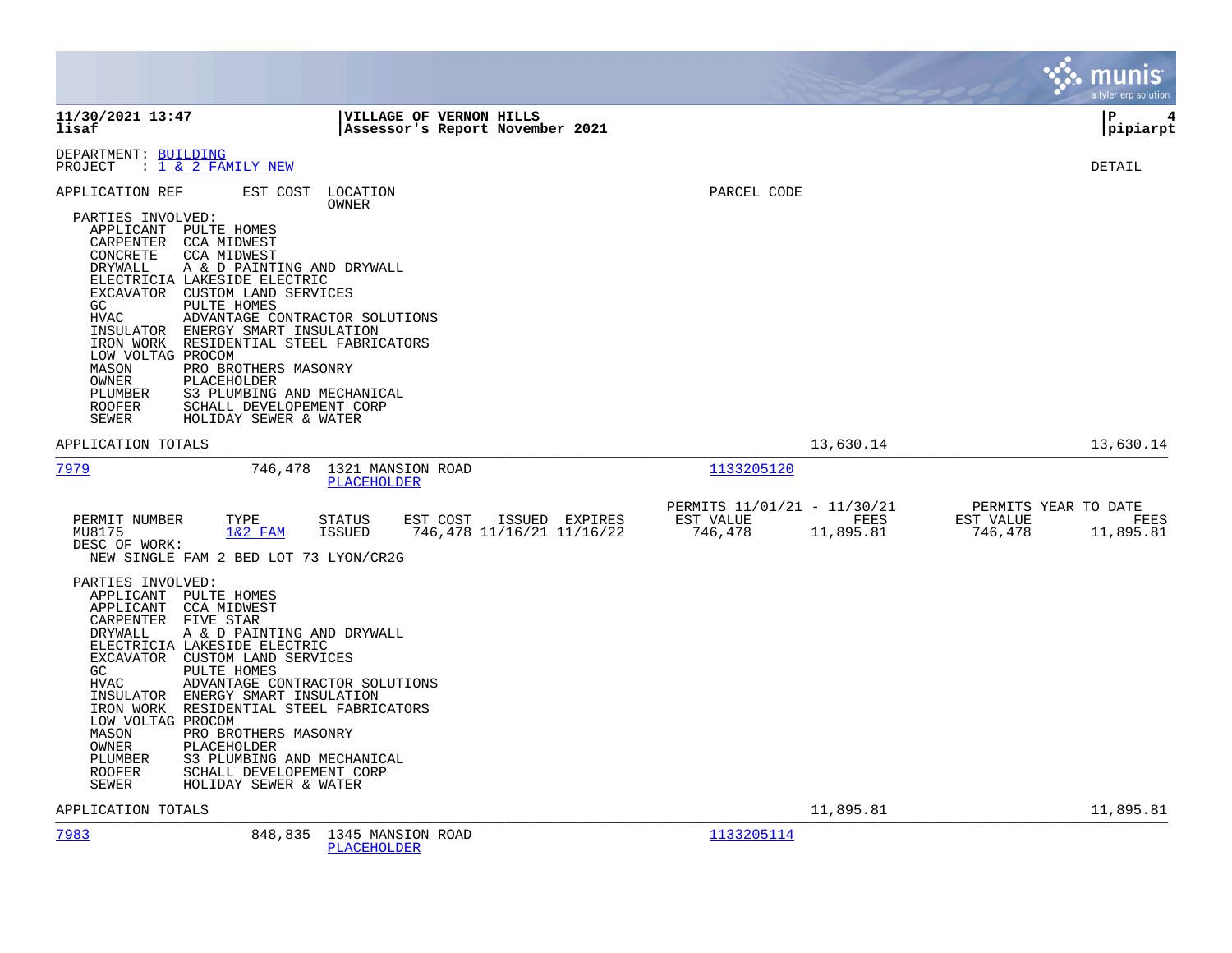**VILLAGE OF VERNON HILLS**
**Assessor's Report November 2021**

11/30/2021 13:47
lisaf

pipiarpt

DEPARTMENT: BUILDING
PROJECT : 1 & 2 FAMILY NEW

DETAIL

APPLICATION REF | EST COST | LOCATION / OWNER | PARCEL CODE

PARTIES INVOLVED:

| Role | Party |
|---|---|
| APPLICANT | PULTE HOMES |
| CARPENTER | CCA MIDWEST |
| CONCRETE | CCA MIDWEST |
| DRYWALL | A & D PAINTING AND DRYWALL |
| ELECTRICIA | LAKESIDE ELECTRIC |
| EXCAVATOR | CUSTOM LAND SERVICES |
| GC | PULTE HOMES |
| HVAC | ADVANTAGE CONTRACTOR SOLUTIONS |
| INSULATOR | ENERGY SMART INSULATION |
| IRON WORK | RESIDENTIAL STEEL FABRICATORS |
| LOW VOLTAG | PROCOM |
| MASON | PRO BROTHERS MASONRY |
| OWNER | PLACEHOLDER |
| PLUMBER | S3 PLUMBING AND MECHANICAL |
| ROOFER | SCHALL DEVELOPEMENT CORP |
| SEWER | HOLIDAY SEWER & WATER |

APPLICATION TOTALS — 13,630.14 — 13,630.14

---

**7979** — EST COST 746,478 — 1321 MANSION ROAD — OWNER: PLACEHOLDER — PARCEL CODE: 1133205120

| PERMIT NUMBER | TYPE | STATUS | EST COST | ISSUED | EXPIRES | PERMITS 11/01/21 - 11/30/21 EST VALUE | FEES | PERMITS YEAR TO DATE EST VALUE | FEES |
|---|---|---|---|---|---|---|---|---|---|
| MU8175 | 1&2 FAM | ISSUED | 746,478 | 11/16/21 | 11/16/22 | 746,478 | 11,895.81 | 746,478 | 11,895.81 |

DESC OF WORK:
NEW SINGLE FAM 2 BED LOT 73 LYON/CR2G

PARTIES INVOLVED:

| Role | Party |
|---|---|
| APPLICANT | PULTE HOMES |
| APPLICANT | CCA MIDWEST |
| CARPENTER | FIVE STAR |
| DRYWALL | A & D PAINTING AND DRYWALL |
| ELECTRICIA | LAKESIDE ELECTRIC |
| EXCAVATOR | CUSTOM LAND SERVICES |
| GC | PULTE HOMES |
| HVAC | ADVANTAGE CONTRACTOR SOLUTIONS |
| INSULATOR | ENERGY SMART INSULATION |
| IRON WORK | RESIDENTIAL STEEL FABRICATORS |
| LOW VOLTAG | PROCOM |
| MASON | PRO BROTHERS MASONRY |
| OWNER | PLACEHOLDER |
| PLUMBER | S3 PLUMBING AND MECHANICAL |
| ROOFER | SCHALL DEVELOPEMENT CORP |
| SEWER | HOLIDAY SEWER & WATER |

APPLICATION TOTALS — 11,895.81 — 11,895.81

---

**7983** — EST COST 848,835 — 1345 MANSION ROAD — OWNER: PLACEHOLDER — PARCEL CODE: 1133205114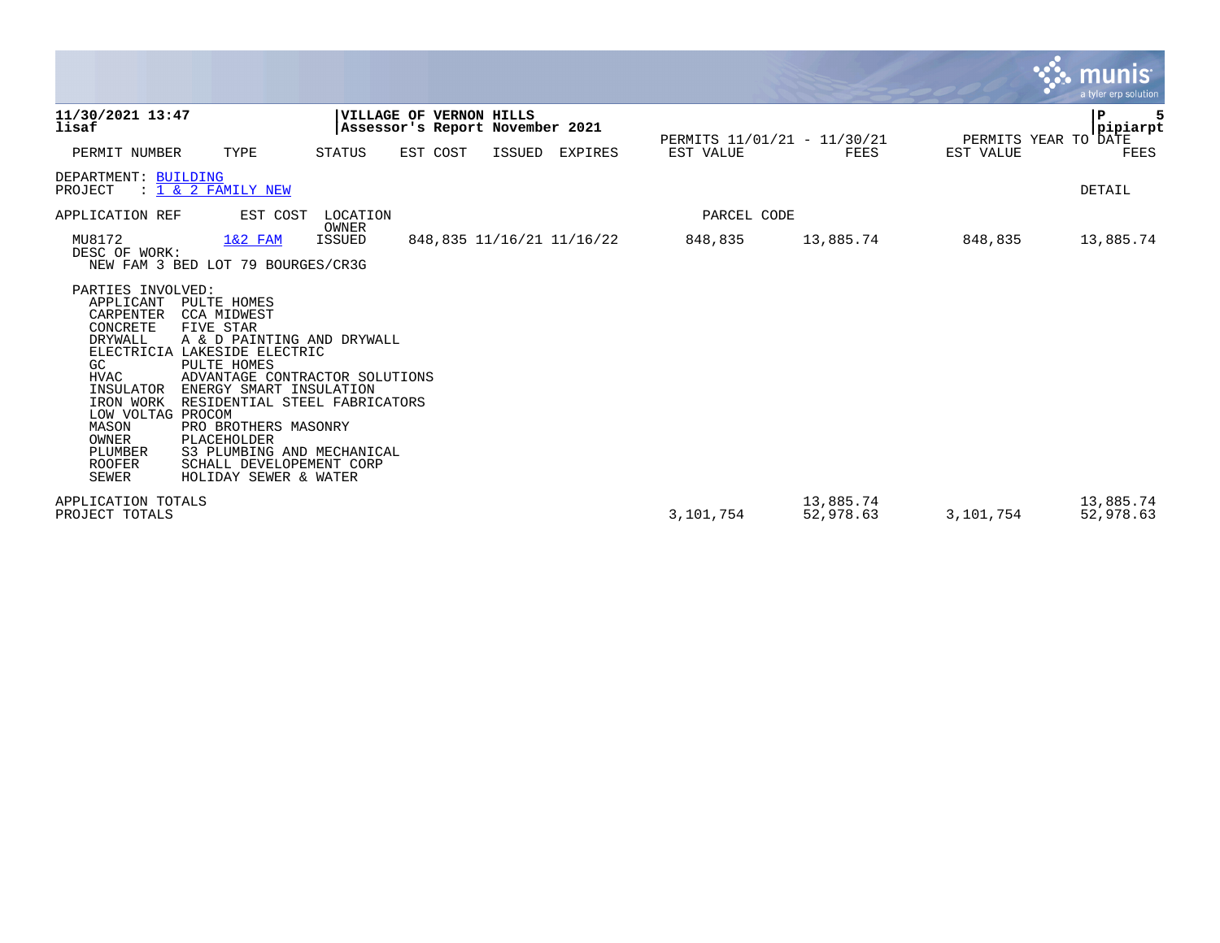**11/30/2021 13:47**
**lisaf**

**VILLAGE OF VERNON HILLS**
**Assessor's Report November 2021**

**P** 5
**pipiarpt**

| PERMIT NUMBER | TYPE | STATUS | EST COST | ISSUED | EXPIRES | PERMITS 11/01/21 - 11/30/21 EST VALUE | FEES | PERMITS YEAR TO DATE EST VALUE | FEES |
|---|---|---|---|---|---|---|---|---|---|

DEPARTMENT: BUILDING
PROJECT : 1 & 2 FAMILY NEW

DETAIL

| APPLICATION REF | EST COST | LOCATION OWNER | | | | PARCEL CODE | | | |
|---|---|---|---|---|---|---|---|---|---|
| MU8172 | 1&2 FAM | ISSUED | 848,835 | 11/16/21 | 11/16/22 | 848,835 | 13,885.74 | 848,835 | 13,885.74 |

DESC OF WORK:
NEW FAM 3 BED LOT 79 BOURGES/CR3G

PARTIES INVOLVED:

| | |
|---|---|
| APPLICANT | PULTE HOMES |
| CARPENTER | CCA MIDWEST |
| CONCRETE | FIVE STAR |
| DRYWALL | A & D PAINTING AND DRYWALL |
| ELECTRICIA | LAKESIDE ELECTRIC |
| GC | PULTE HOMES |
| HVAC | ADVANTAGE CONTRACTOR SOLUTIONS |
| INSULATOR | ENERGY SMART INSULATION |
| IRON WORK | RESIDENTIAL STEEL FABRICATORS |
| LOW VOLTAG | PROCOM |
| MASON | PRO BROTHERS MASONRY |
| OWNER | PLACEHOLDER |
| PLUMBER | S3 PLUMBING AND MECHANICAL |
| ROOFER | SCHALL DEVELOPEMENT CORP |
| SEWER | HOLIDAY SEWER & WATER |

| | EST VALUE | FEES | YTD EST VALUE | YTD FEES |
|---|---|---|---|---|
| APPLICATION TOTALS | | 13,885.74 | | 13,885.74 |
| PROJECT TOTALS | 3,101,754 | 52,978.63 | 3,101,754 | 52,978.63 |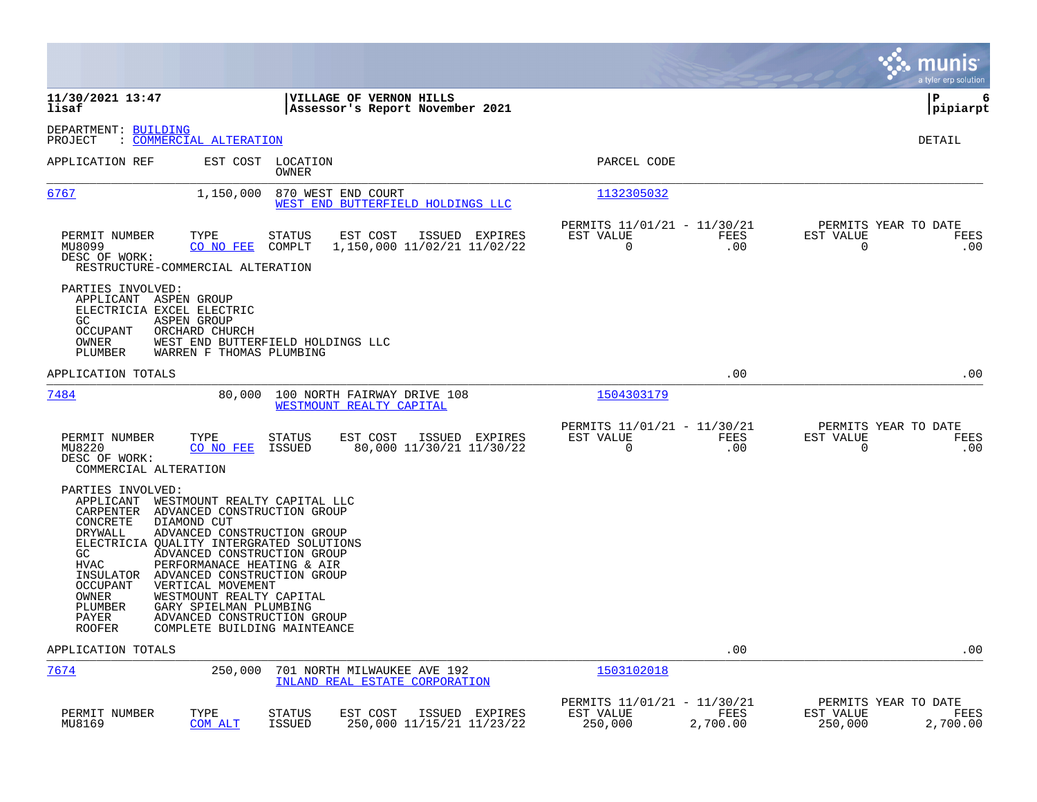**11/30/2021 13:47**
**lisaf**

**VILLAGE OF VERNON HILLS**
**Assessor's Report November 2021**

**P 6**
**pipiarpt**

DEPARTMENT: BUILDING
PROJECT : COMMERCIAL ALTERATION

DETAIL

| APPLICATION REF | EST COST | LOCATION / OWNER | PARCEL CODE |
|---|---|---|---|
| 6767 | 1,150,000 | 870 WEST END COURT / WEST END BUTTERFIELD HOLDINGS LLC | 1132305032 |

| PERMIT NUMBER | TYPE | STATUS | EST COST | ISSUED | EXPIRES | PERMITS 11/01/21 - 11/30/21 EST VALUE | FEES | PERMITS YEAR TO DATE EST VALUE | FEES |
|---|---|---|---|---|---|---|---|---|---|
| MU8099 | CO NO FEE | COMPLT | 1,150,000 | 11/02/21 | 11/02/22 | 0 | .00 | 0 | .00 |

DESC OF WORK:
RESTRUCTURE-COMMERCIAL ALTERATION

PARTIES INVOLVED:

- APPLICANT ASPEN GROUP
- ELECTRICIA EXCEL ELECTRIC
- GC ASPEN GROUP
- OCCUPANT ORCHARD CHURCH
- OWNER WEST END BUTTERFIELD HOLDINGS LLC
- PLUMBER WARREN F THOMAS PLUMBING

APPLICATION TOTALS .00 .00

| APPLICATION REF | EST COST | LOCATION / OWNER | PARCEL CODE |
|---|---|---|---|
| 7484 | 80,000 | 100 NORTH FAIRWAY DRIVE 108 / WESTMOUNT REALTY CAPITAL | 1504303179 |

| PERMIT NUMBER | TYPE | STATUS | EST COST | ISSUED | EXPIRES | PERMITS 11/01/21 - 11/30/21 EST VALUE | FEES | PERMITS YEAR TO DATE EST VALUE | FEES |
|---|---|---|---|---|---|---|---|---|---|
| MU8220 | CO NO FEE | ISSUED | 80,000 | 11/30/21 | 11/30/22 | 0 | .00 | 0 | .00 |

DESC OF WORK:
COMMERCIAL ALTERATION

PARTIES INVOLVED:

- APPLICANT WESTMOUNT REALTY CAPITAL LLC
- CARPENTER ADVANCED CONSTRUCTION GROUP
- CONCRETE DIAMOND CUT
- DRYWALL ADVANCED CONSTRUCTION GROUP
- ELECTRICIA QUALITY INTERGRATED SOLUTIONS
- GC ADVANCED CONSTRUCTION GROUP
- HVAC PERFORMANACE HEATING & AIR
- INSULATOR ADVANCED CONSTRUCTION GROUP
- OCCUPANT VERTICAL MOVEMENT
- OWNER WESTMOUNT REALTY CAPITAL
- PLUMBER GARY SPIELMAN PLUMBING
- PAYER ADVANCED CONSTRUCTION GROUP
- ROOFER COMPLETE BUILDING MAINTEANCE

APPLICATION TOTALS .00 .00

| APPLICATION REF | EST COST | LOCATION / OWNER | PARCEL CODE |
|---|---|---|---|
| 7674 | 250,000 | 701 NORTH MILWAUKEE AVE 192 / INLAND REAL ESTATE CORPORATION | 1503102018 |

| PERMIT NUMBER | TYPE | STATUS | EST COST | ISSUED | EXPIRES | PERMITS 11/01/21 - 11/30/21 EST VALUE | FEES | PERMITS YEAR TO DATE EST VALUE | FEES |
|---|---|---|---|---|---|---|---|---|---|
| MU8169 | COM ALT | ISSUED | 250,000 | 11/15/21 | 11/23/22 | 250,000 | 2,700.00 | 250,000 | 2,700.00 |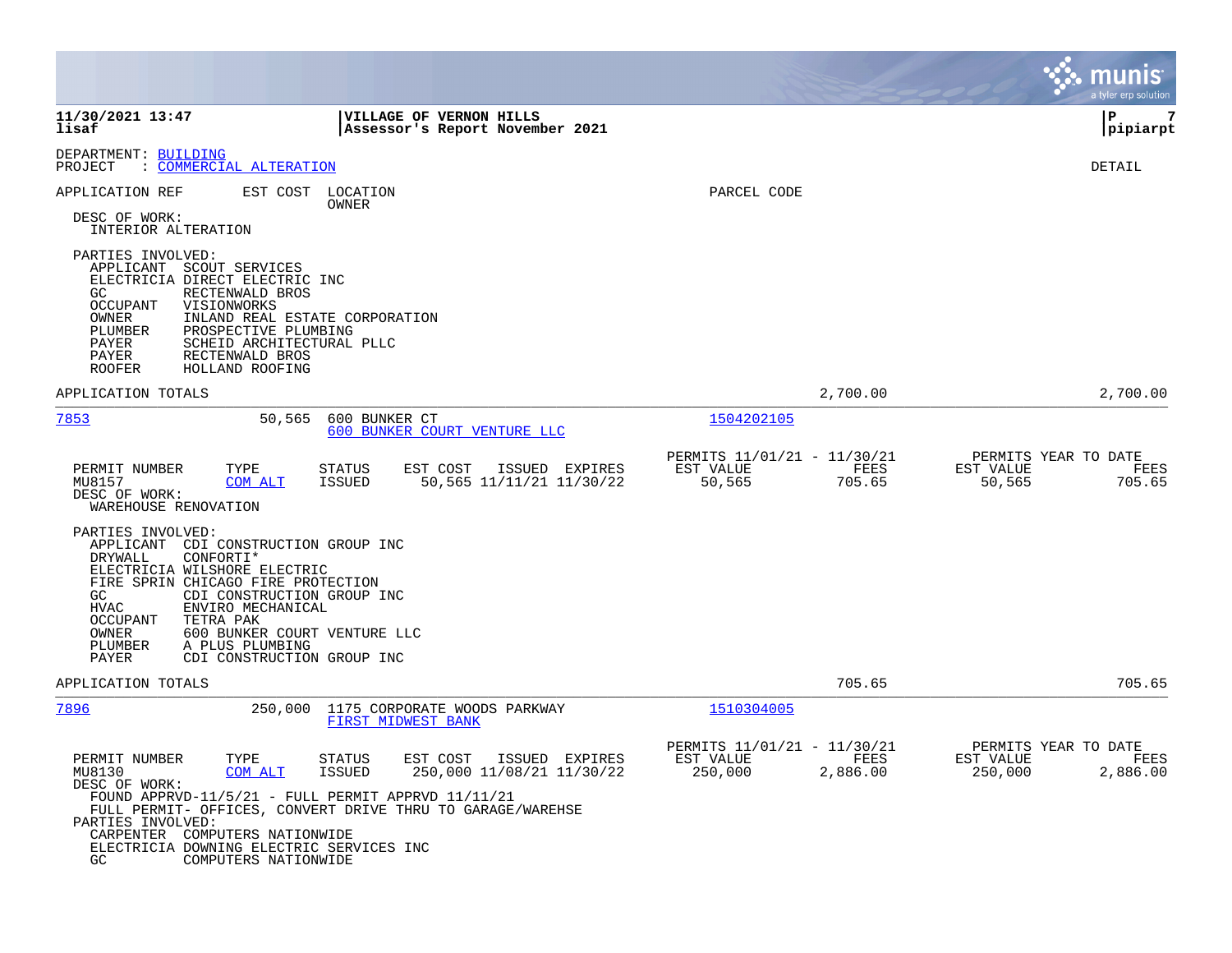DEPARTMENT: BUILDING
PROJECT : COMMERCIAL ALTERATION

DETAIL

APPLICATION REF | EST COST | LOCATION / OWNER | PARCEL CODE

DESC OF WORK:
INTERIOR ALTERATION

PARTIES INVOLVED:
- APPLICANT SCOUT SERVICES
- ELECTRICIA DIRECT ELECTRIC INC
- GC RECTENWALD BROS
- OCCUPANT VISIONWORKS
- OWNER INLAND REAL ESTATE CORPORATION
- PLUMBER PROSPECTIVE PLUMBING
- PAYER SCHEID ARCHITECTURAL PLLC
- PAYER RECTENWALD BROS
- ROOFER HOLLAND ROOFING

APPLICATION TOTALS 2,700.00 2,700.00

---

**7853** 50,565 600 BUNKER CT
600 BUNKER COURT VENTURE LLC
1504202105

| PERMIT NUMBER | TYPE | STATUS | EST COST | ISSUED | EXPIRES | PERMITS 11/01/21 - 11/30/21 EST VALUE | FEES | PERMITS YEAR TO DATE EST VALUE | FEES |
|---|---|---|---|---|---|---|---|---|---|
| MU8157 | COM ALT | ISSUED | 50,565 | 11/11/21 | 11/30/22 | 50,565 | 705.65 | 50,565 | 705.65 |

DESC OF WORK:
WAREHOUSE RENOVATION

PARTIES INVOLVED:
- APPLICANT CDI CONSTRUCTION GROUP INC
- DRYWALL CONFORTI*
- ELECTRICIA WILSHORE ELECTRIC
- FIRE SPRIN CHICAGO FIRE PROTECTION
- GC CDI CONSTRUCTION GROUP INC
- HVAC ENVIRO MECHANICAL
- OCCUPANT TETRA PAK
- OWNER 600 BUNKER COURT VENTURE LLC
- PLUMBER A PLUS PLUMBING
- PAYER CDI CONSTRUCTION GROUP INC

APPLICATION TOTALS 705.65 705.65

---

**7896** 250,000 1175 CORPORATE WOODS PARKWAY
FIRST MIDWEST BANK
1510304005

| PERMIT NUMBER | TYPE | STATUS | EST COST | ISSUED | EXPIRES | PERMITS 11/01/21 - 11/30/21 EST VALUE | FEES | PERMITS YEAR TO DATE EST VALUE | FEES |
|---|---|---|---|---|---|---|---|---|---|
| MU8130 | COM ALT | ISSUED | 250,000 | 11/08/21 | 11/30/22 | 250,000 | 2,886.00 | 250,000 | 2,886.00 |

DESC OF WORK:
FOUND APPRVD-11/5/21 - FULL PERMIT APPRVD 11/11/21
FULL PERMIT- OFFICES, CONVERT DRIVE THRU TO GARAGE/WAREHSE

PARTIES INVOLVED:
- CARPENTER COMPUTERS NATIONWIDE
- ELECTRICIA DOWNING ELECTRIC SERVICES INC
- GC COMPUTERS NATIONWIDE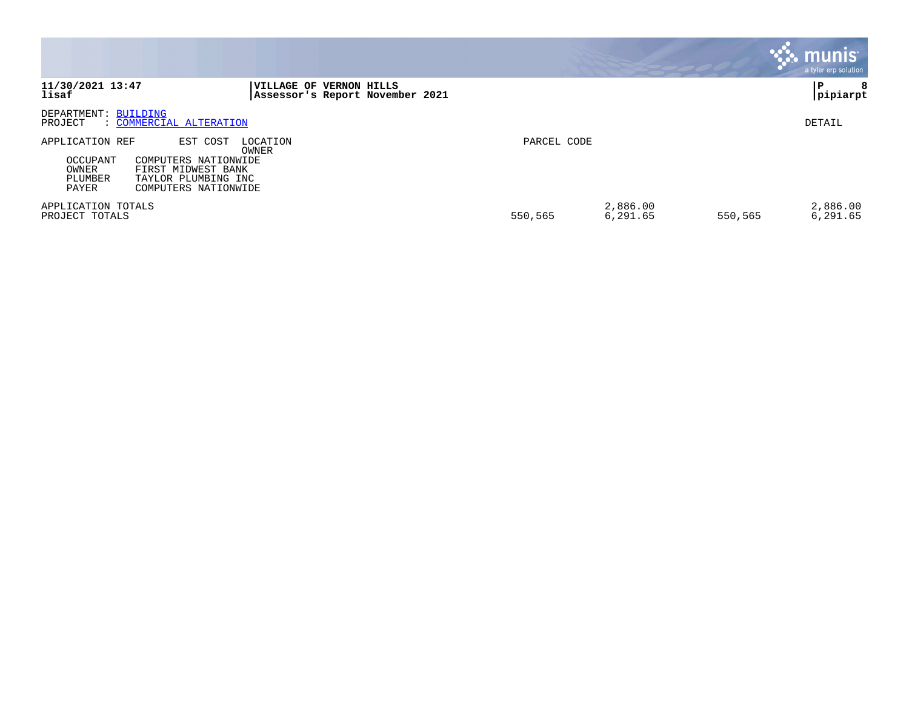**11/30/2021 13:47**
**lisaf**

**VILLAGE OF VERNON HILLS**
**Assessor's Report November 2021**

**pipiarpt**

DEPARTMENT: BUILDING
PROJECT : COMMERCIAL ALTERATION

DETAIL

| APPLICATION REF | EST COST | LOCATION OWNER | PARCEL CODE | | | |
|---|---|---|---|---|---|---|
| OCCUPANT | COMPUTERS NATIONWIDE | | | | | |
| OWNER | FIRST MIDWEST BANK | | | | | |
| PLUMBER | TAYLOR PLUMBING INC | | | | | |
| PAYER | COMPUTERS NATIONWIDE | | | | | |
| APPLICATION TOTALS | | | | 2,886.00 | | 2,886.00 |
| PROJECT TOTALS | | | 550,565 | 6,291.65 | 550,565 | 6,291.65 |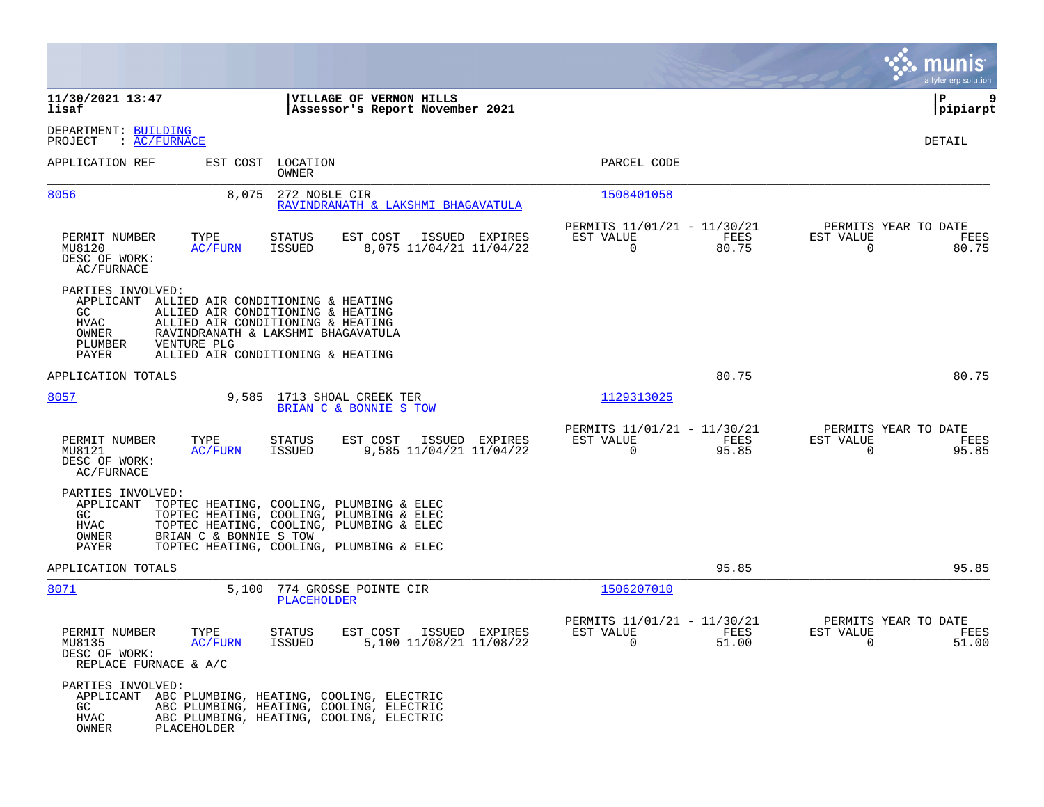**11/30/2021 13:47**
**lisaf**

**VILLAGE OF VERNON HILLS**
**Assessor's Report November 2021**

**pipiarpt**

DEPARTMENT: BUILDING
PROJECT : AC/FURNACE

DETAIL

| APPLICATION REF | EST COST | LOCATION / OWNER | PARCEL CODE |
|---|---|---|---|
| 8056 | 8,075 | 272 NOBLE CIR / RAVINDRANATH & LAKSHMI BHAGAVATULA | 1508401058 |

| PERMIT NUMBER | TYPE | STATUS | EST COST | ISSUED | EXPIRES | PERMITS 11/01/21 - 11/30/21 EST VALUE | FEES | PERMITS YEAR TO DATE EST VALUE | FEES |
|---|---|---|---|---|---|---|---|---|---|
| MU8120 | AC/FURN | ISSUED | 8,075 | 11/04/21 | 11/04/22 | 0 | 80.75 | 0 | 80.75 |

DESC OF WORK:
AC/FURNACE

PARTIES INVOLVED:
- APPLICANT ALLIED AIR CONDITIONING & HEATING
- GC ALLIED AIR CONDITIONING & HEATING
- HVAC ALLIED AIR CONDITIONING & HEATING
- OWNER RAVINDRANATH & LAKSHMI BHAGAVATULA
- PLUMBER VENTURE PLG
- PAYER ALLIED AIR CONDITIONING & HEATING

APPLICATION TOTALS 80.75 80.75

| APPLICATION REF | EST COST | LOCATION / OWNER | PARCEL CODE |
|---|---|---|---|
| 8057 | 9,585 | 1713 SHOAL CREEK TER / BRIAN C & BONNIE S TOW | 1129313025 |

| PERMIT NUMBER | TYPE | STATUS | EST COST | ISSUED | EXPIRES | PERMITS 11/01/21 - 11/30/21 EST VALUE | FEES | PERMITS YEAR TO DATE EST VALUE | FEES |
|---|---|---|---|---|---|---|---|---|---|
| MU8121 | AC/FURN | ISSUED | 9,585 | 11/04/21 | 11/04/22 | 0 | 95.85 | 0 | 95.85 |

DESC OF WORK:
AC/FURNACE

PARTIES INVOLVED:
- APPLICANT TOPTEC HEATING, COOLING, PLUMBING & ELEC
- GC TOPTEC HEATING, COOLING, PLUMBING & ELEC
- HVAC TOPTEC HEATING, COOLING, PLUMBING & ELEC
- OWNER BRIAN C & BONNIE S TOW
- PAYER TOPTEC HEATING, COOLING, PLUMBING & ELEC

APPLICATION TOTALS 95.85 95.85

| APPLICATION REF | EST COST | LOCATION / OWNER | PARCEL CODE |
|---|---|---|---|
| 8071 | 5,100 | 774 GROSSE POINTE CIR / PLACEHOLDER | 1506207010 |

| PERMIT NUMBER | TYPE | STATUS | EST COST | ISSUED | EXPIRES | PERMITS 11/01/21 - 11/30/21 EST VALUE | FEES | PERMITS YEAR TO DATE EST VALUE | FEES |
|---|---|---|---|---|---|---|---|---|---|
| MU8135 | AC/FURN | ISSUED | 5,100 | 11/08/21 | 11/08/22 | 0 | 51.00 | 0 | 51.00 |

DESC OF WORK:
REPLACE FURNACE & A/C

PARTIES INVOLVED:
- APPLICANT ABC PLUMBING, HEATING, COOLING, ELECTRIC
- GC ABC PLUMBING, HEATING, COOLING, ELECTRIC
- HVAC ABC PLUMBING, HEATING, COOLING, ELECTRIC
- OWNER PLACEHOLDER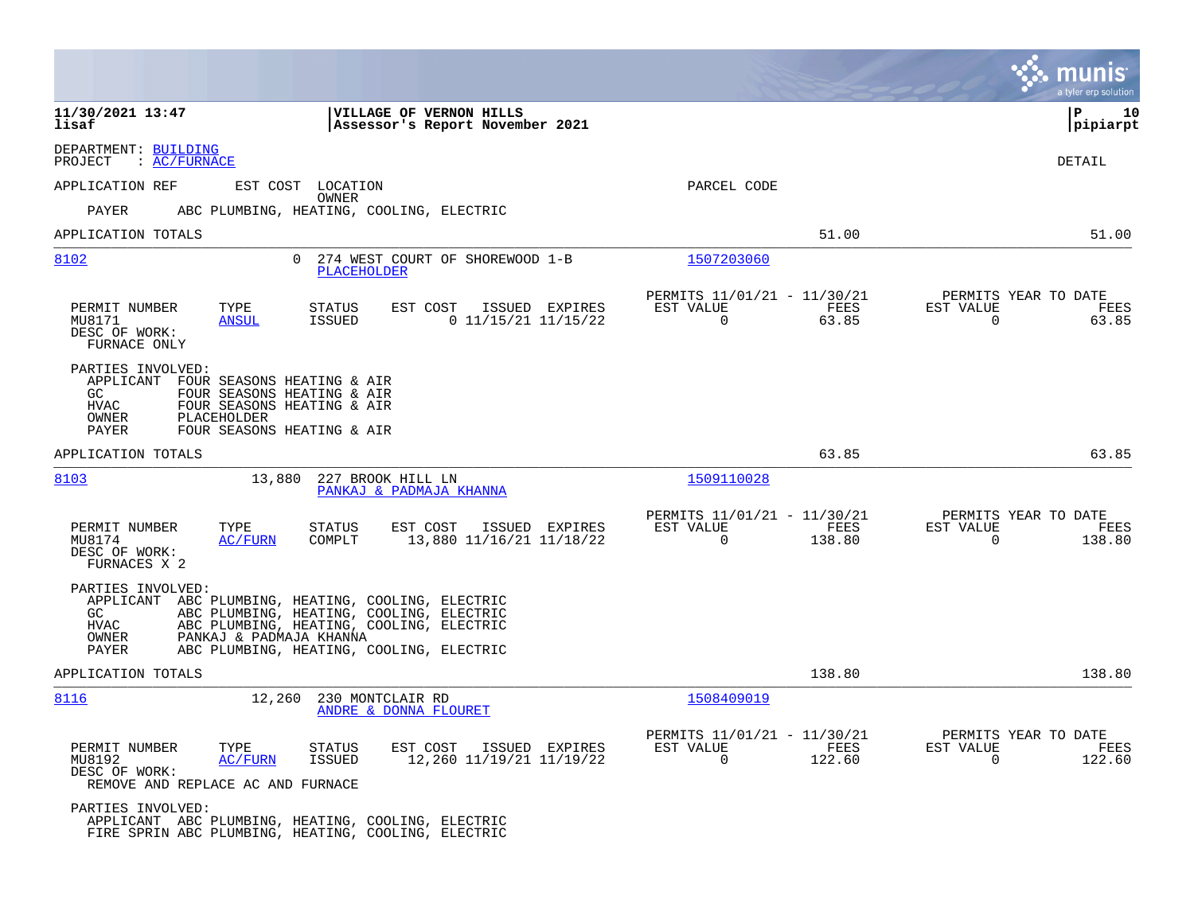**11/30/2021 13:47**
**lisaf**

**VILLAGE OF VERNON HILLS**
**Assessor's Report November 2021**

**P 10**
**pipiarpt**

DEPARTMENT: BUILDING
PROJECT : AC/FURNACE

DETAIL

APPLICATION REF EST COST LOCATION / OWNER PARCEL CODE

PAYER ABC PLUMBING, HEATING, COOLING, ELECTRIC

APPLICATION TOTALS 51.00 51.00

---

**8102** 0 274 WEST COURT OF SHOREWOOD 1-B — PLACEHOLDER — 1507203060

| PERMIT NUMBER | TYPE | STATUS | EST COST | ISSUED | EXPIRES | PERMITS 11/01/21 - 11/30/21 EST VALUE | FEES | PERMITS YEAR TO DATE EST VALUE | FEES |
|---|---|---|---|---|---|---|---|---|---|
| MU8171 | ANSUL | ISSUED | 0 | 11/15/21 | 11/15/22 | 0 | 63.85 | 0 | 63.85 |

DESC OF WORK:
FURNACE ONLY

PARTIES INVOLVED:
- APPLICANT FOUR SEASONS HEATING & AIR
- GC FOUR SEASONS HEATING & AIR
- HVAC FOUR SEASONS HEATING & AIR
- OWNER PLACEHOLDER
- PAYER FOUR SEASONS HEATING & AIR

APPLICATION TOTALS 63.85 63.85

---

**8103** 13,880 227 BROOK HILL LN — PANKAJ & PADMAJA KHANNA — 1509110028

| PERMIT NUMBER | TYPE | STATUS | EST COST | ISSUED | EXPIRES | PERMITS 11/01/21 - 11/30/21 EST VALUE | FEES | PERMITS YEAR TO DATE EST VALUE | FEES |
|---|---|---|---|---|---|---|---|---|---|
| MU8174 | AC/FURN | COMPLT | 13,880 | 11/16/21 | 11/18/22 | 0 | 138.80 | 0 | 138.80 |

DESC OF WORK:
FURNACES X 2

PARTIES INVOLVED:
- APPLICANT ABC PLUMBING, HEATING, COOLING, ELECTRIC
- GC ABC PLUMBING, HEATING, COOLING, ELECTRIC
- HVAC ABC PLUMBING, HEATING, COOLING, ELECTRIC
- OWNER PANKAJ & PADMAJA KHANNA
- PAYER ABC PLUMBING, HEATING, COOLING, ELECTRIC

APPLICATION TOTALS 138.80 138.80

---

**8116** 12,260 230 MONTCLAIR RD — ANDRE & DONNA FLOURET — 1508409019

| PERMIT NUMBER | TYPE | STATUS | EST COST | ISSUED | EXPIRES | PERMITS 11/01/21 - 11/30/21 EST VALUE | FEES | PERMITS YEAR TO DATE EST VALUE | FEES |
|---|---|---|---|---|---|---|---|---|---|
| MU8192 | AC/FURN | ISSUED | 12,260 | 11/19/21 | 11/19/22 | 0 | 122.60 | 0 | 122.60 |

DESC OF WORK:
REMOVE AND REPLACE AC AND FURNACE

PARTIES INVOLVED:
- APPLICANT ABC PLUMBING, HEATING, COOLING, ELECTRIC
- FIRE SPRIN ABC PLUMBING, HEATING, COOLING, ELECTRIC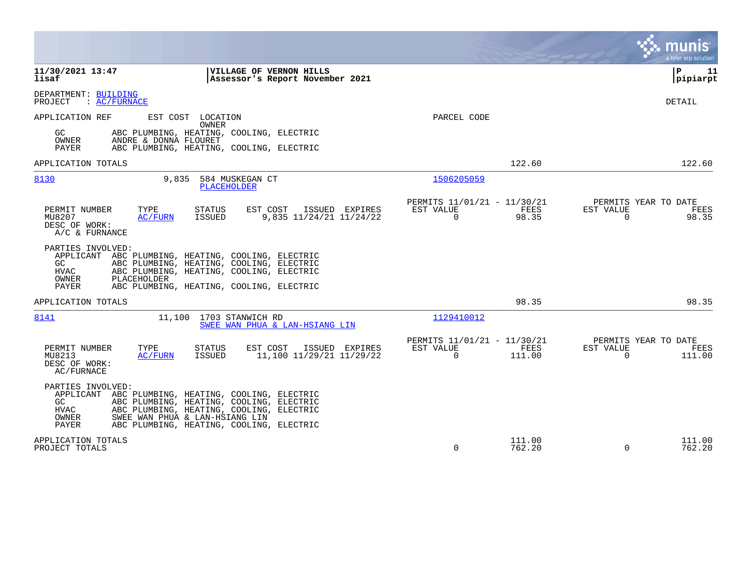**11/30/2021 13:47**
**lisaf**

**VILLAGE OF VERNON HILLS**
**Assessor's Report November 2021**

**P 11**
**pipiarpt**

DEPARTMENT: BUILDING
PROJECT : AC/FURNACE

DETAIL

APPLICATION REF | EST COST | LOCATION / OWNER | PARCEL CODE

GC ABC PLUMBING, HEATING, COOLING, ELECTRIC
OWNER ANDRE & DONNA FLOURET
PAYER ABC PLUMBING, HEATING, COOLING, ELECTRIC

APPLICATION TOTALS 122.60 122.60

---

**8130** 9,835 584 MUSKEGAN CT — PLACEHOLDER — 1506205059

| PERMIT NUMBER | TYPE | STATUS | EST COST | ISSUED | EXPIRES | PERMITS 11/01/21 - 11/30/21 EST VALUE | FEES | PERMITS YEAR TO DATE EST VALUE | FEES |
|---|---|---|---|---|---|---|---|---|---|
| MU8207 | AC/FURN | ISSUED | 9,835 | 11/24/21 | 11/24/22 | 0 | 98.35 | 0 | 98.35 |

DESC OF WORK:
A/C & FURNANCE

PARTIES INVOLVED:
APPLICANT ABC PLUMBING, HEATING, COOLING, ELECTRIC
GC ABC PLUMBING, HEATING, COOLING, ELECTRIC
HVAC ABC PLUMBING, HEATING, COOLING, ELECTRIC
OWNER PLACEHOLDER
PAYER ABC PLUMBING, HEATING, COOLING, ELECTRIC

APPLICATION TOTALS 98.35 98.35

---

**8141** 11,100 1703 STANWICH RD — SWEE WAN PHUA & LAN-HSIANG LIN — 1129410012

| PERMIT NUMBER | TYPE | STATUS | EST COST | ISSUED | EXPIRES | PERMITS 11/01/21 - 11/30/21 EST VALUE | FEES | PERMITS YEAR TO DATE EST VALUE | FEES |
|---|---|---|---|---|---|---|---|---|---|
| MU8213 | AC/FURN | ISSUED | 11,100 | 11/29/21 | 11/29/22 | 0 | 111.00 | 0 | 111.00 |

DESC OF WORK:
AC/FURNACE

PARTIES INVOLVED:
APPLICANT ABC PLUMBING, HEATING, COOLING, ELECTRIC
GC ABC PLUMBING, HEATING, COOLING, ELECTRIC
HVAC ABC PLUMBING, HEATING, COOLING, ELECTRIC
OWNER SWEE WAN PHUA & LAN-HSIANG LIN
PAYER ABC PLUMBING, HEATING, COOLING, ELECTRIC

| | EST VALUE | FEES | EST VALUE | FEES |
|---|---|---|---|---|
| APPLICATION TOTALS | | 111.00 | | 111.00 |
| PROJECT TOTALS | 0 | 762.20 | 0 | 762.20 |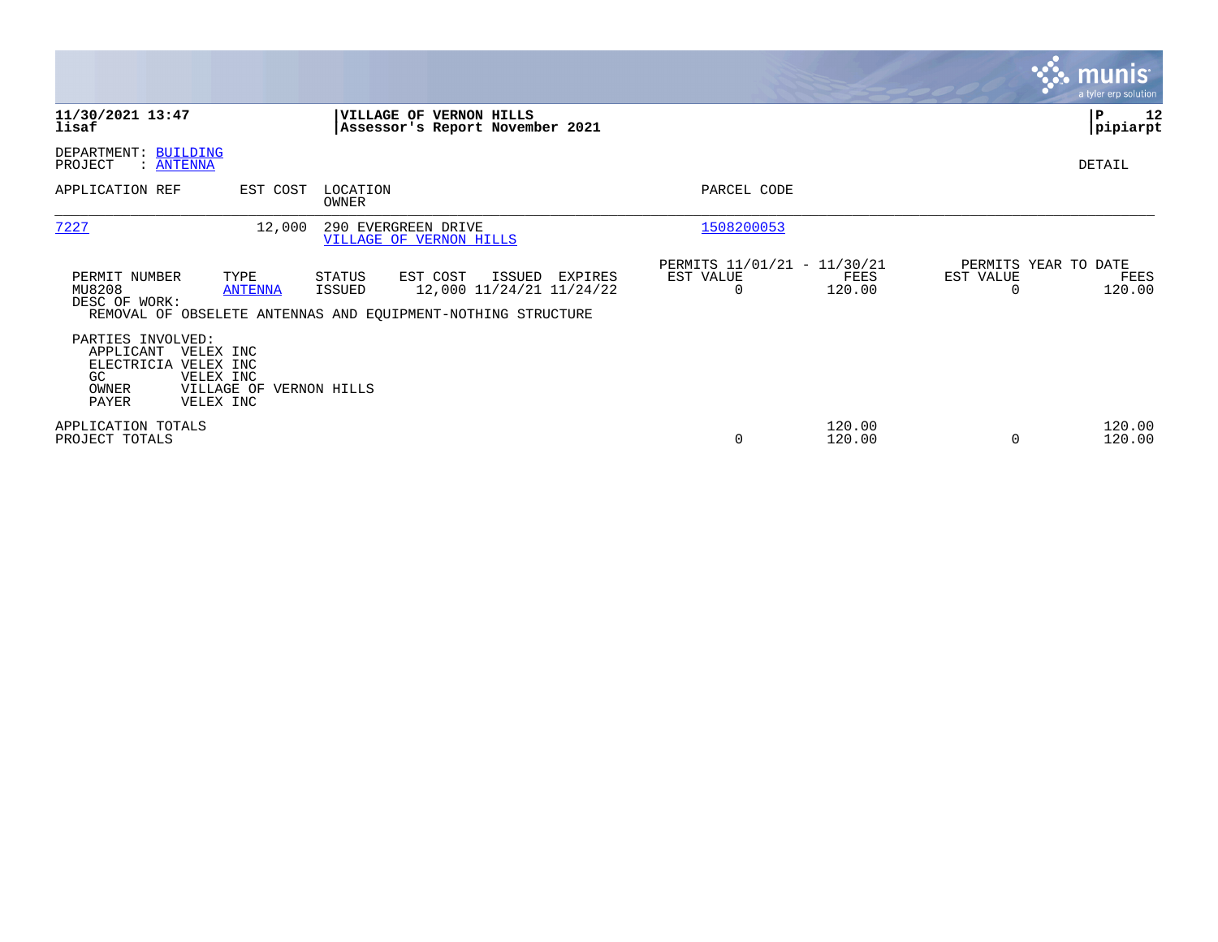**11/30/2021 13:47**
**lisaf**

**VILLAGE OF VERNON HILLS**
**Assessor's Report November 2021**

**P 12**
**pipiarpt**

DEPARTMENT: BUILDING
PROJECT : ANTENNA

DETAIL

| APPLICATION REF | EST COST | LOCATION / OWNER | PARCEL CODE |
|---|---|---|---|
| 7227 | 12,000 | 290 EVERGREEN DRIVE / VILLAGE OF VERNON HILLS | 1508200053 |

| PERMIT NUMBER | TYPE | STATUS | EST COST | ISSUED | EXPIRES | PERMITS 11/01/21 - 11/30/21 EST VALUE | FEES | PERMITS YEAR TO DATE EST VALUE | FEES |
|---|---|---|---|---|---|---|---|---|---|
| MU8208 | ANTENNA | ISSUED | 12,000 | 11/24/21 | 11/24/22 | 0 | 120.00 | 0 | 120.00 |

DESC OF WORK:
REMOVAL OF OBSELETE ANTENNAS AND EQUIPMENT-NOTHING STRUCTURE

PARTIES INVOLVED:

| | |
|---|---|
| APPLICANT | VELEX INC |
| ELECTRICIA | VELEX INC |
| GC | VELEX INC |
| OWNER | VILLAGE OF VERNON HILLS |
| PAYER | VELEX INC |

| | PERMITS 11/01/21 - 11/30/21 EST VALUE | FEES | PERMITS YEAR TO DATE EST VALUE | FEES |
|---|---|---|---|---|
| APPLICATION TOTALS | | 120.00 | | 120.00 |
| PROJECT TOTALS | 0 | 120.00 | 0 | 120.00 |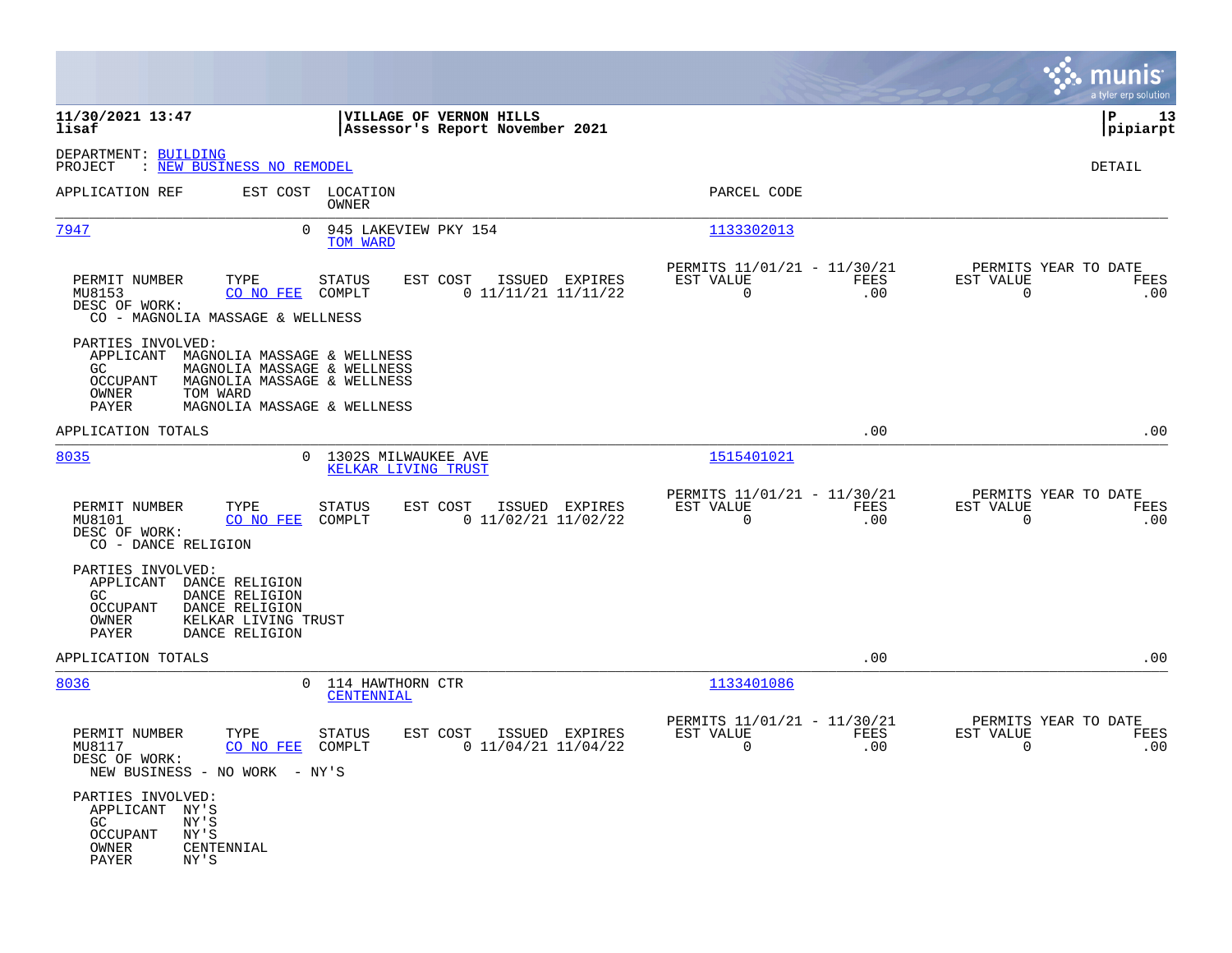**VILLAGE OF VERNON HILLS**
**Assessor's Report November 2021**

DEPARTMENT: BUILDING
PROJECT : NEW BUSINESS NO REMODEL

DETAIL

| APPLICATION REF | EST COST | LOCATION / OWNER | PARCEL CODE |
|---|---|---|---|
| 7947 | 0 | 945 LAKEVIEW PKY 154 / TOM WARD | 1133302013 |

| PERMIT NUMBER | TYPE | STATUS | EST COST | ISSUED | EXPIRES | PERMITS 11/01/21 - 11/30/21 EST VALUE | FEES | PERMITS YEAR TO DATE EST VALUE | FEES |
|---|---|---|---|---|---|---|---|---|---|
| MU8153 | CO NO FEE | COMPLT | 0 | 11/11/21 | 11/11/22 | 0 | .00 | 0 | .00 |

DESC OF WORK:
CO - MAGNOLIA MASSAGE & WELLNESS

PARTIES INVOLVED:
- APPLICANT MAGNOLIA MASSAGE & WELLNESS
- GC MAGNOLIA MASSAGE & WELLNESS
- OCCUPANT MAGNOLIA MASSAGE & WELLNESS
- OWNER TOM WARD
- PAYER MAGNOLIA MASSAGE & WELLNESS

APPLICATION TOTALS .00 .00

| APPLICATION REF | EST COST | LOCATION / OWNER | PARCEL CODE |
|---|---|---|---|
| 8035 | 0 | 1302S MILWAUKEE AVE / KELKAR LIVING TRUST | 1515401021 |

| PERMIT NUMBER | TYPE | STATUS | EST COST | ISSUED | EXPIRES | PERMITS 11/01/21 - 11/30/21 EST VALUE | FEES | PERMITS YEAR TO DATE EST VALUE | FEES |
|---|---|---|---|---|---|---|---|---|---|
| MU8101 | CO NO FEE | COMPLT | 0 | 11/02/21 | 11/02/22 | 0 | .00 | 0 | .00 |

DESC OF WORK:
CO - DANCE RELIGION

PARTIES INVOLVED:
- APPLICANT DANCE RELIGION
- GC DANCE RELIGION
- OCCUPANT DANCE RELIGION
- OWNER KELKAR LIVING TRUST
- PAYER DANCE RELIGION

APPLICATION TOTALS .00 .00

| APPLICATION REF | EST COST | LOCATION / OWNER | PARCEL CODE |
|---|---|---|---|
| 8036 | 0 | 114 HAWTHORN CTR / CENTENNIAL | 1133401086 |

| PERMIT NUMBER | TYPE | STATUS | EST COST | ISSUED | EXPIRES | PERMITS 11/01/21 - 11/30/21 EST VALUE | FEES | PERMITS YEAR TO DATE EST VALUE | FEES |
|---|---|---|---|---|---|---|---|---|---|
| MU8117 | CO NO FEE | COMPLT | 0 | 11/04/21 | 11/04/22 | 0 | .00 | 0 | .00 |

DESC OF WORK:
NEW BUSINESS - NO WORK - NY'S

PARTIES INVOLVED:
- APPLICANT NY'S
- GC NY'S
- OCCUPANT NY'S
- OWNER CENTENNIAL
- PAYER NY'S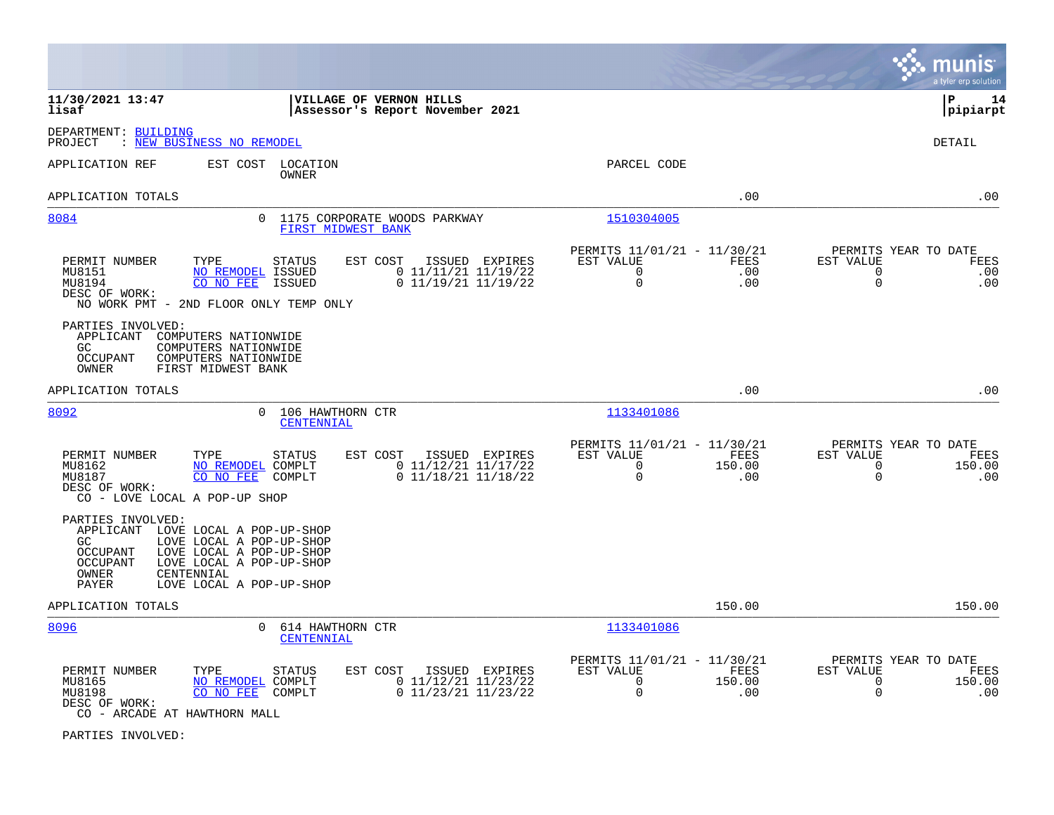DEPARTMENT: BUILDING
PROJECT : NEW BUSINESS NO REMODEL

DETAIL

| APPLICATION REF | EST COST | LOCATION / OWNER | PARCEL CODE | | |
|---|---|---|---|---|---|
| APPLICATION TOTALS | | | | .00 | .00 |

**8084** — 0 — 1175 CORPORATE WOODS PARKWAY — FIRST MIDWEST BANK — Parcel: 1510304005

| PERMIT NUMBER | TYPE | STATUS | EST COST | ISSUED | EXPIRES | PERMITS 11/01/21 - 11/30/21 EST VALUE | FEES | PERMITS YEAR TO DATE EST VALUE | FEES |
|---|---|---|---|---|---|---|---|---|---|
| MU8151 | NO REMODEL | ISSUED | 0 | 11/11/21 | 11/19/22 | 0 | .00 | 0 | .00 |
| MU8194 | CO NO FEE | ISSUED | 0 | 11/19/21 | 11/19/22 | 0 | .00 | 0 | .00 |

DESC OF WORK:
NO WORK PMT - 2ND FLOOR ONLY TEMP ONLY

PARTIES INVOLVED:
- APPLICANT COMPUTERS NATIONWIDE
- GC COMPUTERS NATIONWIDE
- OCCUPANT COMPUTERS NATIONWIDE
- OWNER FIRST MIDWEST BANK

APPLICATION TOTALS .00 .00

**8092** — 0 — 106 HAWTHORN CTR — CENTENNIAL — Parcel: 1133401086

| PERMIT NUMBER | TYPE | STATUS | EST COST | ISSUED | EXPIRES | PERMITS 11/01/21 - 11/30/21 EST VALUE | FEES | PERMITS YEAR TO DATE EST VALUE | FEES |
|---|---|---|---|---|---|---|---|---|---|
| MU8162 | NO REMODEL | COMPLT | 0 | 11/12/21 | 11/17/22 | 0 | 150.00 | 0 | 150.00 |
| MU8187 | CO NO FEE | COMPLT | 0 | 11/18/21 | 11/18/22 | 0 | .00 | 0 | .00 |

DESC OF WORK:
CO - LOVE LOCAL A POP-UP SHOP

PARTIES INVOLVED:
- APPLICANT LOVE LOCAL A POP-UP-SHOP
- GC LOVE LOCAL A POP-UP-SHOP
- OCCUPANT LOVE LOCAL A POP-UP-SHOP
- OCCUPANT LOVE LOCAL A POP-UP-SHOP
- OWNER CENTENNIAL
- PAYER LOVE LOCAL A POP-UP-SHOP

APPLICATION TOTALS 150.00 150.00

**8096** — 0 — 614 HAWTHORN CTR — CENTENNIAL — Parcel: 1133401086

| PERMIT NUMBER | TYPE | STATUS | EST COST | ISSUED | EXPIRES | PERMITS 11/01/21 - 11/30/21 EST VALUE | FEES | PERMITS YEAR TO DATE EST VALUE | FEES |
|---|---|---|---|---|---|---|---|---|---|
| MU8165 | NO REMODEL | COMPLT | 0 | 11/12/21 | 11/23/22 | 0 | 150.00 | 0 | 150.00 |
| MU8198 | CO NO FEE | COMPLT | 0 | 11/23/21 | 11/23/22 | 0 | .00 | 0 | .00 |

DESC OF WORK:
CO - ARCADE AT HAWTHORN MALL

PARTIES INVOLVED: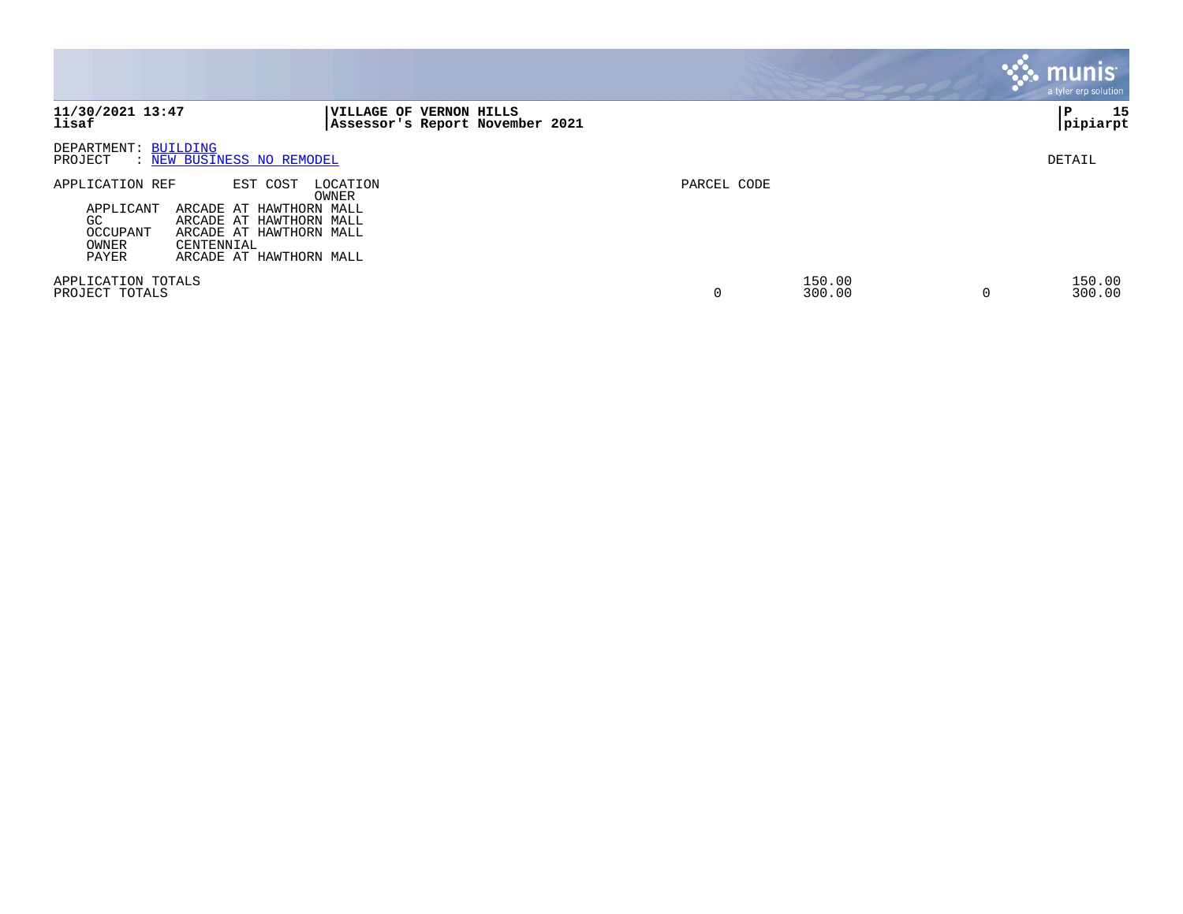**VILLAGE OF VERNON HILLS**
**Assessor's Report November 2021**

DEPARTMENT: BUILDING
PROJECT : NEW BUSINESS NO REMODEL

DETAIL

| APPLICATION REF | EST COST | LOCATION / OWNER | PARCEL CODE | | | |
|---|---|---|---|---|---|---|
| APPLICANT ARCADE AT HAWTHORN MALL | | | | | | |
| GC ARCADE AT HAWTHORN MALL | | | | | | |
| OCCUPANT ARCADE AT HAWTHORN MALL | | | | | | |
| OWNER CENTENNIAL | | | | | | |
| PAYER ARCADE AT HAWTHORN MALL | | | | | | |
| APPLICATION TOTALS | | | | 150.00 | | 150.00 |
| PROJECT TOTALS | | | 0 | 300.00 | 0 | 300.00 |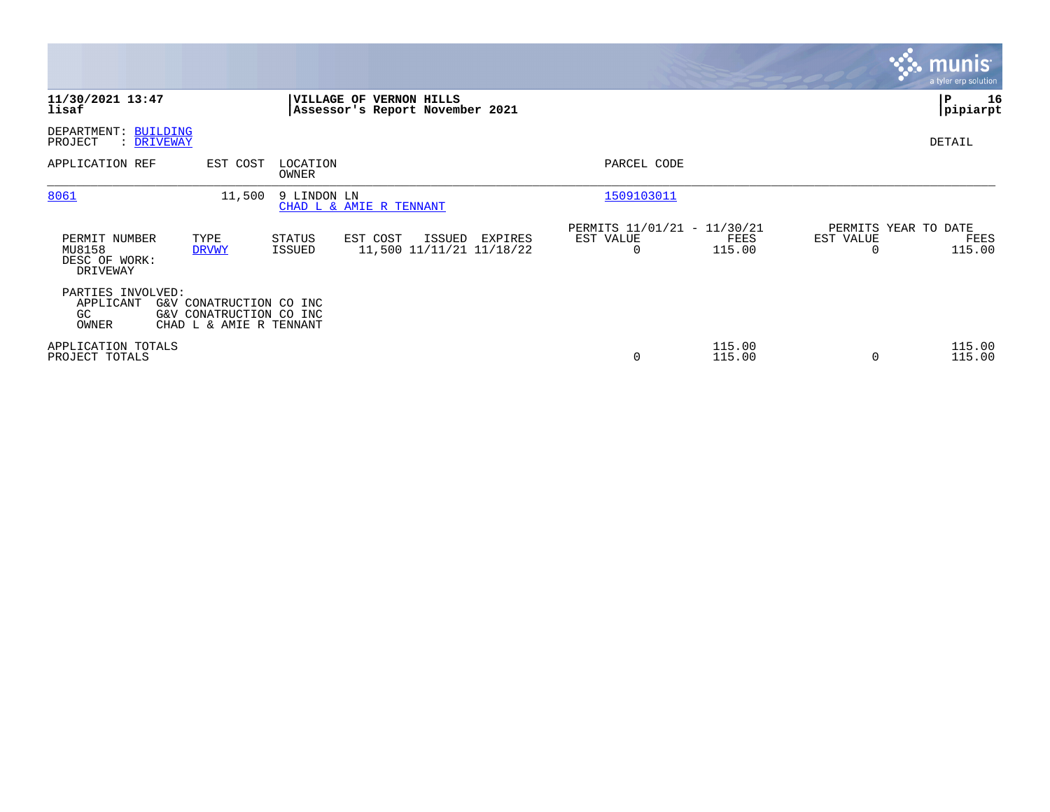**11/30/2021 13:47**
**lisaf**

**VILLAGE OF VERNON HILLS**
**Assessor's Report November 2021**

**P 16**
**pipiarpt**

DEPARTMENT: BUILDING
PROJECT : DRIVEWAY

DETAIL

| APPLICATION REF | EST COST | LOCATION / OWNER | PARCEL CODE |
|---|---|---|---|
| 8061 | 11,500 | 9 LINDON LN / CHAD L & AMIE R TENNANT | 1509103011 |

| PERMIT NUMBER | TYPE | STATUS | EST COST | ISSUED | EXPIRES | PERMITS 11/01/21 - 11/30/21 EST VALUE | FEES | PERMITS YEAR TO DATE EST VALUE | FEES |
|---|---|---|---|---|---|---|---|---|---|
| MU8158 | DRVWY | ISSUED | 11,500 | 11/11/21 | 11/18/22 | 0 | 115.00 | 0 | 115.00 |

DESC OF WORK:
DRIVEWAY

PARTIES INVOLVED:

| | |
|---|---|
| APPLICANT | G&V CONATRUCTION CO INC |
| GC | G&V CONATRUCTION CO INC |
| OWNER | CHAD L & AMIE R TENNANT |

| | EST VALUE | FEES | EST VALUE | FEES |
|---|---|---|---|---|
| APPLICATION TOTALS | | 115.00 | | 115.00 |
| PROJECT TOTALS | 0 | 115.00 | 0 | 115.00 |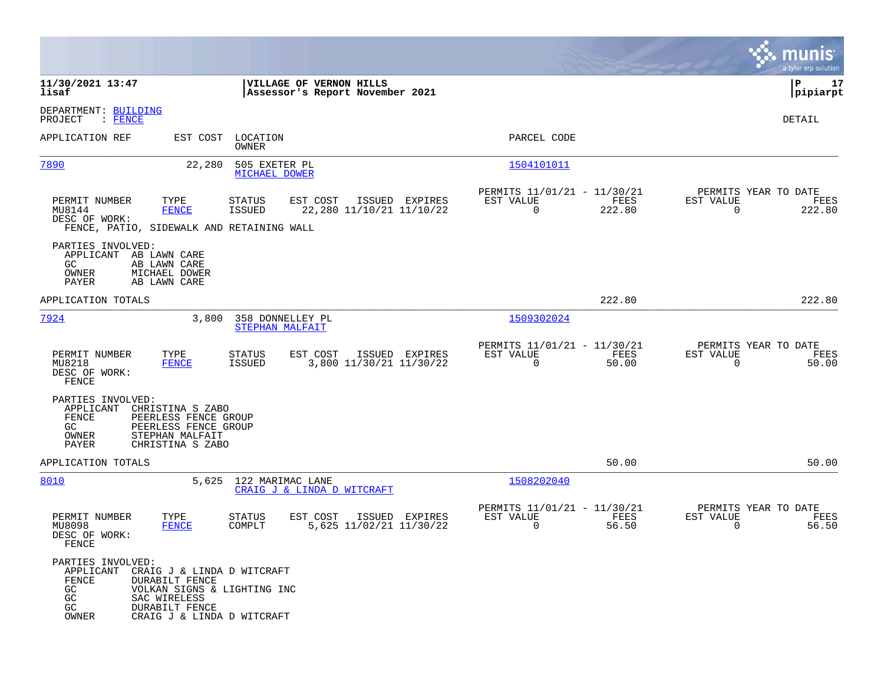**11/30/2021 13:47**
**lisaf**

**VILLAGE OF VERNON HILLS**
**Assessor's Report November 2021**

**P 17**
**pipiarpt**

DEPARTMENT: BUILDING
PROJECT : FENCE

DETAIL

| APPLICATION REF | EST COST | LOCATION / OWNER | PARCEL CODE |
|---|---|---|---|
| 7890 | 22,280 | 505 EXETER PL / MICHAEL DOWER | 1504101011 |

| PERMIT NUMBER | TYPE | STATUS | EST COST | ISSUED | EXPIRES | PERMITS 11/01/21 - 11/30/21 EST VALUE | FEES | PERMITS YEAR TO DATE EST VALUE | FEES |
|---|---|---|---|---|---|---|---|---|---|
| MU8144 | FENCE | ISSUED | 22,280 | 11/10/21 | 11/10/22 | 0 | 222.80 | 0 | 222.80 |

DESC OF WORK:
FENCE, PATIO, SIDEWALK AND RETAINING WALL

PARTIES INVOLVED:
- APPLICANT AB LAWN CARE
- GC AB LAWN CARE
- OWNER MICHAEL DOWER
- PAYER AB LAWN CARE

APPLICATION TOTALS — 222.80 — 222.80

| APPLICATION REF | EST COST | LOCATION / OWNER | PARCEL CODE |
|---|---|---|---|
| 7924 | 3,800 | 358 DONNELLEY PL / STEPHAN MALFAIT | 1509302024 |

| PERMIT NUMBER | TYPE | STATUS | EST COST | ISSUED | EXPIRES | PERMITS 11/01/21 - 11/30/21 EST VALUE | FEES | PERMITS YEAR TO DATE EST VALUE | FEES |
|---|---|---|---|---|---|---|---|---|---|
| MU8218 | FENCE | ISSUED | 3,800 | 11/30/21 | 11/30/22 | 0 | 50.00 | 0 | 50.00 |

DESC OF WORK:
FENCE

PARTIES INVOLVED:
- APPLICANT CHRISTINA S ZABO
- FENCE PEERLESS FENCE GROUP
- GC PEERLESS FENCE GROUP
- OWNER STEPHAN MALFAIT
- PAYER CHRISTINA S ZABO

APPLICATION TOTALS — 50.00 — 50.00

| APPLICATION REF | EST COST | LOCATION / OWNER | PARCEL CODE |
|---|---|---|---|
| 8010 | 5,625 | 122 MARIMAC LANE / CRAIG J & LINDA D WITCRAFT | 1508202040 |

| PERMIT NUMBER | TYPE | STATUS | EST COST | ISSUED | EXPIRES | PERMITS 11/01/21 - 11/30/21 EST VALUE | FEES | PERMITS YEAR TO DATE EST VALUE | FEES |
|---|---|---|---|---|---|---|---|---|---|
| MU8098 | FENCE | COMPLT | 5,625 | 11/02/21 | 11/30/22 | 0 | 56.50 | 0 | 56.50 |

DESC OF WORK:
FENCE

PARTIES INVOLVED:
- APPLICANT CRAIG J & LINDA D WITCRAFT
- FENCE DURABILT FENCE
- GC VOLKAN SIGNS & LIGHTING INC
- GC SAC WIRELESS
- GC DURABILT FENCE
- OWNER CRAIG J & LINDA D WITCRAFT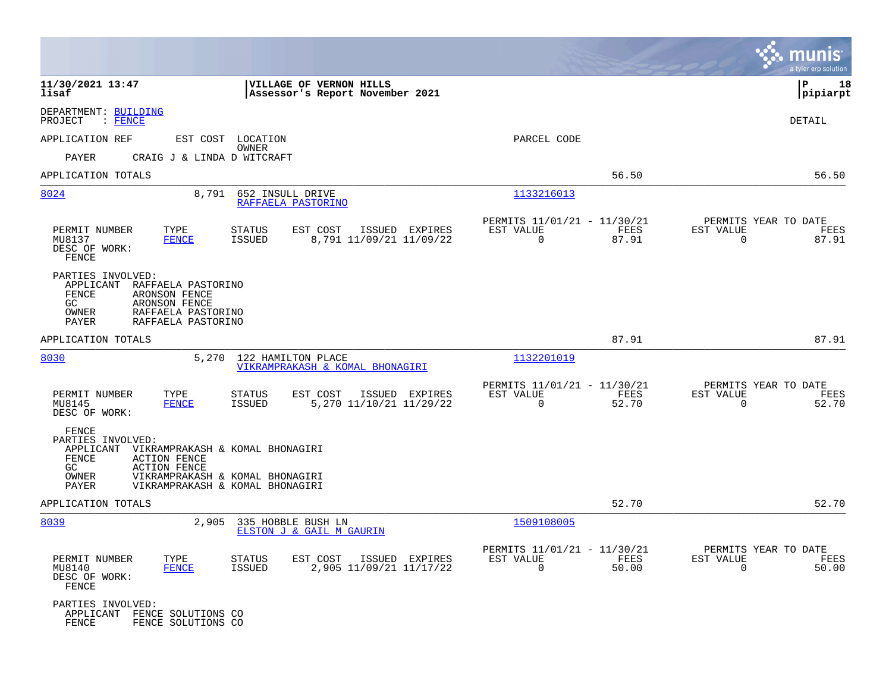**11/30/2021 13:47** | **VILLAGE OF VERNON HILLS** | **P 18**
**lisaf** | **Assessor's Report November 2021** | **pipiarpt**

DEPARTMENT: BUILDING
PROJECT : FENCE

DETAIL

| APPLICATION REF | EST COST | LOCATION / OWNER | PARCEL CODE |
|---|---|---|---|

PAYER CRAIG J & LINDA D WITCRAFT

APPLICATION TOTALS 56.50 56.50

---

**8024** 8,791 652 INSULL DRIVE — RAFFAELA PASTORINO — Parcel Code: 1133216013

| PERMIT NUMBER | TYPE | STATUS | EST COST | ISSUED | EXPIRES | PERMITS 11/01/21 - 11/30/21 EST VALUE | FEES | PERMITS YEAR TO DATE EST VALUE | FEES |
|---|---|---|---|---|---|---|---|---|---|
| MU8137 | FENCE | ISSUED | 8,791 | 11/09/21 | 11/09/22 | 0 | 87.91 | 0 | 87.91 |

DESC OF WORK:
FENCE

PARTIES INVOLVED:
- APPLICANT RAFFAELA PASTORINO
- FENCE ARONSON FENCE
- GC ARONSON FENCE
- OWNER RAFFAELA PASTORINO
- PAYER RAFFAELA PASTORINO

APPLICATION TOTALS 87.91 87.91

---

**8030** 5,270 122 HAMILTON PLACE — VIKRAMPRAKASH & KOMAL BHONAGIRI — Parcel Code: 1132201019

| PERMIT NUMBER | TYPE | STATUS | EST COST | ISSUED | EXPIRES | PERMITS 11/01/21 - 11/30/21 EST VALUE | FEES | PERMITS YEAR TO DATE EST VALUE | FEES |
|---|---|---|---|---|---|---|---|---|---|
| MU8145 | FENCE | ISSUED | 5,270 | 11/10/21 | 11/29/22 | 0 | 52.70 | 0 | 52.70 |

DESC OF WORK:
FENCE

PARTIES INVOLVED:
- APPLICANT VIKRAMPRAKASH & KOMAL BHONAGIRI
- FENCE ACTION FENCE
- GC ACTION FENCE
- OWNER VIKRAMPRAKASH & KOMAL BHONAGIRI
- PAYER VIKRAMPRAKASH & KOMAL BHONAGIRI

APPLICATION TOTALS 52.70 52.70

---

**8039** 2,905 335 HOBBLE BUSH LN — ELSTON J & GAIL M GAURIN — Parcel Code: 1509108005

| PERMIT NUMBER | TYPE | STATUS | EST COST | ISSUED | EXPIRES | PERMITS 11/01/21 - 11/30/21 EST VALUE | FEES | PERMITS YEAR TO DATE EST VALUE | FEES |
|---|---|---|---|---|---|---|---|---|---|
| MU8140 | FENCE | ISSUED | 2,905 | 11/09/21 | 11/17/22 | 0 | 50.00 | 0 | 50.00 |

DESC OF WORK:
FENCE

PARTIES INVOLVED:
- APPLICANT FENCE SOLUTIONS CO
- FENCE FENCE SOLUTIONS CO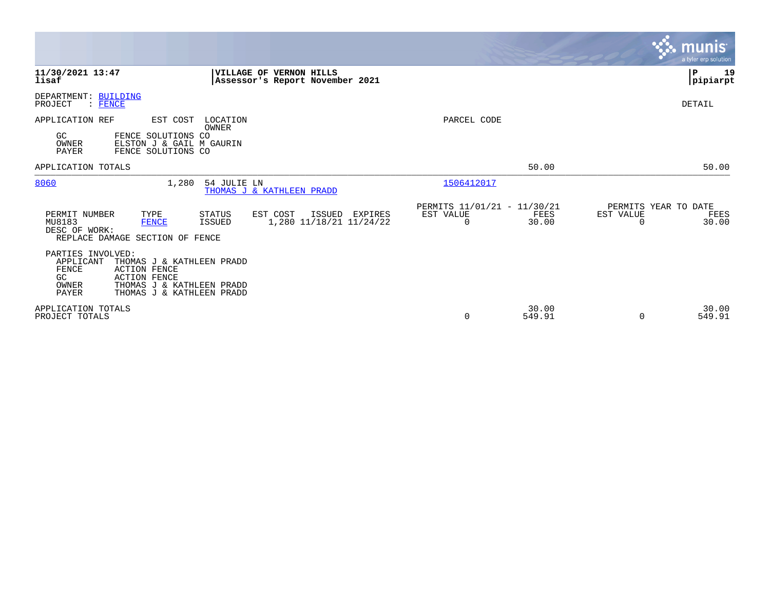**VILLAGE OF VERNON HILLS**
**Assessor's Report November 2021**

DEPARTMENT: BUILDING
PROJECT : FENCE

DETAIL

| APPLICATION REF | EST COST | LOCATION / OWNER | | PARCEL CODE | | |
|---|---|---|---|---|---|---|

GC FENCE SOLUTIONS CO
OWNER ELSTON J & GAIL M GAURIN
PAYER FENCE SOLUTIONS CO

APPLICATION TOTALS 50.00 50.00

---

| APPLICATION REF | EST COST | LOCATION | PARCEL CODE |
|---|---|---|---|
| 8060 | 1,280 | 54 JULIE LN / THOMAS J & KATHLEEN PRADD | 1506412017 |

| PERMIT NUMBER | TYPE | STATUS | EST COST | ISSUED | EXPIRES | PERMITS 11/01/21 - 11/30/21 EST VALUE | FEES | PERMITS YEAR TO DATE EST VALUE | FEES |
|---|---|---|---|---|---|---|---|---|---|
| MU8183 | FENCE | ISSUED | 1,280 | 11/18/21 | 11/24/22 | 0 | 30.00 | 0 | 30.00 |

DESC OF WORK:
REPLACE DAMAGE SECTION OF FENCE

PARTIES INVOLVED:
APPLICANT THOMAS J & KATHLEEN PRADD
FENCE ACTION FENCE
GC ACTION FENCE
OWNER THOMAS J & KATHLEEN PRADD
PAYER THOMAS J & KATHLEEN PRADD

| | EST VALUE | FEES | EST VALUE | FEES |
|---|---|---|---|---|
| APPLICATION TOTALS | | 30.00 | | 30.00 |
| PROJECT TOTALS | 0 | 549.91 | 0 | 549.91 |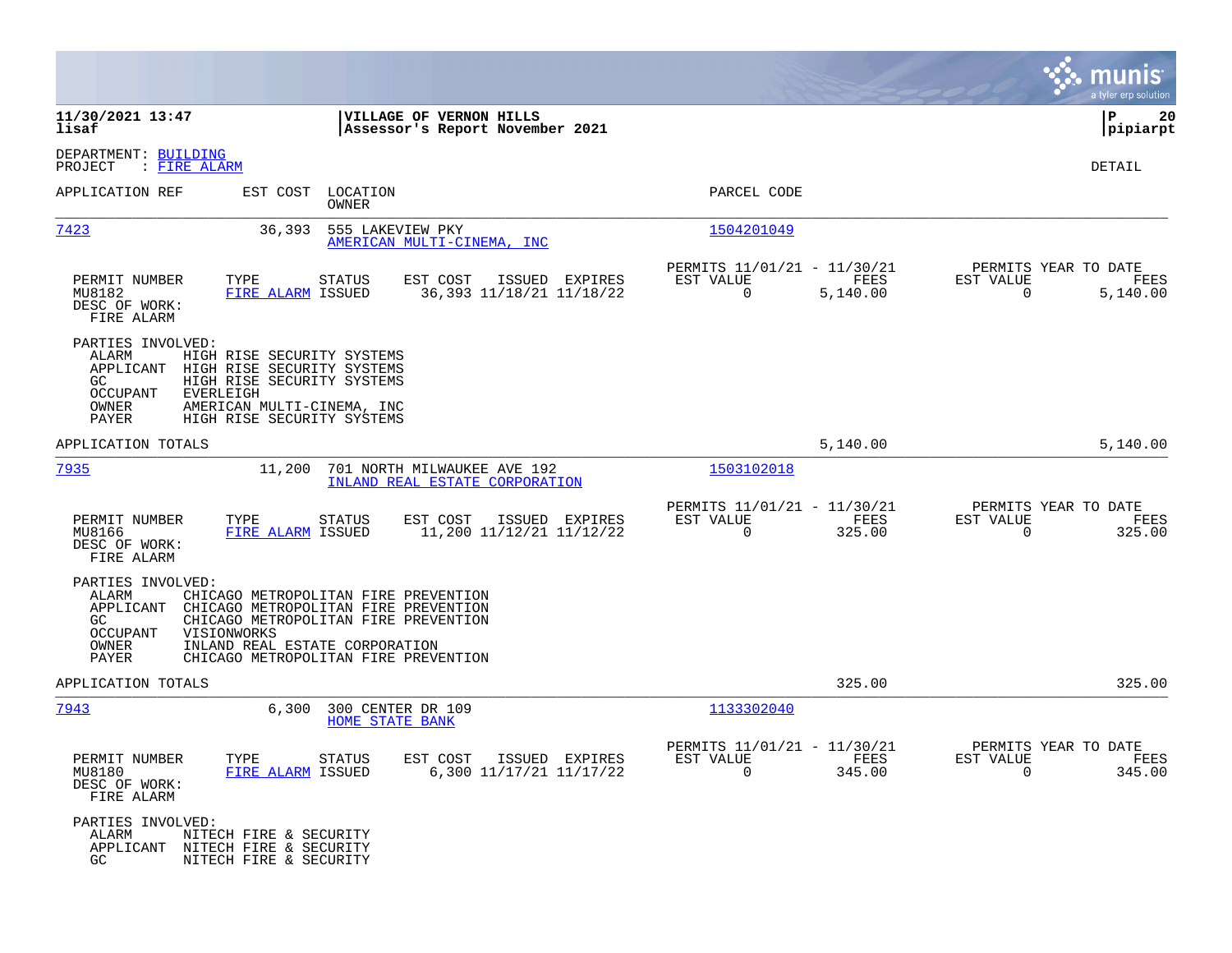**11/30/2021 13:47** | **VILLAGE OF VERNON HILLS** | **P 20**
**lisaf** | **Assessor's Report November 2021** | **pipiarpt**

DEPARTMENT: BUILDING
PROJECT : FIRE ALARM

DETAIL

| APPLICATION REF | EST COST | LOCATION / OWNER | PARCEL CODE |
|---|---|---|---|
| 7423 | 36,393 | 555 LAKEVIEW PKY / AMERICAN MULTI-CINEMA, INC | 1504201049 |

| PERMIT NUMBER | TYPE | STATUS | EST COST | ISSUED | EXPIRES | PERMITS 11/01/21 - 11/30/21 EST VALUE | FEES | PERMITS YEAR TO DATE EST VALUE | FEES |
|---|---|---|---|---|---|---|---|---|---|
| MU8182 | FIRE ALARM | ISSUED | 36,393 | 11/18/21 | 11/18/22 | 0 | 5,140.00 | 0 | 5,140.00 |

DESC OF WORK:
FIRE ALARM

PARTIES INVOLVED:
- ALARM HIGH RISE SECURITY SYSTEMS
- APPLICANT HIGH RISE SECURITY SYSTEMS
- GC HIGH RISE SECURITY SYSTEMS
- OCCUPANT EVERLEIGH
- OWNER AMERICAN MULTI-CINEMA, INC
- PAYER HIGH RISE SECURITY SYSTEMS

APPLICATION TOTALS: 5,140.00 | 5,140.00

| APPLICATION REF | EST COST | LOCATION / OWNER | PARCEL CODE |
|---|---|---|---|
| 7935 | 11,200 | 701 NORTH MILWAUKEE AVE 192 / INLAND REAL ESTATE CORPORATION | 1503102018 |

| PERMIT NUMBER | TYPE | STATUS | EST COST | ISSUED | EXPIRES | PERMITS 11/01/21 - 11/30/21 EST VALUE | FEES | PERMITS YEAR TO DATE EST VALUE | FEES |
|---|---|---|---|---|---|---|---|---|---|
| MU8166 | FIRE ALARM | ISSUED | 11,200 | 11/12/21 | 11/12/22 | 0 | 325.00 | 0 | 325.00 |

DESC OF WORK:
FIRE ALARM

PARTIES INVOLVED:
- ALARM CHICAGO METROPOLITAN FIRE PREVENTION
- APPLICANT CHICAGO METROPOLITAN FIRE PREVENTION
- GC CHICAGO METROPOLITAN FIRE PREVENTION
- OCCUPANT VISIONWORKS
- OWNER INLAND REAL ESTATE CORPORATION
- PAYER CHICAGO METROPOLITAN FIRE PREVENTION

APPLICATION TOTALS: 325.00 | 325.00

| APPLICATION REF | EST COST | LOCATION / OWNER | PARCEL CODE |
|---|---|---|---|
| 7943 | 6,300 | 300 CENTER DR 109 / HOME STATE BANK | 1133302040 |

| PERMIT NUMBER | TYPE | STATUS | EST COST | ISSUED | EXPIRES | PERMITS 11/01/21 - 11/30/21 EST VALUE | FEES | PERMITS YEAR TO DATE EST VALUE | FEES |
|---|---|---|---|---|---|---|---|---|---|
| MU8180 | FIRE ALARM | ISSUED | 6,300 | 11/17/21 | 11/17/22 | 0 | 345.00 | 0 | 345.00 |

DESC OF WORK:
FIRE ALARM

PARTIES INVOLVED:
- ALARM NITECH FIRE & SECURITY
- APPLICANT NITECH FIRE & SECURITY
- GC NITECH FIRE & SECURITY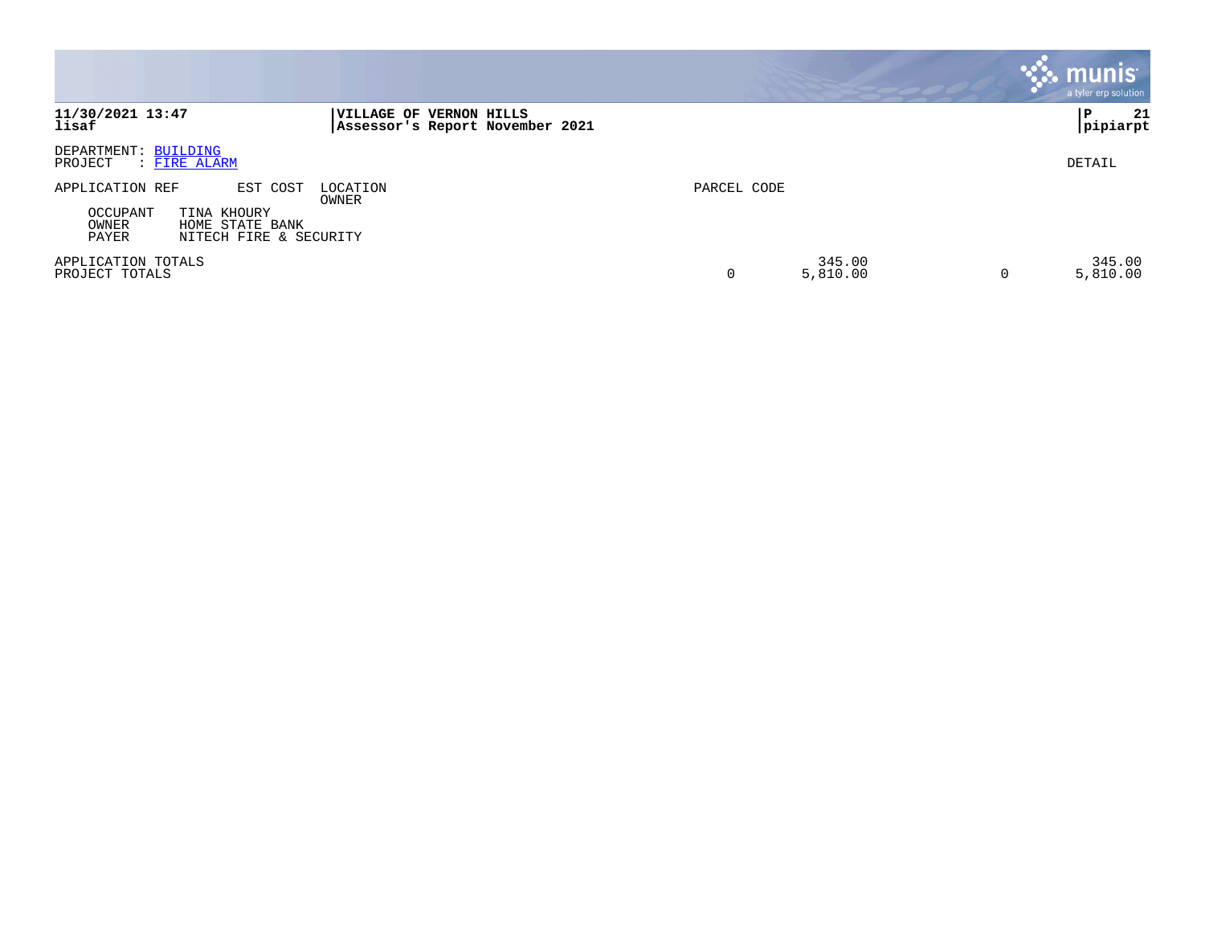**11/30/2021 13:47**
**lisaf**

**VILLAGE OF VERNON HILLS**
**Assessor's Report November 2021**

**P 21**
**pipiarpt**

DEPARTMENT: BUILDING
PROJECT : FIRE ALARM

DETAIL

| APPLICATION REF | EST COST | LOCATION / OWNER | PARCEL CODE | | | |
|---|---|---|---|---|---|---|
| OCCUPANT | TINA KHOURY | | | | | |
| OWNER | HOME STATE BANK | | | | | |
| PAYER | NITECH FIRE & SECURITY | | | | | |
| APPLICATION TOTALS | | | | 345.00 | | 345.00 |
| PROJECT TOTALS | | | 0 | 5,810.00 | 0 | 5,810.00 |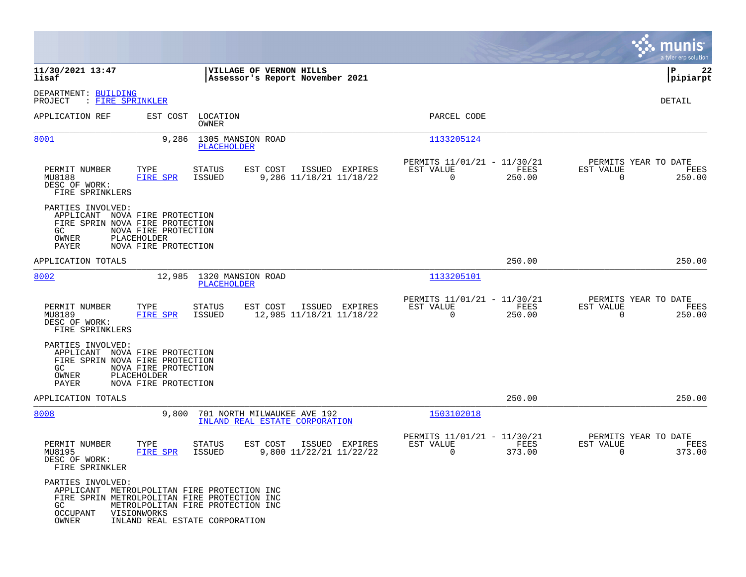**11/30/2021 13:47**
**lisaf**

**VILLAGE OF VERNON HILLS**
**Assessor's Report November 2021**

**pipiarpt**

DEPARTMENT: BUILDING
PROJECT : FIRE SPRINKLER

DETAIL

| APPLICATION REF | EST COST | LOCATION / OWNER | PARCEL CODE |
|---|---|---|---|
| 8001 | 9,286 | 1305 MANSION ROAD / PLACEHOLDER | 1133205124 |

| PERMIT NUMBER | TYPE | STATUS | EST COST | ISSUED | EXPIRES | PERMITS 11/01/21 - 11/30/21 EST VALUE | FEES | PERMITS YEAR TO DATE EST VALUE | FEES |
|---|---|---|---|---|---|---|---|---|---|
| MU8188 | FIRE SPR | ISSUED | 9,286 | 11/18/21 | 11/18/22 | 0 | 250.00 | 0 | 250.00 |

DESC OF WORK:
FIRE SPRINKLERS

PARTIES INVOLVED:
APPLICANT NOVA FIRE PROTECTION
FIRE SPRIN NOVA FIRE PROTECTION
GC NOVA FIRE PROTECTION
OWNER PLACEHOLDER
PAYER NOVA FIRE PROTECTION

APPLICATION TOTALS 250.00 250.00

| APPLICATION REF | EST COST | LOCATION / OWNER | PARCEL CODE |
|---|---|---|---|
| 8002 | 12,985 | 1320 MANSION ROAD / PLACEHOLDER | 1133205101 |

| PERMIT NUMBER | TYPE | STATUS | EST COST | ISSUED | EXPIRES | PERMITS 11/01/21 - 11/30/21 EST VALUE | FEES | PERMITS YEAR TO DATE EST VALUE | FEES |
|---|---|---|---|---|---|---|---|---|---|
| MU8189 | FIRE SPR | ISSUED | 12,985 | 11/18/21 | 11/18/22 | 0 | 250.00 | 0 | 250.00 |

DESC OF WORK:
FIRE SPRINKLERS

PARTIES INVOLVED:
APPLICANT NOVA FIRE PROTECTION
FIRE SPRIN NOVA FIRE PROTECTION
GC NOVA FIRE PROTECTION
OWNER PLACEHOLDER
PAYER NOVA FIRE PROTECTION

APPLICATION TOTALS 250.00 250.00

| APPLICATION REF | EST COST | LOCATION / OWNER | PARCEL CODE |
|---|---|---|---|
| 8008 | 9,800 | 701 NORTH MILWAUKEE AVE 192 / INLAND REAL ESTATE CORPORATION | 1503102018 |

| PERMIT NUMBER | TYPE | STATUS | EST COST | ISSUED | EXPIRES | PERMITS 11/01/21 - 11/30/21 EST VALUE | FEES | PERMITS YEAR TO DATE EST VALUE | FEES |
|---|---|---|---|---|---|---|---|---|---|
| MU8195 | FIRE SPR | ISSUED | 9,800 | 11/22/21 | 11/22/22 | 0 | 373.00 | 0 | 373.00 |

DESC OF WORK:
FIRE SPRINKLER

PARTIES INVOLVED:
APPLICANT METROLPOLITAN FIRE PROTECTION INC
FIRE SPRIN METROLPOLITAN FIRE PROTECTION INC
GC METROLPOLITAN FIRE PROTECTION INC
OCCUPANT VISIONWORKS
OWNER INLAND REAL ESTATE CORPORATION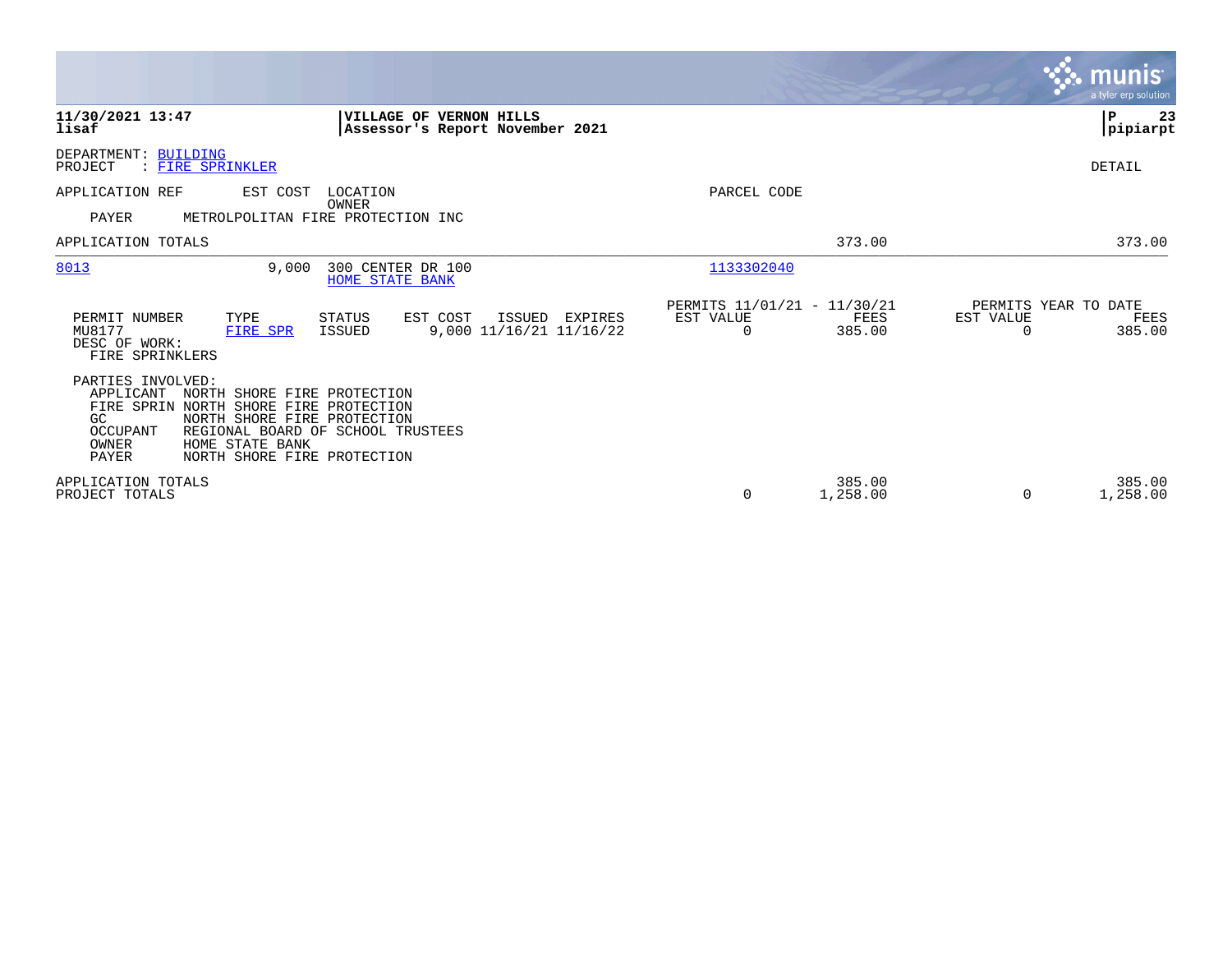**11/30/2021 13:47**
**lisaf**

**VILLAGE OF VERNON HILLS**
**Assessor's Report November 2021**

**P 23**
**pipiarpt**

DEPARTMENT: BUILDING
PROJECT : FIRE SPRINKLER

DETAIL

| APPLICATION REF | EST COST | LOCATION / OWNER | PARCEL CODE | | |
|---|---|---|---|---|---|
| PAYER | METROLPOLITAN FIRE PROTECTION INC | | | | |
| APPLICATION TOTALS | | | | 373.00 | 373.00 |
| 8013 | 9,000 | 300 CENTER DR 100 / HOME STATE BANK | 1133302040 | | |

| PERMIT NUMBER | TYPE | STATUS | EST COST | ISSUED | EXPIRES | PERMITS 11/01/21 - 11/30/21 EST VALUE | FEES | PERMITS YEAR TO DATE EST VALUE | FEES |
|---|---|---|---|---|---|---|---|---|---|
| MU8177 | FIRE SPR | ISSUED | 9,000 | 11/16/21 | 11/16/22 | 0 | 385.00 | 0 | 385.00 |

DESC OF WORK:
FIRE SPRINKLERS

PARTIES INVOLVED:

| | |
|---|---|
| APPLICANT | NORTH SHORE FIRE PROTECTION |
| FIRE SPRIN | NORTH SHORE FIRE PROTECTION |
| GC | NORTH SHORE FIRE PROTECTION |
| OCCUPANT | REGIONAL BOARD OF SCHOOL TRUSTEES |
| OWNER | HOME STATE BANK |
| PAYER | NORTH SHORE FIRE PROTECTION |

| | EST VALUE | FEES | EST VALUE | FEES |
|---|---|---|---|---|
| APPLICATION TOTALS | | 385.00 | | 385.00 |
| PROJECT TOTALS | 0 | 1,258.00 | 0 | 1,258.00 |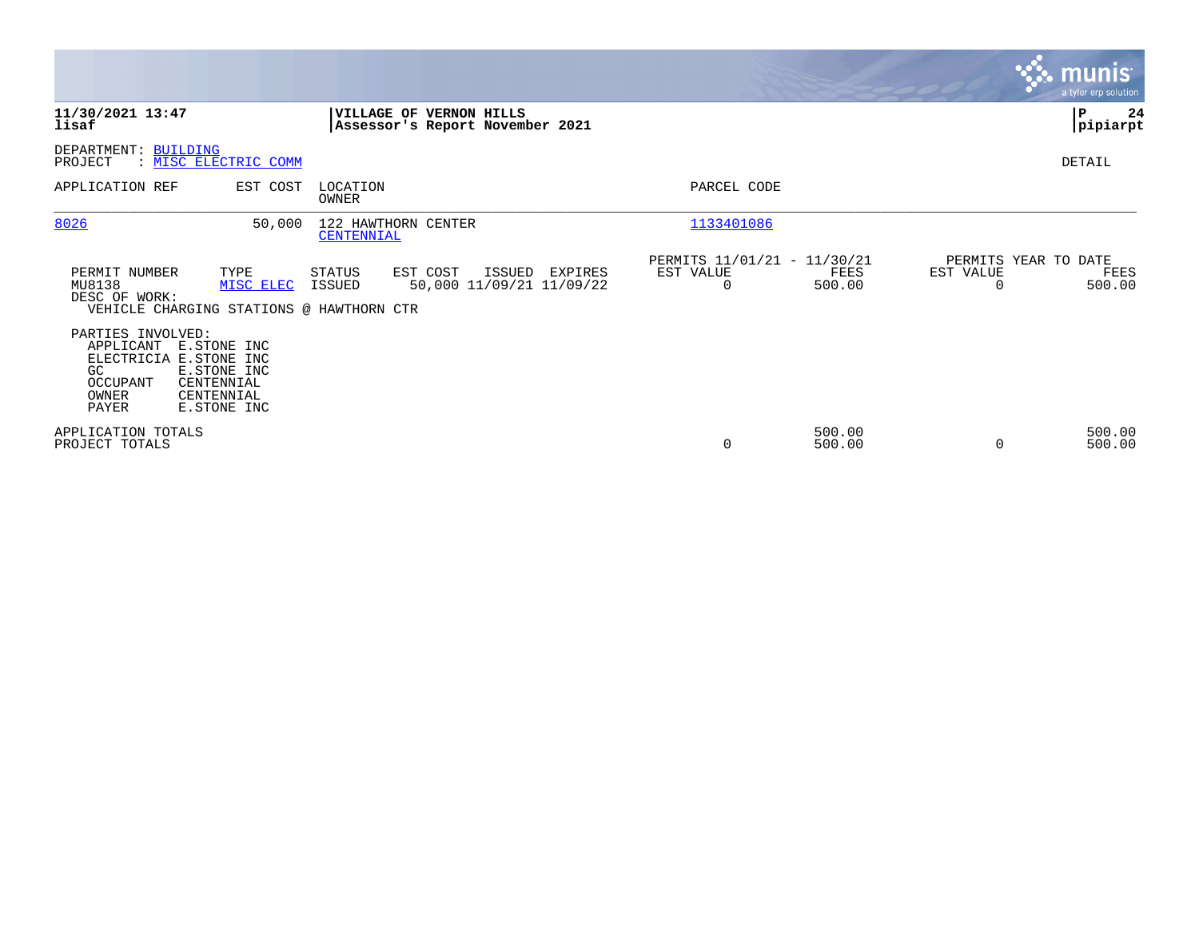**11/30/2021 13:47**
**lisaf**

**VILLAGE OF VERNON HILLS**
**Assessor's Report November 2021**

**P 24**
**pipiarpt**

DEPARTMENT: BUILDING
PROJECT : MISC ELECTRIC COMM

DETAIL

| APPLICATION REF | EST COST | LOCATION OWNER | PARCEL CODE |
|---|---|---|---|
| 8026 | 50,000 | 122 HAWTHORN CENTER CENTENNIAL | 1133401086 |

| PERMIT NUMBER | TYPE | STATUS | EST COST | ISSUED | EXPIRES | PERMITS 11/01/21 - 11/30/21 EST VALUE | FEES | PERMITS YEAR TO DATE EST VALUE | FEES |
|---|---|---|---|---|---|---|---|---|---|
| MU8138 | MISC ELEC | ISSUED | 50,000 | 11/09/21 | 11/09/22 | 0 | 500.00 | 0 | 500.00 |

DESC OF WORK:
VEHICLE CHARGING STATIONS @ HAWTHORN CTR

PARTIES INVOLVED:

| | |
|---|---|
| APPLICANT | E.STONE INC |
| ELECTRICIA | E.STONE INC |
| GC | E.STONE INC |
| OCCUPANT | CENTENNIAL |
| OWNER | CENTENNIAL |
| PAYER | E.STONE INC |

| | EST VALUE | FEES | EST VALUE | FEES |
|---|---|---|---|---|
| APPLICATION TOTALS | | 500.00 | | 500.00 |
| PROJECT TOTALS | 0 | 500.00 | 0 | 500.00 |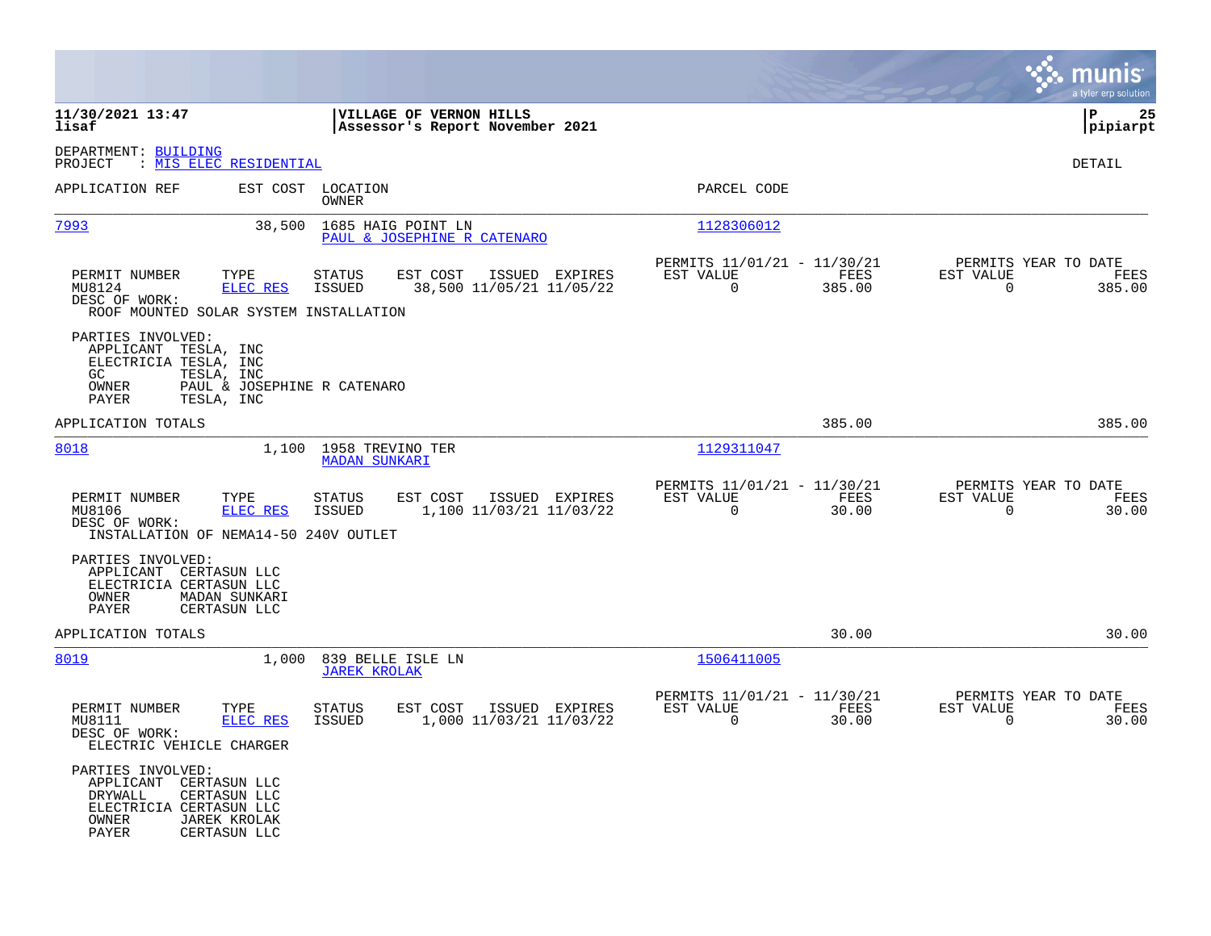**VILLAGE OF VERNON HILLS**
**Assessor's Report November 2021**

11/30/2021 13:47
lisaf

pipiarpt

DEPARTMENT: BUILDING
PROJECT : MIS ELEC RESIDENTIAL

DETAIL

| APPLICATION REF | EST COST | LOCATION / OWNER | PARCEL CODE |
|---|---|---|---|
| 7993 | 38,500 | 1685 HAIG POINT LN / PAUL & JOSEPHINE R CATENARO | 1128306012 |

| PERMIT NUMBER | TYPE | STATUS | EST COST | ISSUED | EXPIRES | PERMITS 11/01/21 - 11/30/21 EST VALUE | FEES | PERMITS YEAR TO DATE EST VALUE | FEES |
|---|---|---|---|---|---|---|---|---|---|
| MU8124 | ELEC RES | ISSUED | 38,500 | 11/05/21 | 11/05/22 | 0 | 385.00 | 0 | 385.00 |

DESC OF WORK:
ROOF MOUNTED SOLAR SYSTEM INSTALLATION

PARTIES INVOLVED:
- APPLICANT TESLA, INC
- ELECTRICIA TESLA, INC
- GC TESLA, INC
- OWNER PAUL & JOSEPHINE R CATENARO
- PAYER TESLA, INC

APPLICATION TOTALS: 385.00 | 385.00

| APPLICATION REF | EST COST | LOCATION / OWNER | PARCEL CODE |
|---|---|---|---|
| 8018 | 1,100 | 1958 TREVINO TER / MADAN SUNKARI | 1129311047 |

| PERMIT NUMBER | TYPE | STATUS | EST COST | ISSUED | EXPIRES | PERMITS 11/01/21 - 11/30/21 EST VALUE | FEES | PERMITS YEAR TO DATE EST VALUE | FEES |
|---|---|---|---|---|---|---|---|---|---|
| MU8106 | ELEC RES | ISSUED | 1,100 | 11/03/21 | 11/03/22 | 0 | 30.00 | 0 | 30.00 |

DESC OF WORK:
INSTALLATION OF NEMA14-50 240V OUTLET

PARTIES INVOLVED:
- APPLICANT CERTASUN LLC
- ELECTRICIA CERTASUN LLC
- OWNER MADAN SUNKARI
- PAYER CERTASUN LLC

APPLICATION TOTALS: 30.00 | 30.00

| APPLICATION REF | EST COST | LOCATION / OWNER | PARCEL CODE |
|---|---|---|---|
| 8019 | 1,000 | 839 BELLE ISLE LN / JAREK KROLAK | 1506411005 |

| PERMIT NUMBER | TYPE | STATUS | EST COST | ISSUED | EXPIRES | PERMITS 11/01/21 - 11/30/21 EST VALUE | FEES | PERMITS YEAR TO DATE EST VALUE | FEES |
|---|---|---|---|---|---|---|---|---|---|
| MU8111 | ELEC RES | ISSUED | 1,000 | 11/03/21 | 11/03/22 | 0 | 30.00 | 0 | 30.00 |

DESC OF WORK:
ELECTRIC VEHICLE CHARGER

PARTIES INVOLVED:
- APPLICANT CERTASUN LLC
- DRYWALL CERTASUN LLC
- ELECTRICIA CERTASUN LLC
- OWNER JAREK KROLAK
- PAYER CERTASUN LLC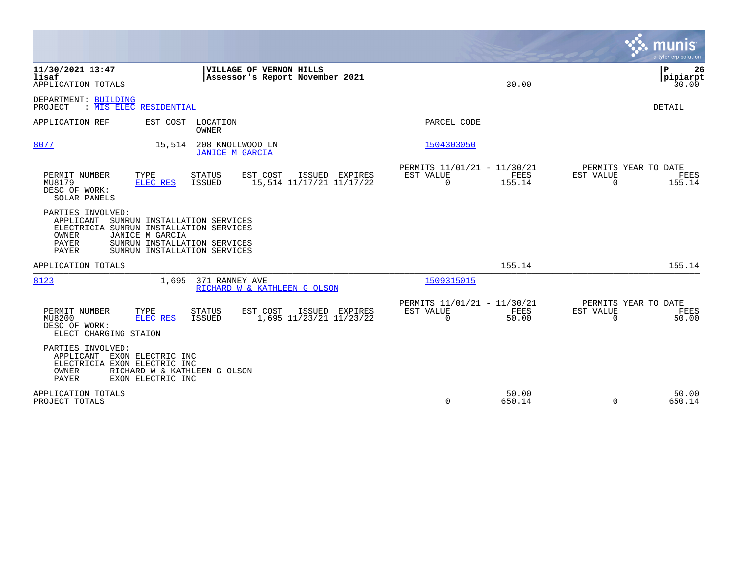**11/30/2021 13:47**
**lisaf**
APPLICATION TOTALS

**VILLAGE OF VERNON HILLS**
**Assessor's Report November 2021**

30.00

P 26
pipiarpt
30.00

DEPARTMENT: BUILDING
PROJECT : MIS ELEC RESIDENTIAL

DETAIL

| APPLICATION REF | EST COST | LOCATION / OWNER | PARCEL CODE |
|---|---|---|---|
| 8077 | 15,514 | 208 KNOLLWOOD LN / JANICE M GARCIA | 1504303050 |

| PERMIT NUMBER | TYPE | STATUS | EST COST | ISSUED | EXPIRES | PERMITS 11/01/21 - 11/30/21 EST VALUE | FEES | PERMITS YEAR TO DATE EST VALUE | FEES |
|---|---|---|---|---|---|---|---|---|---|
| MU8179 | ELEC RES | ISSUED | 15,514 | 11/17/21 | 11/17/22 | 0 | 155.14 | 0 | 155.14 |

DESC OF WORK:
SOLAR PANELS

PARTIES INVOLVED:
APPLICANT SUNRUN INSTALLATION SERVICES
ELECTRICIA SUNRUN INSTALLATION SERVICES
OWNER JANICE M GARCIA
PAYER SUNRUN INSTALLATION SERVICES
PAYER SUNRUN INSTALLATION SERVICES

APPLICATION TOTALS 155.14 155.14

| APPLICATION REF | EST COST | LOCATION / OWNER | PARCEL CODE |
|---|---|---|---|
| 8123 | 1,695 | 371 RANNEY AVE / RICHARD W & KATHLEEN G OLSON | 1509315015 |

| PERMIT NUMBER | TYPE | STATUS | EST COST | ISSUED | EXPIRES | PERMITS 11/01/21 - 11/30/21 EST VALUE | FEES | PERMITS YEAR TO DATE EST VALUE | FEES |
|---|---|---|---|---|---|---|---|---|---|
| MU8200 | ELEC RES | ISSUED | 1,695 | 11/23/21 | 11/23/22 | 0 | 50.00 | 0 | 50.00 |

DESC OF WORK:
ELECT CHARGING STAION

PARTIES INVOLVED:
APPLICANT EXON ELECTRIC INC
ELECTRICIA EXON ELECTRIC INC
OWNER RICHARD W & KATHLEEN G OLSON
PAYER EXON ELECTRIC INC

| | EST VALUE | FEES | EST VALUE | FEES |
|---|---|---|---|---|
| APPLICATION TOTALS | | 50.00 | | 50.00 |
| PROJECT TOTALS | 0 | 650.14 | 0 | 650.14 |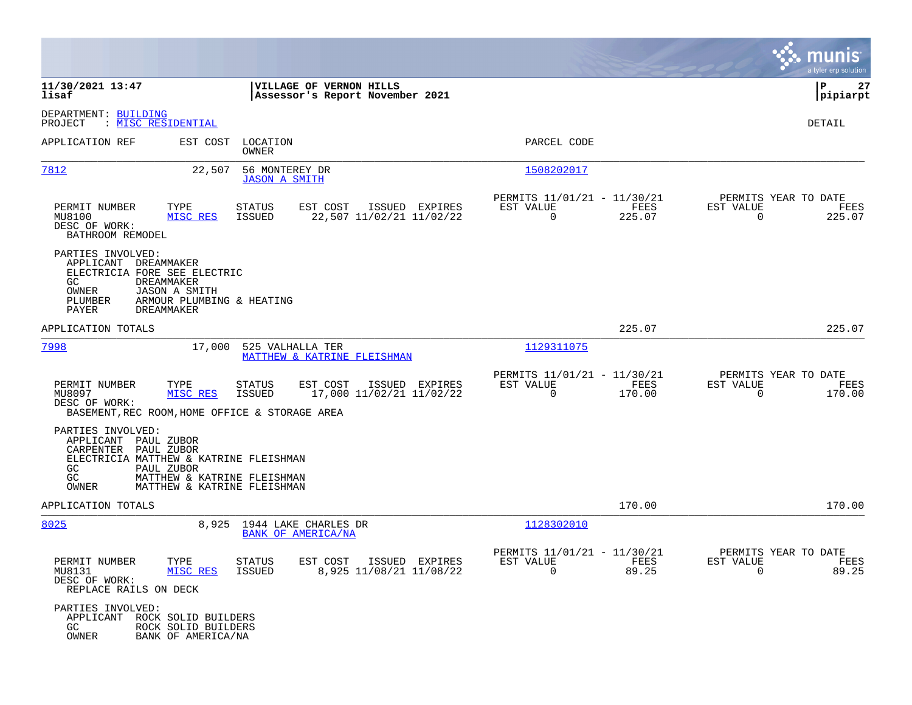**11/30/2021 13:47** | **VILLAGE OF VERNON HILLS** | **P 27**
**lisaf** | **Assessor's Report November 2021** | **pipiarpt**

DEPARTMENT: BUILDING
PROJECT : MISC RESIDENTIAL

DETAIL

| APPLICATION REF | EST COST | LOCATION / OWNER | PARCEL CODE |
|---|---|---|---|
| 7812 | 22,507 | 56 MONTEREY DR / JASON A SMITH | 1508202017 |

| PERMIT NUMBER | TYPE | STATUS | EST COST | ISSUED | EXPIRES | PERMITS 11/01/21 - 11/30/21 EST VALUE | FEES | PERMITS YEAR TO DATE EST VALUE | FEES |
|---|---|---|---|---|---|---|---|---|---|
| MU8100 | MISC RES | ISSUED | 22,507 | 11/02/21 | 11/02/22 | 0 | 225.07 | 0 | 225.07 |

DESC OF WORK:
BATHROOM REMODEL

PARTIES INVOLVED:
- APPLICANT DREAMMAKER
- ELECTRICIA FORE SEE ELECTRIC
- GC DREAMMAKER
- OWNER JASON A SMITH
- PLUMBER ARMOUR PLUMBING & HEATING
- PAYER DREAMMAKER

APPLICATION TOTALS: 225.07 | 225.07

| APPLICATION REF | EST COST | LOCATION / OWNER | PARCEL CODE |
|---|---|---|---|
| 7998 | 17,000 | 525 VALHALLA TER / MATTHEW & KATRINE FLEISHMAN | 1129311075 |

| PERMIT NUMBER | TYPE | STATUS | EST COST | ISSUED | EXPIRES | PERMITS 11/01/21 - 11/30/21 EST VALUE | FEES | PERMITS YEAR TO DATE EST VALUE | FEES |
|---|---|---|---|---|---|---|---|---|---|
| MU8097 | MISC RES | ISSUED | 17,000 | 11/02/21 | 11/02/22 | 0 | 170.00 | 0 | 170.00 |

DESC OF WORK:
BASEMENT,REC ROOM,HOME OFFICE & STORAGE AREA

PARTIES INVOLVED:
- APPLICANT PAUL ZUBOR
- CARPENTER PAUL ZUBOR
- ELECTRICIA MATTHEW & KATRINE FLEISHMAN
- GC PAUL ZUBOR
- GC MATTHEW & KATRINE FLEISHMAN
- OWNER MATTHEW & KATRINE FLEISHMAN

APPLICATION TOTALS: 170.00 | 170.00

| APPLICATION REF | EST COST | LOCATION / OWNER | PARCEL CODE |
|---|---|---|---|
| 8025 | 8,925 | 1944 LAKE CHARLES DR / BANK OF AMERICA/NA | 1128302010 |

| PERMIT NUMBER | TYPE | STATUS | EST COST | ISSUED | EXPIRES | PERMITS 11/01/21 - 11/30/21 EST VALUE | FEES | PERMITS YEAR TO DATE EST VALUE | FEES |
|---|---|---|---|---|---|---|---|---|---|
| MU8131 | MISC RES | ISSUED | 8,925 | 11/08/21 | 11/08/22 | 0 | 89.25 | 0 | 89.25 |

DESC OF WORK:
REPLACE RAILS ON DECK

PARTIES INVOLVED:
- APPLICANT ROCK SOLID BUILDERS
- GC ROCK SOLID BUILDERS
- OWNER BANK OF AMERICA/NA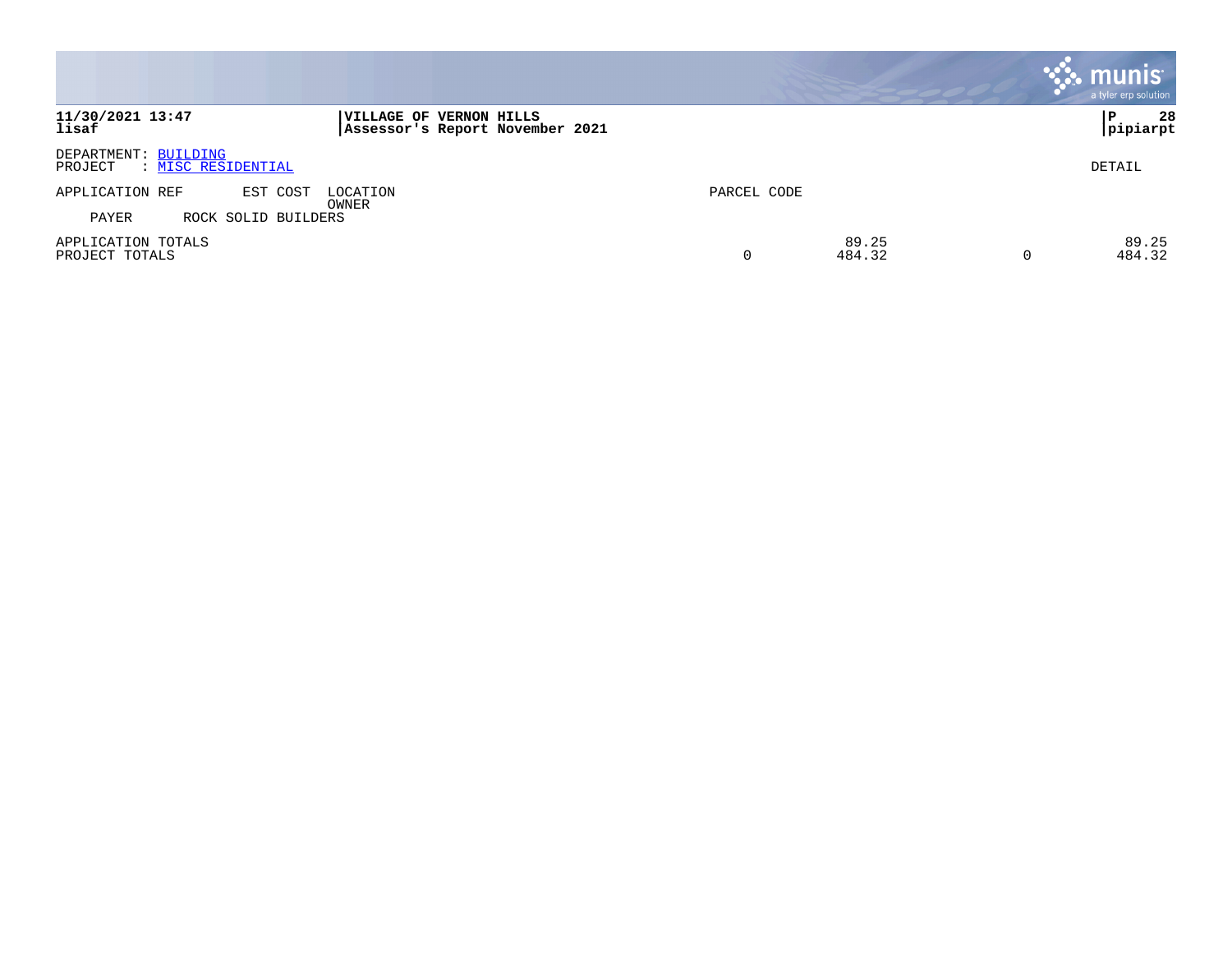DEPARTMENT: BUILDING
PROJECT : MISC RESIDENTIAL

DETAIL

| APPLICATION REF | EST COST | LOCATION / OWNER | PARCEL CODE | | | |
|---|---|---|---|---|---|---|
| PAYER | ROCK SOLID BUILDERS | | | | | |
| APPLICATION TOTALS | | | | 89.25 | | 89.25 |
| PROJECT TOTALS | | | 0 | 484.32 | 0 | 484.32 |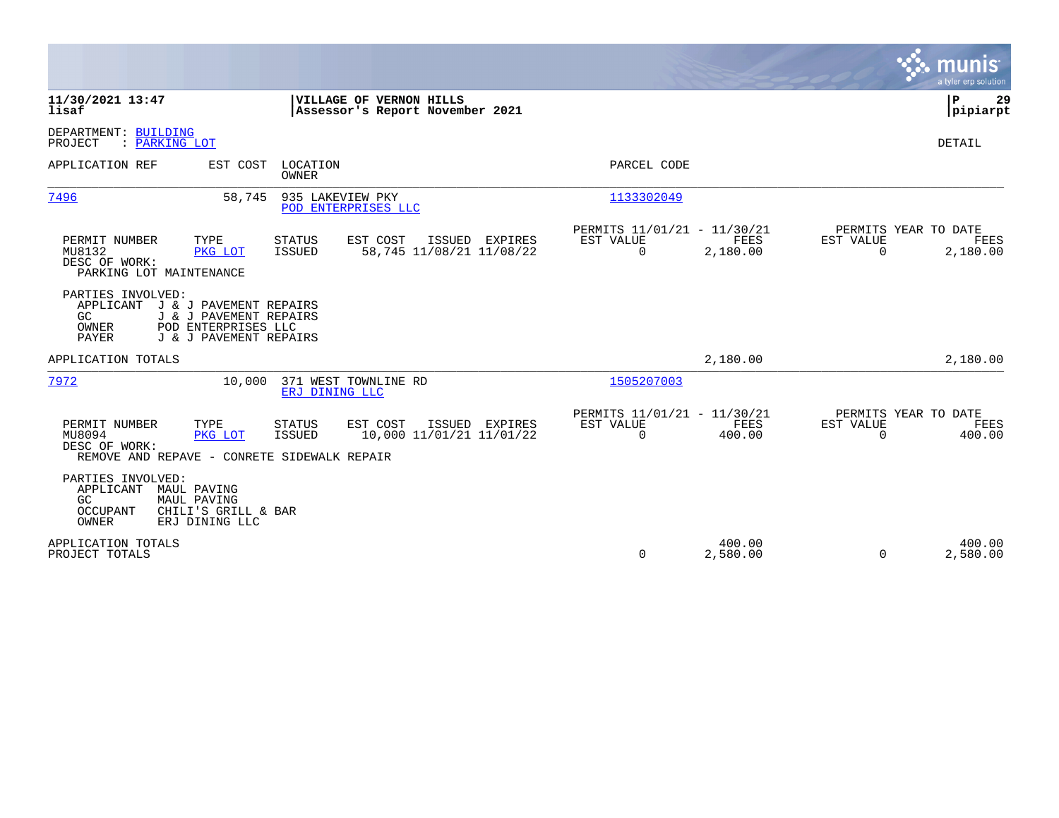**11/30/2021 13:47**
**lisaf**

**VILLAGE OF VERNON HILLS**
**Assessor's Report November 2021**

**P 29**
**pipiarpt**

DEPARTMENT: BUILDING
PROJECT : PARKING LOT

DETAIL

| APPLICATION REF | EST COST | LOCATION / OWNER | PARCEL CODE |
|---|---|---|---|
| 7496 | 58,745 | 935 LAKEVIEW PKY / POD ENTERPRISES LLC | 1133302049 |

| PERMIT NUMBER | TYPE | STATUS | EST COST | ISSUED | EXPIRES | PERMITS 11/01/21 - 11/30/21 EST VALUE | FEES | PERMITS YEAR TO DATE EST VALUE | FEES |
|---|---|---|---|---|---|---|---|---|---|
| MU8132 | PKG LOT | ISSUED | 58,745 | 11/08/21 | 11/08/22 | 0 | 2,180.00 | 0 | 2,180.00 |

DESC OF WORK:
PARKING LOT MAINTENANCE

PARTIES INVOLVED:
- APPLICANT J & J PAVEMENT REPAIRS
- GC J & J PAVEMENT REPAIRS
- OWNER POD ENTERPRISES LLC
- PAYER J & J PAVEMENT REPAIRS

APPLICATION TOTALS — 2,180.00 — 2,180.00

| APPLICATION REF | EST COST | LOCATION / OWNER | PARCEL CODE |
|---|---|---|---|
| 7972 | 10,000 | 371 WEST TOWNLINE RD / ERJ DINING LLC | 1505207003 |

| PERMIT NUMBER | TYPE | STATUS | EST COST | ISSUED | EXPIRES | PERMITS 11/01/21 - 11/30/21 EST VALUE | FEES | PERMITS YEAR TO DATE EST VALUE | FEES |
|---|---|---|---|---|---|---|---|---|---|
| MU8094 | PKG LOT | ISSUED | 10,000 | 11/01/21 | 11/01/22 | 0 | 400.00 | 0 | 400.00 |

DESC OF WORK:
REMOVE AND REPAVE - CONRETE SIDEWALK REPAIR

PARTIES INVOLVED:
- APPLICANT MAUL PAVING
- GC MAUL PAVING
- OCCUPANT CHILI'S GRILL & BAR
- OWNER ERJ DINING LLC

| | EST VALUE | FEES | YTD EST VALUE | YTD FEES |
|---|---|---|---|---|
| APPLICATION TOTALS | | 400.00 | | 400.00 |
| PROJECT TOTALS | 0 | 2,580.00 | 0 | 2,580.00 |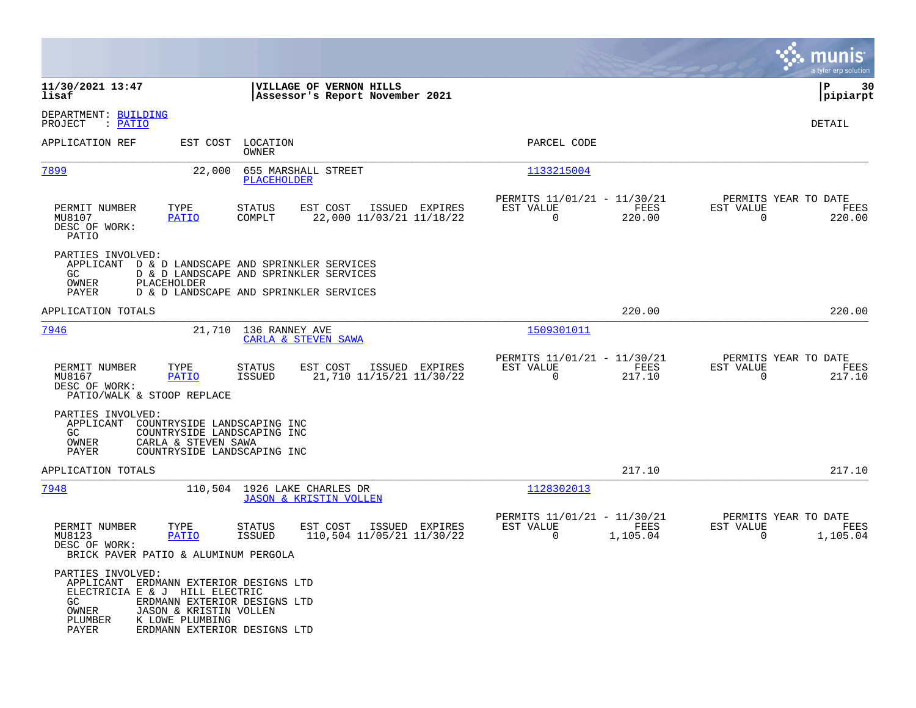**11/30/2021 13:47**
**lisaf**

**VILLAGE OF VERNON HILLS**
**Assessor's Report November 2021**

**pipiarpt**

DEPARTMENT: BUILDING
PROJECT : PATIO

DETAIL

| APPLICATION REF | EST COST | LOCATION / OWNER | PARCEL CODE |
|---|---|---|---|
| 7899 | 22,000 | 655 MARSHALL STREET / PLACEHOLDER | 1133215004 |

| PERMIT NUMBER | TYPE | STATUS | EST COST | ISSUED | EXPIRES | PERMITS 11/01/21 - 11/30/21 EST VALUE | FEES | PERMITS YEAR TO DATE EST VALUE | FEES |
|---|---|---|---|---|---|---|---|---|---|
| MU8107 | PATIO | COMPLT | 22,000 | 11/03/21 | 11/18/22 | 0 | 220.00 | 0 | 220.00 |

DESC OF WORK:
PATIO

PARTIES INVOLVED:
- APPLICANT D & D LANDSCAPE AND SPRINKLER SERVICES
- GC D & D LANDSCAPE AND SPRINKLER SERVICES
- OWNER PLACEHOLDER
- PAYER D & D LANDSCAPE AND SPRINKLER SERVICES

APPLICATION TOTALS 220.00 220.00

| APPLICATION REF | EST COST | LOCATION / OWNER | PARCEL CODE |
|---|---|---|---|
| 7946 | 21,710 | 136 RANNEY AVE / CARLA & STEVEN SAWA | 1509301011 |

| PERMIT NUMBER | TYPE | STATUS | EST COST | ISSUED | EXPIRES | PERMITS 11/01/21 - 11/30/21 EST VALUE | FEES | PERMITS YEAR TO DATE EST VALUE | FEES |
|---|---|---|---|---|---|---|---|---|---|
| MU8167 | PATIO | ISSUED | 21,710 | 11/15/21 | 11/30/22 | 0 | 217.10 | 0 | 217.10 |

DESC OF WORK:
PATIO/WALK & STOOP REPLACE

PARTIES INVOLVED:
- APPLICANT COUNTRYSIDE LANDSCAPING INC
- GC COUNTRYSIDE LANDSCAPING INC
- OWNER CARLA & STEVEN SAWA
- PAYER COUNTRYSIDE LANDSCAPING INC

APPLICATION TOTALS 217.10 217.10

| APPLICATION REF | EST COST | LOCATION / OWNER | PARCEL CODE |
|---|---|---|---|
| 7948 | 110,504 | 1926 LAKE CHARLES DR / JASON & KRISTIN VOLLEN | 1128302013 |

| PERMIT NUMBER | TYPE | STATUS | EST COST | ISSUED | EXPIRES | PERMITS 11/01/21 - 11/30/21 EST VALUE | FEES | PERMITS YEAR TO DATE EST VALUE | FEES |
|---|---|---|---|---|---|---|---|---|---|
| MU8123 | PATIO | ISSUED | 110,504 | 11/05/21 | 11/30/22 | 0 | 1,105.04 | 0 | 1,105.04 |

DESC OF WORK:
BRICK PAVER PATIO & ALUMINUM PERGOLA

PARTIES INVOLVED:
- APPLICANT ERDMANN EXTERIOR DESIGNS LTD
- ELECTRICIA E & J HILL ELECTRIC
- GC ERDMANN EXTERIOR DESIGNS LTD
- OWNER JASON & KRISTIN VOLLEN
- PLUMBER K LOWE PLUMBING
- PAYER ERDMANN EXTERIOR DESIGNS LTD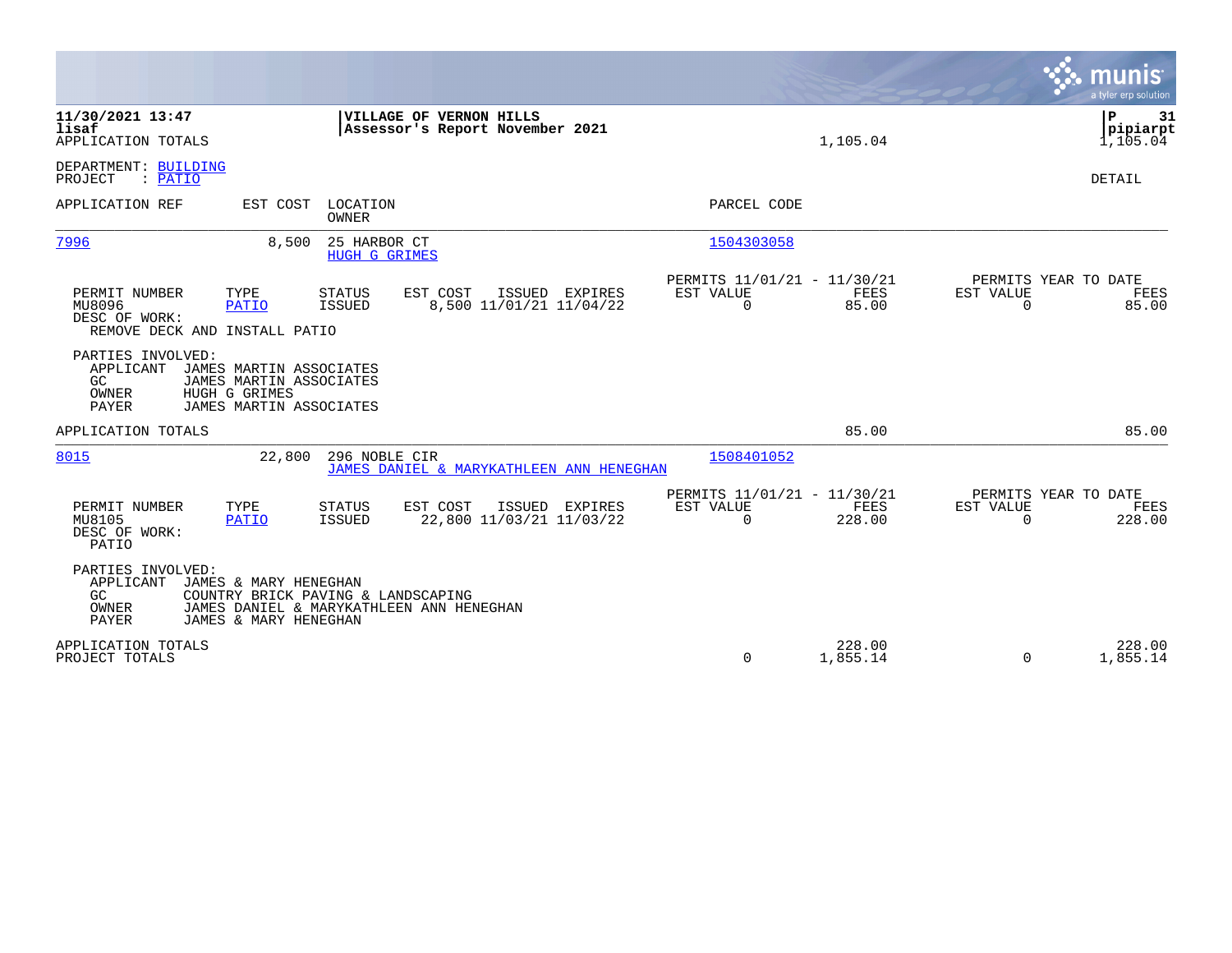**11/30/2021 13:47**
**lisaf**
APPLICATION TOTALS

**VILLAGE OF VERNON HILLS**
**Assessor's Report November 2021**

1,105.04

**P 31**
**pipiarpt**
1,105.04

DEPARTMENT: BUILDING
PROJECT : PATIO

DETAIL

| APPLICATION REF | EST COST | LOCATION / OWNER | PARCEL CODE |
|---|---|---|---|
| 7996 | 8,500 | 25 HARBOR CT / HUGH G GRIMES | 1504303058 |

| PERMIT NUMBER | TYPE | STATUS | EST COST | ISSUED | EXPIRES | PERMITS 11/01/21 - 11/30/21 EST VALUE | FEES | PERMITS YEAR TO DATE EST VALUE | FEES |
|---|---|---|---|---|---|---|---|---|---|
| MU8096 | PATIO | ISSUED | 8,500 | 11/01/21 | 11/04/22 | 0 | 85.00 | 0 | 85.00 |

DESC OF WORK:
REMOVE DECK AND INSTALL PATIO

PARTIES INVOLVED:
- APPLICANT JAMES MARTIN ASSOCIATES
- GC JAMES MARTIN ASSOCIATES
- OWNER HUGH G GRIMES
- PAYER JAMES MARTIN ASSOCIATES

APPLICATION TOTALS 85.00 85.00

| APPLICATION REF | EST COST | LOCATION / OWNER | PARCEL CODE |
|---|---|---|---|
| 8015 | 22,800 | 296 NOBLE CIR / JAMES DANIEL & MARYKATHLEEN ANN HENEGHAN | 1508401052 |

| PERMIT NUMBER | TYPE | STATUS | EST COST | ISSUED | EXPIRES | PERMITS 11/01/21 - 11/30/21 EST VALUE | FEES | PERMITS YEAR TO DATE EST VALUE | FEES |
|---|---|---|---|---|---|---|---|---|---|
| MU8105 | PATIO | ISSUED | 22,800 | 11/03/21 | 11/03/22 | 0 | 228.00 | 0 | 228.00 |

DESC OF WORK:
PATIO

PARTIES INVOLVED:
- APPLICANT JAMES & MARY HENEGHAN
- GC COUNTRY BRICK PAVING & LANDSCAPING
- OWNER JAMES DANIEL & MARYKATHLEEN ANN HENEGHAN
- PAYER JAMES & MARY HENEGHAN

| | EST VALUE | FEES | EST VALUE | FEES |
|---|---|---|---|---|
| APPLICATION TOTALS | | 228.00 | | 228.00 |
| PROJECT TOTALS | 0 | 1,855.14 | 0 | 1,855.14 |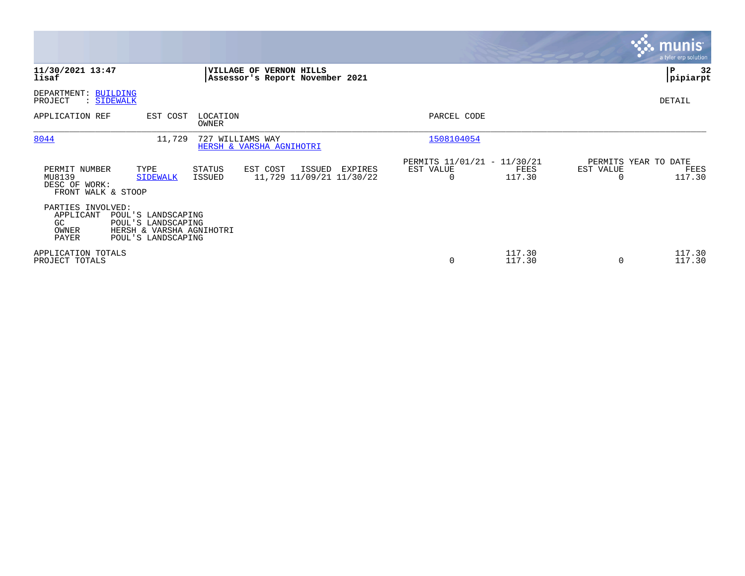**11/30/2021 13:47**
**lisaf**

**VILLAGE OF VERNON HILLS**
**Assessor's Report November 2021**

**P 32**
**pipiarpt**

DEPARTMENT: BUILDING
PROJECT : SIDEWALK

DETAIL

| APPLICATION REF | EST COST | LOCATION / OWNER | PARCEL CODE |
|---|---|---|---|
| 8044 | 11,729 | 727 WILLIAMS WAY / HERSH & VARSHA AGNIHOTRI | 1508104054 |

| PERMIT NUMBER | TYPE | STATUS | EST COST | ISSUED | EXPIRES | PERMITS 11/01/21 - 11/30/21 EST VALUE | FEES | PERMITS YEAR TO DATE EST VALUE | FEES |
|---|---|---|---|---|---|---|---|---|---|
| MU8139 | SIDEWALK | ISSUED | 11,729 | 11/09/21 | 11/30/22 | 0 | 117.30 | 0 | 117.30 |

DESC OF WORK:
FRONT WALK & STOOP

PARTIES INVOLVED:

| Role | Name |
|---|---|
| APPLICANT | POUL'S LANDSCAPING |
| GC | POUL'S LANDSCAPING |
| OWNER | HERSH & VARSHA AGNIHOTRI |
| PAYER | POUL'S LANDSCAPING |

| | EST VALUE | FEES | YTD EST VALUE | YTD FEES |
|---|---|---|---|---|
| APPLICATION TOTALS | | 117.30 | | 117.30 |
| PROJECT TOTALS | 0 | 117.30 | 0 | 117.30 |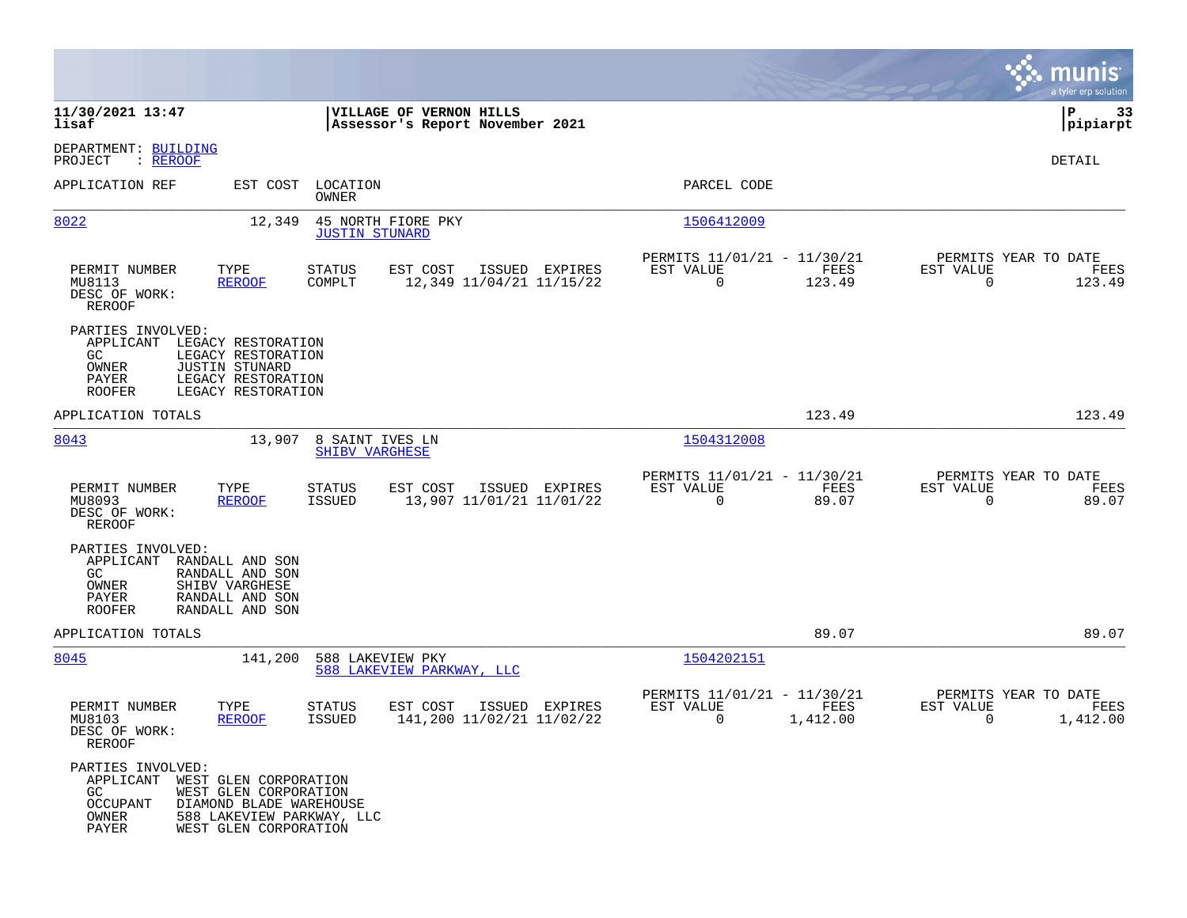**11/30/2021 13:47** | **VILLAGE OF VERNON HILLS**
**lisaf** | **Assessor's Report November 2021** | **pipiarpt**

DEPARTMENT: BUILDING
PROJECT : REROOF

DETAIL

| APPLICATION REF | EST COST | LOCATION / OWNER | PARCEL CODE |
|---|---|---|---|
| 8022 | 12,349 | 45 NORTH FIORE PKY / JUSTIN STUNARD | 1506412009 |

| PERMIT NUMBER | TYPE | STATUS | EST COST | ISSUED | EXPIRES | PERMITS 11/01/21 - 11/30/21 EST VALUE | FEES | PERMITS YEAR TO DATE EST VALUE | FEES |
|---|---|---|---|---|---|---|---|---|---|
| MU8113 | REROOF | COMPLT | 12,349 | 11/04/21 | 11/15/22 | 0 | 123.49 | 0 | 123.49 |

DESC OF WORK:
REROOF

PARTIES INVOLVED:
- APPLICANT LEGACY RESTORATION
- GC LEGACY RESTORATION
- OWNER JUSTIN STUNARD
- PAYER LEGACY RESTORATION
- ROOFER LEGACY RESTORATION

APPLICATION TOTALS: 123.49 | 123.49

| APPLICATION REF | EST COST | LOCATION / OWNER | PARCEL CODE |
|---|---|---|---|
| 8043 | 13,907 | 8 SAINT IVES LN / SHIBV VARGHESE | 1504312008 |

| PERMIT NUMBER | TYPE | STATUS | EST COST | ISSUED | EXPIRES | PERMITS 11/01/21 - 11/30/21 EST VALUE | FEES | PERMITS YEAR TO DATE EST VALUE | FEES |
|---|---|---|---|---|---|---|---|---|---|
| MU8093 | REROOF | ISSUED | 13,907 | 11/01/21 | 11/01/22 | 0 | 89.07 | 0 | 89.07 |

DESC OF WORK:
REROOF

PARTIES INVOLVED:
- APPLICANT RANDALL AND SON
- GC RANDALL AND SON
- OWNER SHIBV VARGHESE
- PAYER RANDALL AND SON
- ROOFER RANDALL AND SON

APPLICATION TOTALS: 89.07 | 89.07

| APPLICATION REF | EST COST | LOCATION / OWNER | PARCEL CODE |
|---|---|---|---|
| 8045 | 141,200 | 588 LAKEVIEW PKY / 588 LAKEVIEW PARKWAY, LLC | 1504202151 |

| PERMIT NUMBER | TYPE | STATUS | EST COST | ISSUED | EXPIRES | PERMITS 11/01/21 - 11/30/21 EST VALUE | FEES | PERMITS YEAR TO DATE EST VALUE | FEES |
|---|---|---|---|---|---|---|---|---|---|
| MU8103 | REROOF | ISSUED | 141,200 | 11/02/21 | 11/02/22 | 0 | 1,412.00 | 0 | 1,412.00 |

DESC OF WORK:
REROOF

PARTIES INVOLVED:
- APPLICANT WEST GLEN CORPORATION
- GC WEST GLEN CORPORATION
- OCCUPANT DIAMOND BLADE WAREHOUSE
- OWNER 588 LAKEVIEW PARKWAY, LLC
- PAYER WEST GLEN CORPORATION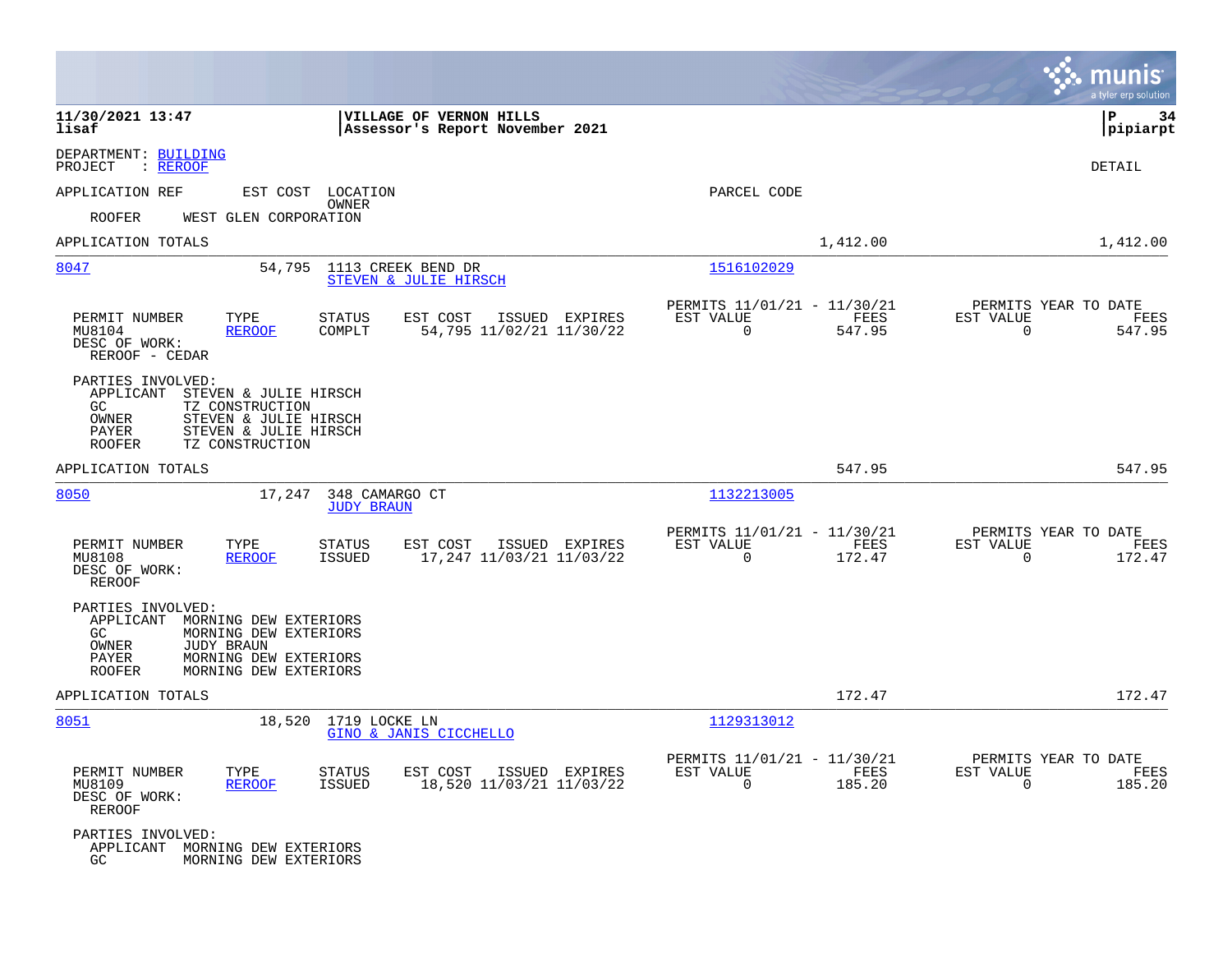**11/30/2021 13:47** | **VILLAGE OF VERNON HILLS** | **P 34**
**lisaf** | **Assessor's Report November 2021** | **pipiarpt**

DEPARTMENT: BUILDING
PROJECT : REROOF

DETAIL

APPLICATION REF    EST COST    LOCATION / OWNER    PARCEL CODE

ROOFER    WEST GLEN CORPORATION

APPLICATION TOTALS    1,412.00    1,412.00

---

**8047**    54,795    1113 CREEK BEND DR    1516102029
STEVEN & JULIE HIRSCH

| PERMIT NUMBER | TYPE | STATUS | EST COST | ISSUED | EXPIRES | PERMITS 11/01/21 - 11/30/21 EST VALUE | FEES | PERMITS YEAR TO DATE EST VALUE | FEES |
|---|---|---|---|---|---|---|---|---|---|
| MU8104 | REROOF | COMPLT | 54,795 | 11/02/21 | 11/30/22 | 0 | 547.95 | 0 | 547.95 |

DESC OF WORK:
REROOF - CEDAR

PARTIES INVOLVED:
- APPLICANT STEVEN & JULIE HIRSCH
- GC TZ CONSTRUCTION
- OWNER STEVEN & JULIE HIRSCH
- PAYER STEVEN & JULIE HIRSCH
- ROOFER TZ CONSTRUCTION

APPLICATION TOTALS    547.95    547.95

---

**8050**    17,247    348 CAMARGO CT    1132213005
JUDY BRAUN

| PERMIT NUMBER | TYPE | STATUS | EST COST | ISSUED | EXPIRES | PERMITS 11/01/21 - 11/30/21 EST VALUE | FEES | PERMITS YEAR TO DATE EST VALUE | FEES |
|---|---|---|---|---|---|---|---|---|---|
| MU8108 | REROOF | ISSUED | 17,247 | 11/03/21 | 11/03/22 | 0 | 172.47 | 0 | 172.47 |

DESC OF WORK:
REROOF

PARTIES INVOLVED:
- APPLICANT MORNING DEW EXTERIORS
- GC MORNING DEW EXTERIORS
- OWNER JUDY BRAUN
- PAYER MORNING DEW EXTERIORS
- ROOFER MORNING DEW EXTERIORS

APPLICATION TOTALS    172.47    172.47

---

**8051**    18,520    1719 LOCKE LN    1129313012
GINO & JANIS CICCHELLO

| PERMIT NUMBER | TYPE | STATUS | EST COST | ISSUED | EXPIRES | PERMITS 11/01/21 - 11/30/21 EST VALUE | FEES | PERMITS YEAR TO DATE EST VALUE | FEES |
|---|---|---|---|---|---|---|---|---|---|
| MU8109 | REROOF | ISSUED | 18,520 | 11/03/21 | 11/03/22 | 0 | 185.20 | 0 | 185.20 |

DESC OF WORK:
REROOF

PARTIES INVOLVED:
- APPLICANT MORNING DEW EXTERIORS
- GC MORNING DEW EXTERIORS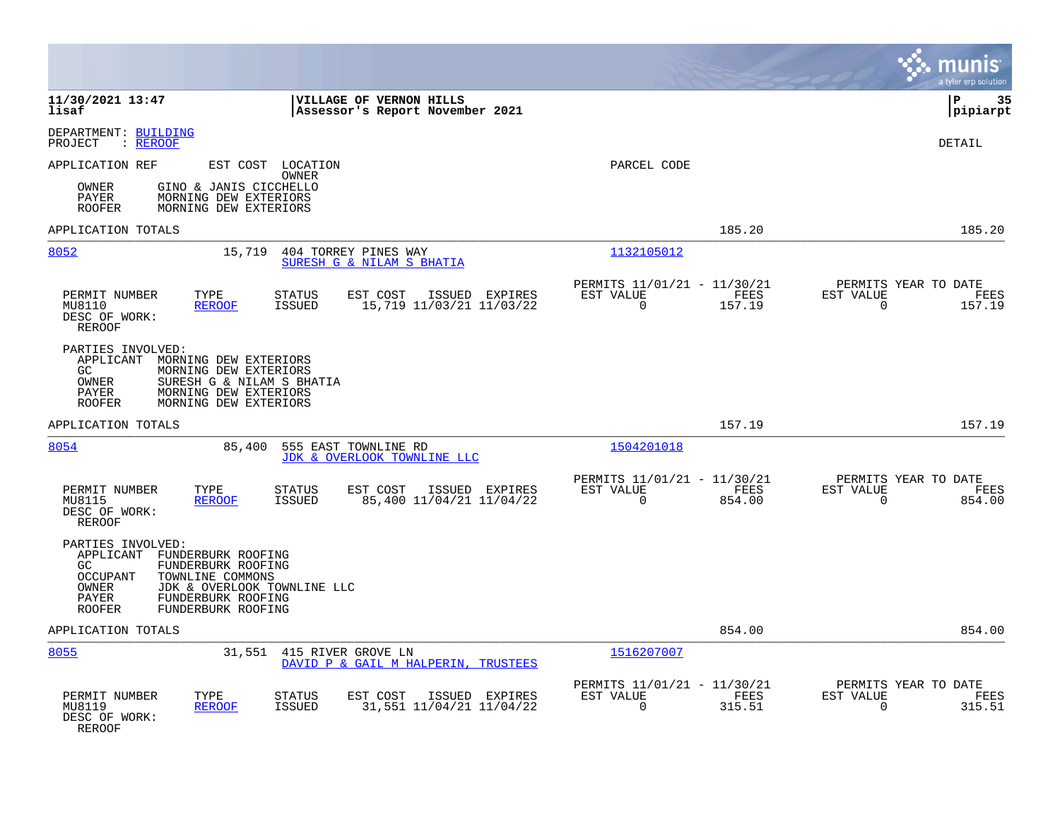**11/30/2021 13:47** | **VILLAGE OF VERNON HILLS** | **P 35**
**lisaf** | **Assessor's Report November 2021** | **pipiarpt**

DEPARTMENT: BUILDING
PROJECT : REROOF

DETAIL

APPLICATION REF | EST COST | LOCATION / OWNER | PARCEL CODE

OWNER GINO & JANIS CICCHELLO
PAYER MORNING DEW EXTERIORS
ROOFER MORNING DEW EXTERIORS

APPLICATION TOTALS 185.20 185.20

---

**8052** | 15,719 | 404 TORREY PINES WAY / SURESH G & NILAM S BHATIA | 1132105012

| PERMIT NUMBER | TYPE | STATUS | EST COST | ISSUED | EXPIRES | PERMITS 11/01/21 - 11/30/21 EST VALUE | FEES | PERMITS YEAR TO DATE EST VALUE | FEES |
|---|---|---|---|---|---|---|---|---|---|
| MU8110 | REROOF | ISSUED | 15,719 | 11/03/21 | 11/03/22 | 0 | 157.19 | 0 | 157.19 |

DESC OF WORK:
REROOF

PARTIES INVOLVED:
APPLICANT MORNING DEW EXTERIORS
GC MORNING DEW EXTERIORS
OWNER SURESH G & NILAM S BHATIA
PAYER MORNING DEW EXTERIORS
ROOFER MORNING DEW EXTERIORS

APPLICATION TOTALS 157.19 157.19

---

**8054** | 85,400 | 555 EAST TOWNLINE RD / JDK & OVERLOOK TOWNLINE LLC | 1504201018

| PERMIT NUMBER | TYPE | STATUS | EST COST | ISSUED | EXPIRES | PERMITS 11/01/21 - 11/30/21 EST VALUE | FEES | PERMITS YEAR TO DATE EST VALUE | FEES |
|---|---|---|---|---|---|---|---|---|---|
| MU8115 | REROOF | ISSUED | 85,400 | 11/04/21 | 11/04/22 | 0 | 854.00 | 0 | 854.00 |

DESC OF WORK:
REROOF

PARTIES INVOLVED:
APPLICANT FUNDERBURK ROOFING
GC FUNDERBURK ROOFING
OCCUPANT TOWNLINE COMMONS
OWNER JDK & OVERLOOK TOWNLINE LLC
PAYER FUNDERBURK ROOFING
ROOFER FUNDERBURK ROOFING

APPLICATION TOTALS 854.00 854.00

---

**8055** | 31,551 | 415 RIVER GROVE LN / DAVID P & GAIL M HALPERIN, TRUSTEES | 1516207007

| PERMIT NUMBER | TYPE | STATUS | EST COST | ISSUED | EXPIRES | PERMITS 11/01/21 - 11/30/21 EST VALUE | FEES | PERMITS YEAR TO DATE EST VALUE | FEES |
|---|---|---|---|---|---|---|---|---|---|
| MU8119 | REROOF | ISSUED | 31,551 | 11/04/21 | 11/04/22 | 0 | 315.51 | 0 | 315.51 |

DESC OF WORK:
REROOF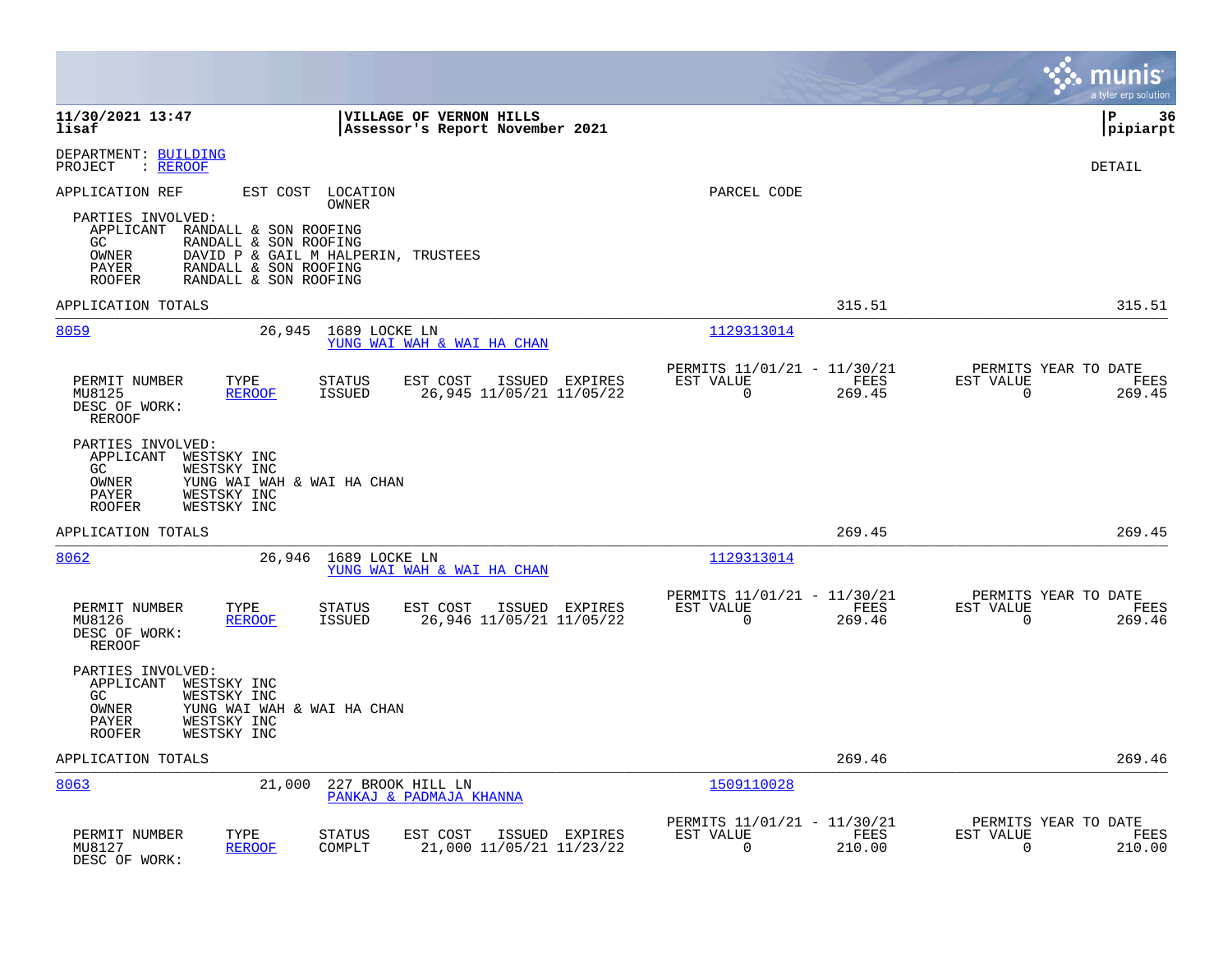DEPARTMENT: BUILDING
PROJECT : REROOF

DETAIL

APPLICATION REF | EST COST | LOCATION / OWNER | PARCEL CODE

PARTIES INVOLVED:
- APPLICANT RANDALL & SON ROOFING
- GC RANDALL & SON ROOFING
- OWNER DAVID P & GAIL M HALPERIN, TRUSTEES
- PAYER RANDALL & SON ROOFING
- ROOFER RANDALL & SON ROOFING

APPLICATION TOTALS 315.51 315.51

---

**8059** 26,945 1689 LOCKE LN
YUNG WAI WAH & WAI HA CHAN
Parcel: 1129313014

| PERMIT NUMBER | TYPE | STATUS | EST COST | ISSUED | EXPIRES | PERMITS 11/01/21 - 11/30/21 EST VALUE | FEES | PERMITS YEAR TO DATE EST VALUE | FEES |
|---|---|---|---|---|---|---|---|---|---|
| MU8125 | REROOF | ISSUED | 26,945 | 11/05/21 | 11/05/22 | 0 | 269.45 | 0 | 269.45 |

DESC OF WORK:
REROOF

PARTIES INVOLVED:
- APPLICANT WESTSKY INC
- GC WESTSKY INC
- OWNER YUNG WAI WAH & WAI HA CHAN
- PAYER WESTSKY INC
- ROOFER WESTSKY INC

APPLICATION TOTALS 269.45 269.45

---

**8062** 26,946 1689 LOCKE LN
YUNG WAI WAH & WAI HA CHAN
Parcel: 1129313014

| PERMIT NUMBER | TYPE | STATUS | EST COST | ISSUED | EXPIRES | PERMITS 11/01/21 - 11/30/21 EST VALUE | FEES | PERMITS YEAR TO DATE EST VALUE | FEES |
|---|---|---|---|---|---|---|---|---|---|
| MU8126 | REROOF | ISSUED | 26,946 | 11/05/21 | 11/05/22 | 0 | 269.46 | 0 | 269.46 |

DESC OF WORK:
REROOF

PARTIES INVOLVED:
- APPLICANT WESTSKY INC
- GC WESTSKY INC
- OWNER YUNG WAI WAH & WAI HA CHAN
- PAYER WESTSKY INC
- ROOFER WESTSKY INC

APPLICATION TOTALS 269.46 269.46

---

**8063** 21,000 227 BROOK HILL LN
PANKAJ & PADMAJA KHANNA
Parcel: 1509110028

| PERMIT NUMBER | TYPE | STATUS | EST COST | ISSUED | EXPIRES | PERMITS 11/01/21 - 11/30/21 EST VALUE | FEES | PERMITS YEAR TO DATE EST VALUE | FEES |
|---|---|---|---|---|---|---|---|---|---|
| MU8127 | REROOF | COMPLT | 21,000 | 11/05/21 | 11/23/22 | 0 | 210.00 | 0 | 210.00 |

DESC OF WORK: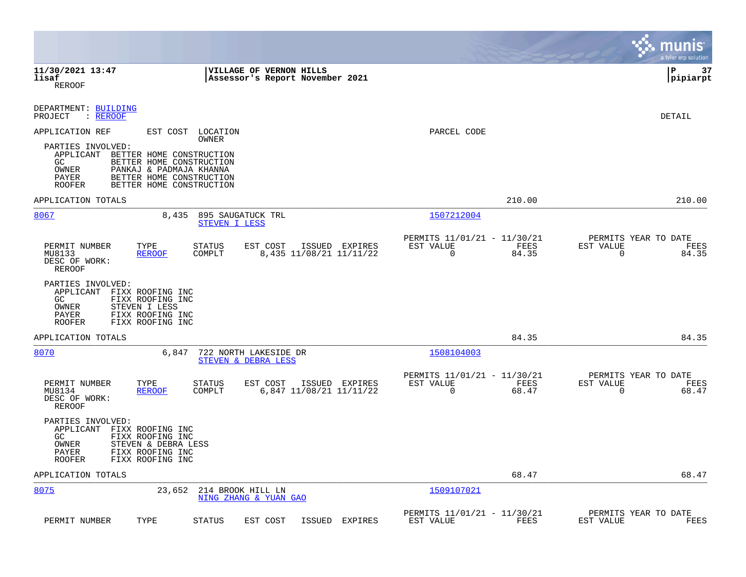**11/30/2021 13:47** | **VILLAGE OF VERNON HILLS** | **P 37**
**lisaf** | **Assessor's Report November 2021** | **pipiarpt**
REROOF

DEPARTMENT: BUILDING
PROJECT : REROOF

DETAIL

| APPLICATION REF | EST COST | LOCATION / OWNER | PARCEL CODE |
|---|---|---|---|

PARTIES INVOLVED:
- APPLICANT BETTER HOME CONSTRUCTION
- GC BETTER HOME CONSTRUCTION
- OWNER PANKAJ & PADMAJA KHANNA
- PAYER BETTER HOME CONSTRUCTION
- ROOFER BETTER HOME CONSTRUCTION

APPLICATION TOTALS 210.00 210.00

---

| 8067 | 8,435 | 895 SAUGATUCK TRL / STEVEN I LESS | 1507212004 |
|---|---|---|---|

| PERMIT NUMBER | TYPE | STATUS | EST COST | ISSUED | EXPIRES | PERMITS 11/01/21 - 11/30/21 EST VALUE | FEES | PERMITS YEAR TO DATE EST VALUE | FEES |
|---|---|---|---|---|---|---|---|---|---|
| MU8133 | REROOF | COMPLT | 8,435 | 11/08/21 | 11/11/22 | 0 | 84.35 | 0 | 84.35 |

DESC OF WORK:
REROOF

PARTIES INVOLVED:
- APPLICANT FIXX ROOFING INC
- GC FIXX ROOFING INC
- OWNER STEVEN I LESS
- PAYER FIXX ROOFING INC
- ROOFER FIXX ROOFING INC

APPLICATION TOTALS 84.35 84.35

---

| 8070 | 6,847 | 722 NORTH LAKESIDE DR / STEVEN & DEBRA LESS | 1508104003 |
|---|---|---|---|

| PERMIT NUMBER | TYPE | STATUS | EST COST | ISSUED | EXPIRES | PERMITS 11/01/21 - 11/30/21 EST VALUE | FEES | PERMITS YEAR TO DATE EST VALUE | FEES |
|---|---|---|---|---|---|---|---|---|---|
| MU8134 | REROOF | COMPLT | 6,847 | 11/08/21 | 11/11/22 | 0 | 68.47 | 0 | 68.47 |

DESC OF WORK:
REROOF

PARTIES INVOLVED:
- APPLICANT FIXX ROOFING INC
- GC FIXX ROOFING INC
- OWNER STEVEN & DEBRA LESS
- PAYER FIXX ROOFING INC
- ROOFER FIXX ROOFING INC

APPLICATION TOTALS 68.47 68.47

---

| 8075 | 23,652 | 214 BROOK HILL LN / NING ZHANG & YUAN GAO | 1509107021 |
|---|---|---|---|

| PERMIT NUMBER | TYPE | STATUS | EST COST | ISSUED | EXPIRES | PERMITS 11/01/21 - 11/30/21 EST VALUE | FEES | PERMITS YEAR TO DATE EST VALUE | FEES |
|---|---|---|---|---|---|---|---|---|---|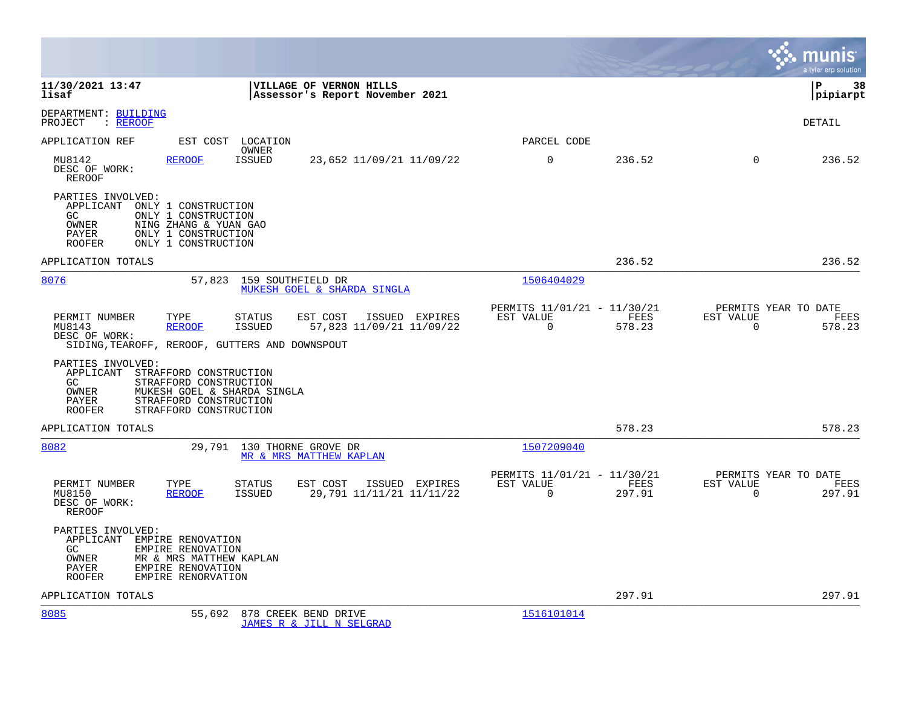11/30/2021 13:47 | VILLAGE OF VERNON HILLS | P 38
lisaf | Assessor's Report November 2021 | pipiarpt

DEPARTMENT: BUILDING
PROJECT : REROOF

DETAIL

APPLICATION REF EST COST LOCATION OWNER PARCEL CODE

| PERMIT NUMBER | TYPE | STATUS | EST COST | ISSUED | EXPIRES | PERMITS 11/01/21 - 11/30/21 EST VALUE | FEES | PERMITS YEAR TO DATE EST VALUE | FEES |
|---|---|---|---|---|---|---|---|---|---|
| MU8142 | REROOF | ISSUED | 23,652 | 11/09/21 | 11/09/22 | 0 | 236.52 | 0 | 236.52 |

DESC OF WORK:
REROOF

PARTIES INVOLVED:
APPLICANT ONLY 1 CONSTRUCTION
GC ONLY 1 CONSTRUCTION
OWNER NING ZHANG & YUAN GAO
PAYER ONLY 1 CONSTRUCTION
ROOFER ONLY 1 CONSTRUCTION

APPLICATION TOTALS 236.52 236.52

---

**8076** 57,823 159 SOUTHFIELD DR — MUKESH GOEL & SHARDA SINGLA — 1506404029

| PERMIT NUMBER | TYPE | STATUS | EST COST | ISSUED | EXPIRES | PERMITS 11/01/21 - 11/30/21 EST VALUE | FEES | PERMITS YEAR TO DATE EST VALUE | FEES |
|---|---|---|---|---|---|---|---|---|---|
| MU8143 | REROOF | ISSUED | 57,823 | 11/09/21 | 11/09/22 | 0 | 578.23 | 0 | 578.23 |

DESC OF WORK:
SIDING,TEAROFF, REROOF, GUTTERS AND DOWNSPOUT

PARTIES INVOLVED:
APPLICANT STRAFFORD CONSTRUCTION
GC STRAFFORD CONSTRUCTION
OWNER MUKESH GOEL & SHARDA SINGLA
PAYER STRAFFORD CONSTRUCTION
ROOFER STRAFFORD CONSTRUCTION

APPLICATION TOTALS 578.23 578.23

---

**8082** 29,791 130 THORNE GROVE DR — MR & MRS MATTHEW KAPLAN — 1507209040

| PERMIT NUMBER | TYPE | STATUS | EST COST | ISSUED | EXPIRES | PERMITS 11/01/21 - 11/30/21 EST VALUE | FEES | PERMITS YEAR TO DATE EST VALUE | FEES |
|---|---|---|---|---|---|---|---|---|---|
| MU8150 | REROOF | ISSUED | 29,791 | 11/11/21 | 11/11/22 | 0 | 297.91 | 0 | 297.91 |

DESC OF WORK:
REROOF

PARTIES INVOLVED:
APPLICANT EMPIRE RENOVATION
GC EMPIRE RENOVATION
OWNER MR & MRS MATTHEW KAPLAN
PAYER EMPIRE RENOVATION
ROOFER EMPIRE RENORVATION

APPLICATION TOTALS 297.91 297.91

---

**8085** 55,692 878 CREEK BEND DRIVE — JAMES R & JILL N SELGRAD — 1516101014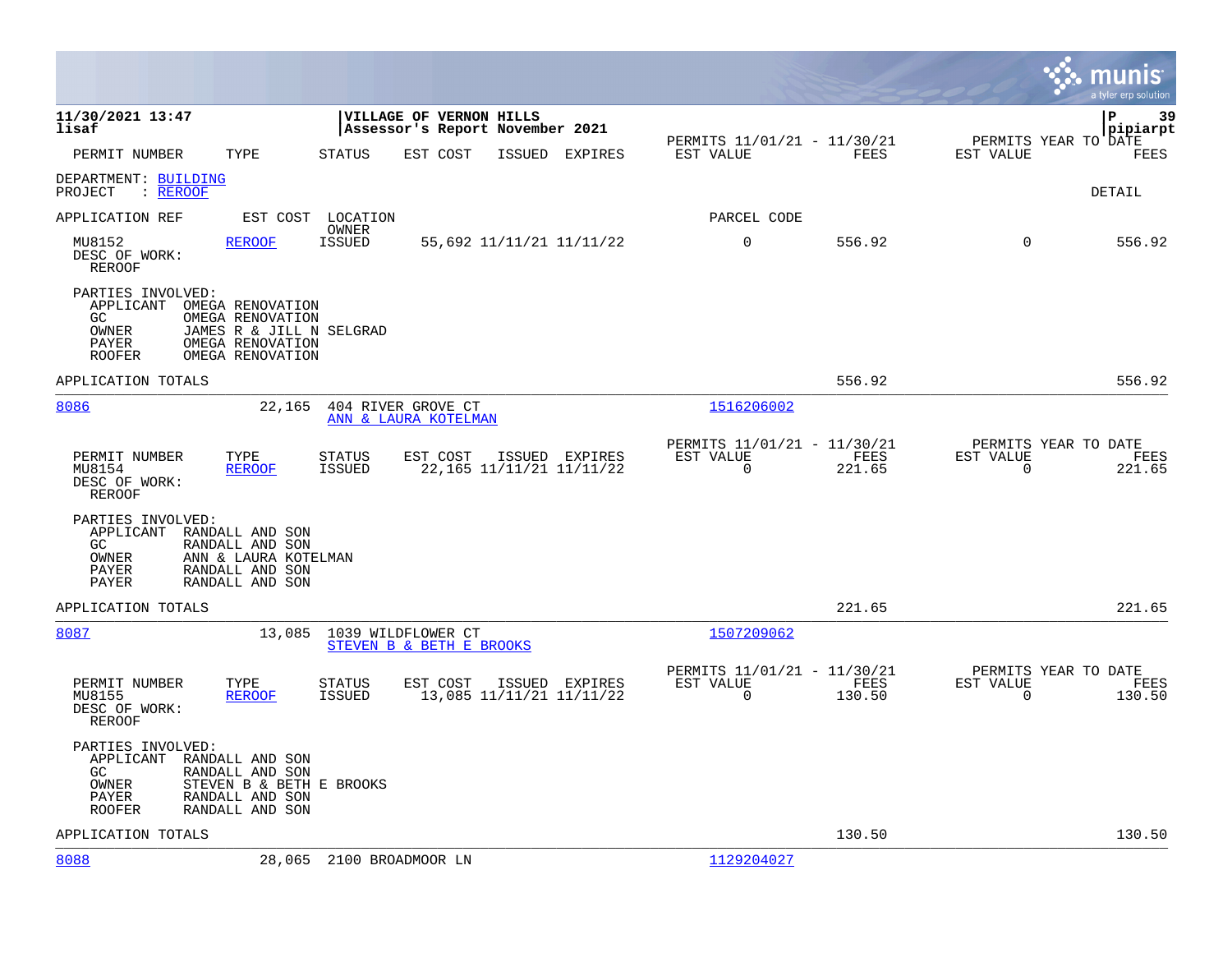**11/30/2021 13:47** | **VILLAGE OF VERNON HILLS** | **P 39**
**lisaf** | **Assessor's Report November 2021** | **pipiarpt**

| PERMIT NUMBER | TYPE | STATUS | EST COST | ISSUED | EXPIRES | PERMITS 11/01/21 - 11/30/21 EST VALUE | FEES | PERMITS YEAR TO DATE EST VALUE | FEES |
|---|---|---|---|---|---|---|---|---|---|

DEPARTMENT: BUILDING
PROJECT : REROOF

DETAIL

| APPLICATION REF | EST COST | LOCATION OWNER | PARCEL CODE |
|---|---|---|---|

| PERMIT NUMBER | TYPE | STATUS | EST COST | ISSUED | EXPIRES | EST VALUE | FEES | EST VALUE | FEES |
|---|---|---|---|---|---|---|---|---|---|
| MU8152 | REROOF | ISSUED | 55,692 | 11/11/21 | 11/11/22 | 0 | 556.92 | 0 | 556.92 |

DESC OF WORK:
REROOF

PARTIES INVOLVED:
- APPLICANT OMEGA RENOVATION
- GC OMEGA RENOVATION
- OWNER JAMES R & JILL N SELGRAD
- PAYER OMEGA RENOVATION
- ROOFER OMEGA RENOVATION

APPLICATION TOTALS 556.92 556.92

---

| APPLICATION REF | EST COST | LOCATION | OWNER | PARCEL CODE |
|---|---|---|---|---|
| 8086 | 22,165 | 404 RIVER GROVE CT | ANN & LAURA KOTELMAN | 1516206002 |

| PERMIT NUMBER | TYPE | STATUS | EST COST | ISSUED | EXPIRES | PERMITS 11/01/21 - 11/30/21 EST VALUE | FEES | PERMITS YEAR TO DATE EST VALUE | FEES |
|---|---|---|---|---|---|---|---|---|---|
| MU8154 | REROOF | ISSUED | 22,165 | 11/11/21 | 11/11/22 | 0 | 221.65 | 0 | 221.65 |

DESC OF WORK:
REROOF

PARTIES INVOLVED:
- APPLICANT RANDALL AND SON
- GC RANDALL AND SON
- OWNER ANN & LAURA KOTELMAN
- PAYER RANDALL AND SON
- PAYER RANDALL AND SON

APPLICATION TOTALS 221.65 221.65

---

| APPLICATION REF | EST COST | LOCATION | OWNER | PARCEL CODE |
|---|---|---|---|---|
| 8087 | 13,085 | 1039 WILDFLOWER CT | STEVEN B & BETH E BROOKS | 1507209062 |

| PERMIT NUMBER | TYPE | STATUS | EST COST | ISSUED | EXPIRES | PERMITS 11/01/21 - 11/30/21 EST VALUE | FEES | PERMITS YEAR TO DATE EST VALUE | FEES |
|---|---|---|---|---|---|---|---|---|---|
| MU8155 | REROOF | ISSUED | 13,085 | 11/11/21 | 11/11/22 | 0 | 130.50 | 0 | 130.50 |

DESC OF WORK:
REROOF

PARTIES INVOLVED:
- APPLICANT RANDALL AND SON
- GC RANDALL AND SON
- OWNER STEVEN B & BETH E BROOKS
- PAYER RANDALL AND SON
- ROOFER RANDALL AND SON

APPLICATION TOTALS 130.50 130.50

---

| APPLICATION REF | EST COST | LOCATION | PARCEL CODE |
|---|---|---|---|
| 8088 | 28,065 | 2100 BROADMOOR LN | 1129204027 |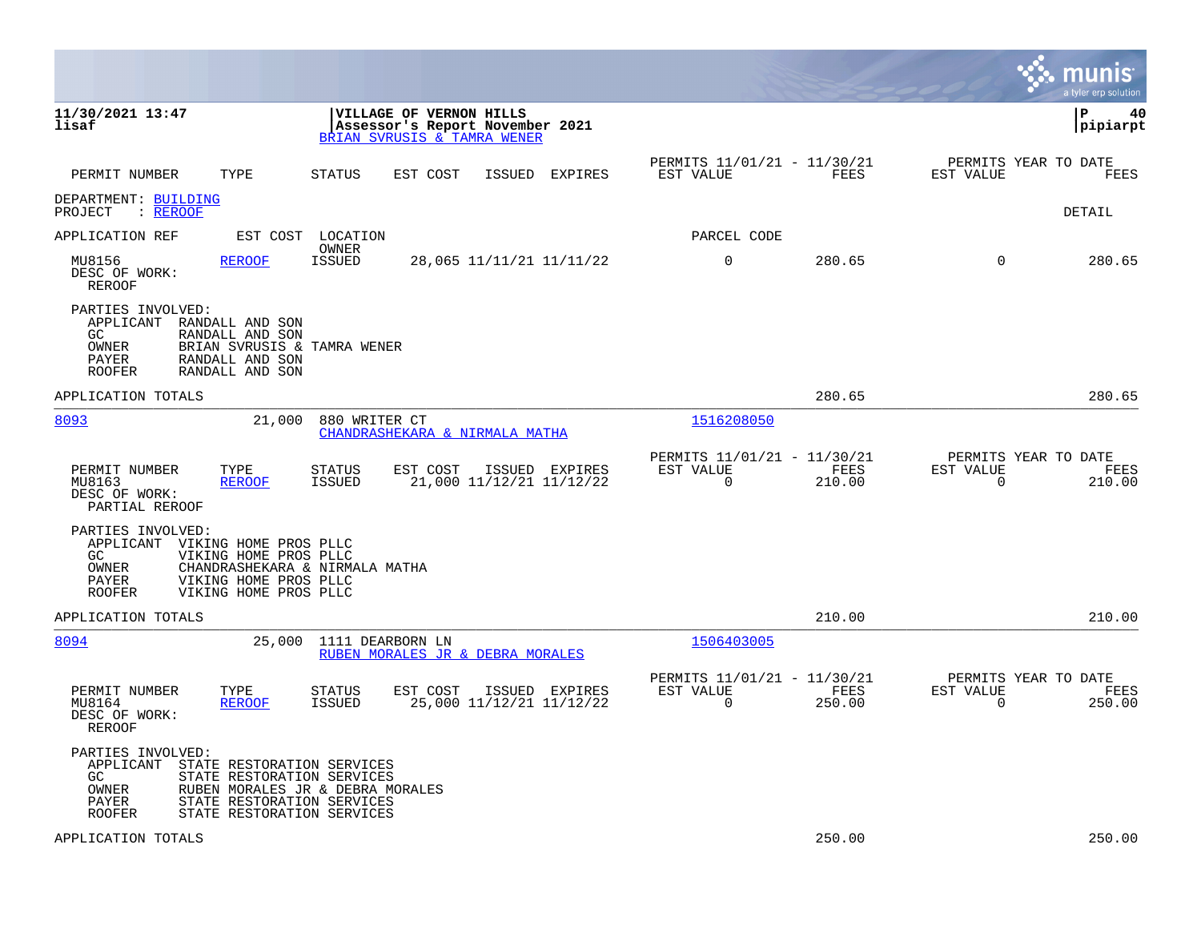**11/30/2021 13:47**
**lisaf**

**VILLAGE OF VERNON HILLS**
**Assessor's Report November 2021**
BRIAN SVRUSIS & TAMRA WENER

**pipiarpt**

| PERMIT NUMBER | TYPE | STATUS | EST COST | ISSUED | EXPIRES | PERMITS 11/01/21 - 11/30/21 EST VALUE | FEES | PERMITS YEAR TO DATE EST VALUE | FEES |
|---|---|---|---|---|---|---|---|---|---|

DEPARTMENT: BUILDING
PROJECT : REROOF

DETAIL

| APPLICATION REF | EST COST | LOCATION / OWNER | | | | PARCEL CODE | | | |
|---|---|---|---|---|---|---|---|---|---|
| MU8156 | REROOF | ISSUED | 28,065 | 11/11/21 | 11/11/22 | 0 | 280.65 | 0 | 280.65 |

DESC OF WORK:
REROOF

PARTIES INVOLVED:

- APPLICANT RANDALL AND SON
- GC RANDALL AND SON
- OWNER BRIAN SVRUSIS & TAMRA WENER
- PAYER RANDALL AND SON
- ROOFER RANDALL AND SON

APPLICATION TOTALS 280.65 280.65

---

8093 | 21,000 | 880 WRITER CT | CHANDRASHEKARA & NIRMALA MATHA | 1516208050

| PERMIT NUMBER | TYPE | STATUS | EST COST | ISSUED | EXPIRES | PERMITS 11/01/21 - 11/30/21 EST VALUE | FEES | PERMITS YEAR TO DATE EST VALUE | FEES |
|---|---|---|---|---|---|---|---|---|---|
| MU8163 | REROOF | ISSUED | 21,000 | 11/12/21 | 11/12/22 | 0 | 210.00 | 0 | 210.00 |

DESC OF WORK:
PARTIAL REROOF

PARTIES INVOLVED:

- APPLICANT VIKING HOME PROS PLLC
- GC VIKING HOME PROS PLLC
- OWNER CHANDRASHEKARA & NIRMALA MATHA
- PAYER VIKING HOME PROS PLLC
- ROOFER VIKING HOME PROS PLLC

APPLICATION TOTALS 210.00 210.00

---

8094 | 25,000 | 1111 DEARBORN LN | RUBEN MORALES JR & DEBRA MORALES | 1506403005

| PERMIT NUMBER | TYPE | STATUS | EST COST | ISSUED | EXPIRES | PERMITS 11/01/21 - 11/30/21 EST VALUE | FEES | PERMITS YEAR TO DATE EST VALUE | FEES |
|---|---|---|---|---|---|---|---|---|---|
| MU8164 | REROOF | ISSUED | 25,000 | 11/12/21 | 11/12/22 | 0 | 250.00 | 0 | 250.00 |

DESC OF WORK:
REROOF

PARTIES INVOLVED:

- APPLICANT STATE RESTORATION SERVICES
- GC STATE RESTORATION SERVICES
- OWNER RUBEN MORALES JR & DEBRA MORALES
- PAYER STATE RESTORATION SERVICES
- ROOFER STATE RESTORATION SERVICES

APPLICATION TOTALS 250.00 250.00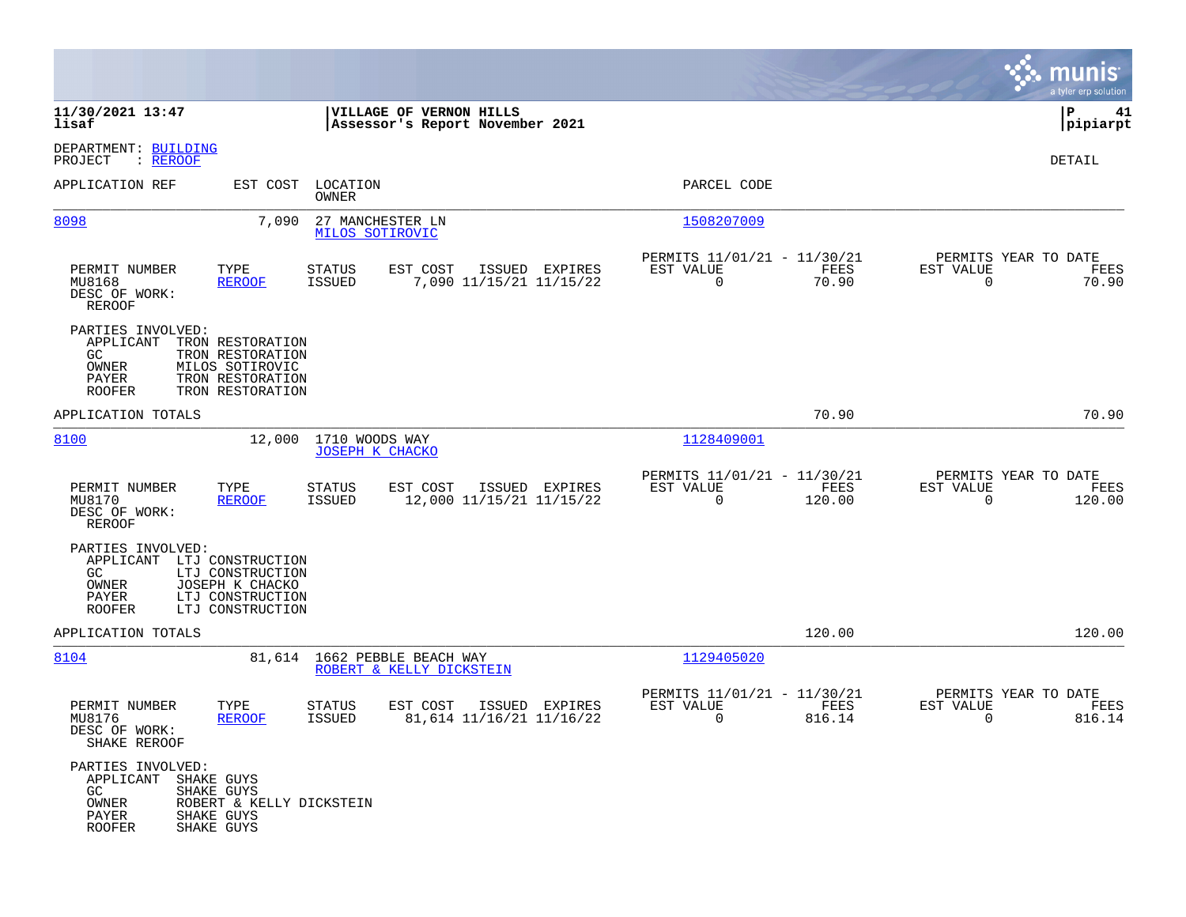**VILLAGE OF VERNON HILLS**
**Assessor's Report November 2021**

11/30/2021 13:47 — lisaf — P 41 — pipiarpt

DEPARTMENT: BUILDING
PROJECT : REROOF

DETAIL

| APPLICATION REF | EST COST | LOCATION / OWNER | PARCEL CODE |
|---|---|---|---|
| 8098 | 7,090 | 27 MANCHESTER LN / MILOS SOTIROVIC | 1508207009 |

| PERMIT NUMBER | TYPE | STATUS | EST COST | ISSUED | EXPIRES | PERMITS 11/01/21 - 11/30/21 EST VALUE | FEES | PERMITS YEAR TO DATE EST VALUE | FEES |
|---|---|---|---|---|---|---|---|---|---|
| MU8168 | REROOF | ISSUED | 7,090 | 11/15/21 | 11/15/22 | 0 | 70.90 | 0 | 70.90 |

DESC OF WORK:
REROOF

PARTIES INVOLVED:
- APPLICANT TRON RESTORATION
- GC TRON RESTORATION
- OWNER MILOS SOTIROVIC
- PAYER TRON RESTORATION
- ROOFER TRON RESTORATION

APPLICATION TOTALS: 70.90 | 70.90

| APPLICATION REF | EST COST | LOCATION / OWNER | PARCEL CODE |
|---|---|---|---|
| 8100 | 12,000 | 1710 WOODS WAY / JOSEPH K CHACKO | 1128409001 |

| PERMIT NUMBER | TYPE | STATUS | EST COST | ISSUED | EXPIRES | PERMITS 11/01/21 - 11/30/21 EST VALUE | FEES | PERMITS YEAR TO DATE EST VALUE | FEES |
|---|---|---|---|---|---|---|---|---|---|
| MU8170 | REROOF | ISSUED | 12,000 | 11/15/21 | 11/15/22 | 0 | 120.00 | 0 | 120.00 |

DESC OF WORK:
REROOF

PARTIES INVOLVED:
- APPLICANT LTJ CONSTRUCTION
- GC LTJ CONSTRUCTION
- OWNER JOSEPH K CHACKO
- PAYER LTJ CONSTRUCTION
- ROOFER LTJ CONSTRUCTION

APPLICATION TOTALS: 120.00 | 120.00

| APPLICATION REF | EST COST | LOCATION / OWNER | PARCEL CODE |
|---|---|---|---|
| 8104 | 81,614 | 1662 PEBBLE BEACH WAY / ROBERT & KELLY DICKSTEIN | 1129405020 |

| PERMIT NUMBER | TYPE | STATUS | EST COST | ISSUED | EXPIRES | PERMITS 11/01/21 - 11/30/21 EST VALUE | FEES | PERMITS YEAR TO DATE EST VALUE | FEES |
|---|---|---|---|---|---|---|---|---|---|
| MU8176 | REROOF | ISSUED | 81,614 | 11/16/21 | 11/16/22 | 0 | 816.14 | 0 | 816.14 |

DESC OF WORK:
SHAKE REROOF

PARTIES INVOLVED:
- APPLICANT SHAKE GUYS
- GC SHAKE GUYS
- OWNER ROBERT & KELLY DICKSTEIN
- PAYER SHAKE GUYS
- ROOFER SHAKE GUYS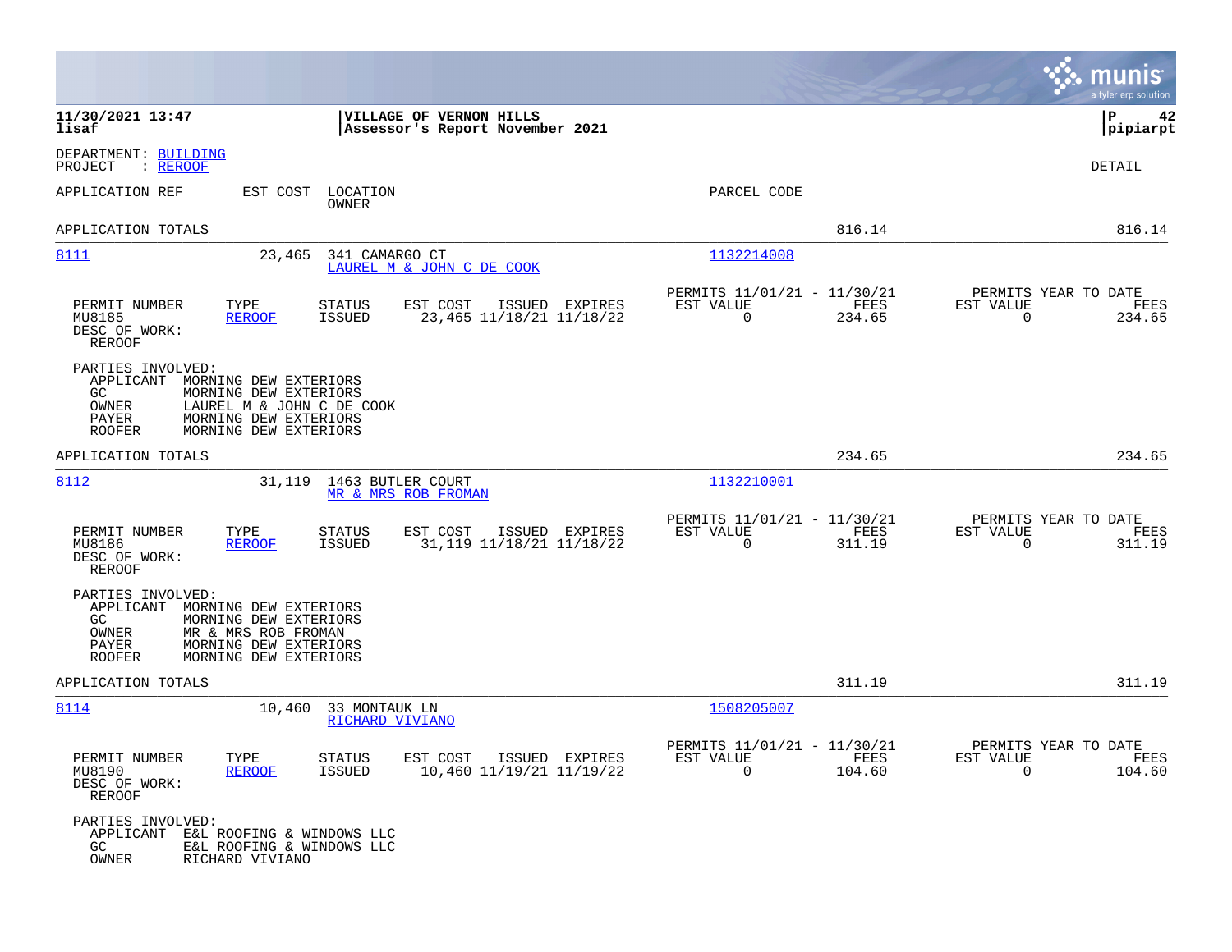**11/30/2021 13:47**
**lisaf**

**VILLAGE OF VERNON HILLS**
**Assessor's Report November 2021**

**P 42**
**pipiarpt**

DEPARTMENT: BUILDING
PROJECT : REROOF

DETAIL

| APPLICATION REF | EST COST | LOCATION / OWNER | PARCEL CODE | | |
|---|---|---|---|---|---|
| APPLICATION TOTALS | | | | 816.14 | 816.14 |

---

**8111** — 23,465 — 341 CAMARGO CT — LAUREL M & JOHN C DE COOK — Parcel: 1132214008

| PERMIT NUMBER | TYPE | STATUS | EST COST | ISSUED | EXPIRES | PERMITS 11/01/21 - 11/30/21 EST VALUE | FEES | PERMITS YEAR TO DATE EST VALUE | FEES |
|---|---|---|---|---|---|---|---|---|---|
| MU8185 | REROOF | ISSUED | 23,465 | 11/18/21 | 11/18/22 | 0 | 234.65 | 0 | 234.65 |

DESC OF WORK:
REROOF

PARTIES INVOLVED:
- APPLICANT MORNING DEW EXTERIORS
- GC MORNING DEW EXTERIORS
- OWNER LAUREL M & JOHN C DE COOK
- PAYER MORNING DEW EXTERIORS
- ROOFER MORNING DEW EXTERIORS

APPLICATION TOTALS: 234.65 — 234.65

---

**8112** — 31,119 — 1463 BUTLER COURT — MR & MRS ROB FROMAN — Parcel: 1132210001

| PERMIT NUMBER | TYPE | STATUS | EST COST | ISSUED | EXPIRES | PERMITS 11/01/21 - 11/30/21 EST VALUE | FEES | PERMITS YEAR TO DATE EST VALUE | FEES |
|---|---|---|---|---|---|---|---|---|---|
| MU8186 | REROOF | ISSUED | 31,119 | 11/18/21 | 11/18/22 | 0 | 311.19 | 0 | 311.19 |

DESC OF WORK:
REROOF

PARTIES INVOLVED:
- APPLICANT MORNING DEW EXTERIORS
- GC MORNING DEW EXTERIORS
- OWNER MR & MRS ROB FROMAN
- PAYER MORNING DEW EXTERIORS
- ROOFER MORNING DEW EXTERIORS

APPLICATION TOTALS: 311.19 — 311.19

---

**8114** — 10,460 — 33 MONTAUK LN — RICHARD VIVIANO — Parcel: 1508205007

| PERMIT NUMBER | TYPE | STATUS | EST COST | ISSUED | EXPIRES | PERMITS 11/01/21 - 11/30/21 EST VALUE | FEES | PERMITS YEAR TO DATE EST VALUE | FEES |
|---|---|---|---|---|---|---|---|---|---|
| MU8190 | REROOF | ISSUED | 10,460 | 11/19/21 | 11/19/22 | 0 | 104.60 | 0 | 104.60 |

DESC OF WORK:
REROOF

PARTIES INVOLVED:
- APPLICANT E&L ROOFING & WINDOWS LLC
- GC E&L ROOFING & WINDOWS LLC
- OWNER RICHARD VIVIANO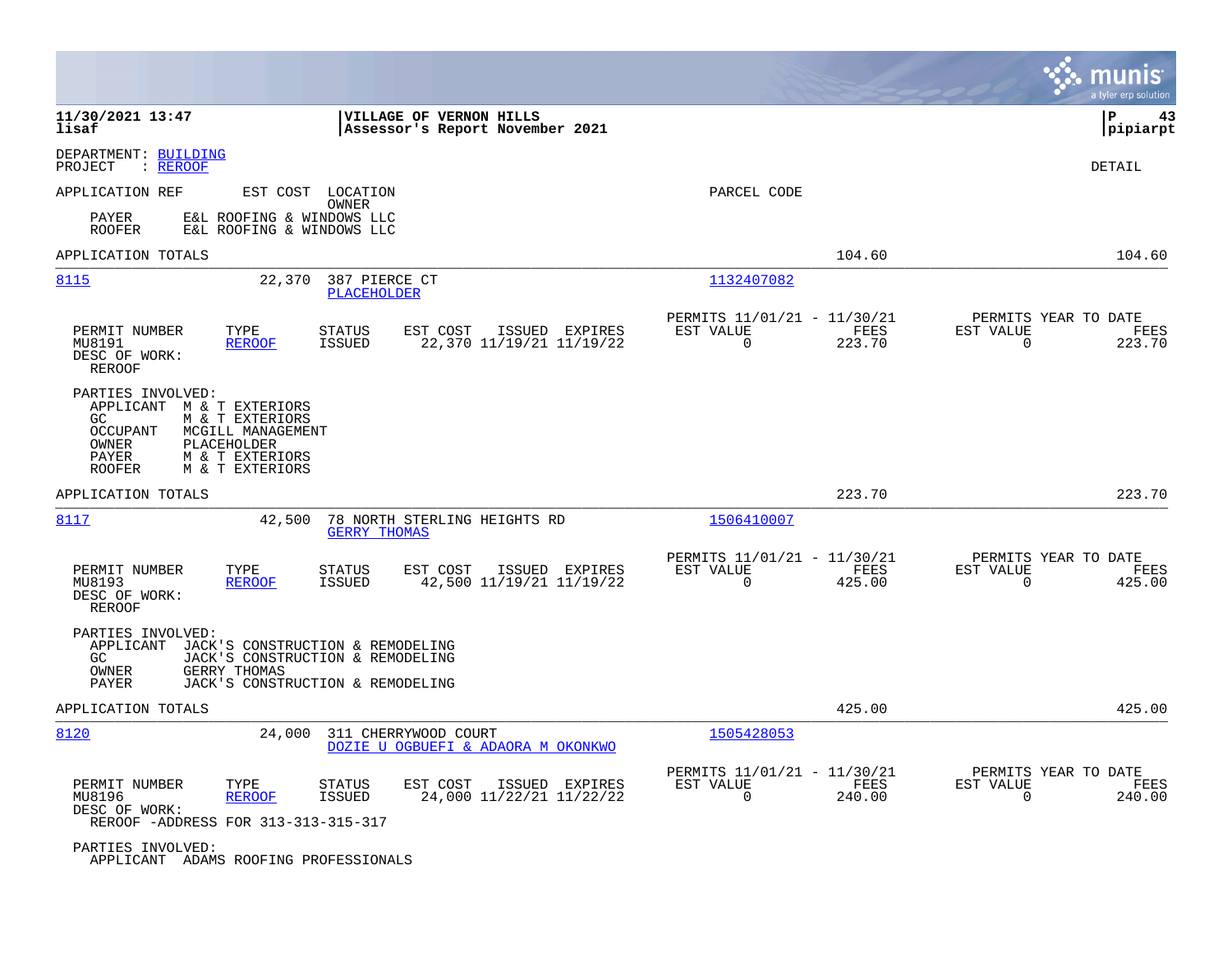**11/30/2021 13:47**
**lisaf**

**VILLAGE OF VERNON HILLS**
**Assessor's Report November 2021**

**P 43**
**pipiarpt**

DEPARTMENT: BUILDING
PROJECT : REROOF

DETAIL

APPLICATION REF    EST COST    LOCATION    OWNER    PARCEL CODE

PAYER    E&L ROOFING & WINDOWS LLC
ROOFER    E&L ROOFING & WINDOWS LLC

APPLICATION TOTALS    104.60    104.60

---

**8115**    22,370    387 PIERCE CT    PLACEHOLDER    1132407082

| PERMIT NUMBER | TYPE | STATUS | EST COST | ISSUED | EXPIRES | PERMITS 11/01/21 - 11/30/21 EST VALUE | FEES | PERMITS YEAR TO DATE EST VALUE | FEES |
|---|---|---|---|---|---|---|---|---|---|
| MU8191 | REROOF | ISSUED | 22,370 | 11/19/21 | 11/19/22 | 0 | 223.70 | 0 | 223.70 |

DESC OF WORK:
REROOF

PARTIES INVOLVED:
APPLICANT    M & T EXTERIORS
GC    M & T EXTERIORS
OCCUPANT    MCGILL MANAGEMENT
OWNER    PLACEHOLDER
PAYER    M & T EXTERIORS
ROOFER    M & T EXTERIORS

APPLICATION TOTALS    223.70    223.70

---

**8117**    42,500    78 NORTH STERLING HEIGHTS RD    GERRY THOMAS    1506410007

| PERMIT NUMBER | TYPE | STATUS | EST COST | ISSUED | EXPIRES | PERMITS 11/01/21 - 11/30/21 EST VALUE | FEES | PERMITS YEAR TO DATE EST VALUE | FEES |
|---|---|---|---|---|---|---|---|---|---|
| MU8193 | REROOF | ISSUED | 42,500 | 11/19/21 | 11/19/22 | 0 | 425.00 | 0 | 425.00 |

DESC OF WORK:
REROOF

PARTIES INVOLVED:
APPLICANT    JACK'S CONSTRUCTION & REMODELING
GC    JACK'S CONSTRUCTION & REMODELING
OWNER    GERRY THOMAS
PAYER    JACK'S CONSTRUCTION & REMODELING

APPLICATION TOTALS    425.00    425.00

---

**8120**    24,000    311 CHERRYWOOD COURT    DOZIE U OGBUEFI & ADAORA M OKONKWO    1505428053

| PERMIT NUMBER | TYPE | STATUS | EST COST | ISSUED | EXPIRES | PERMITS 11/01/21 - 11/30/21 EST VALUE | FEES | PERMITS YEAR TO DATE EST VALUE | FEES |
|---|---|---|---|---|---|---|---|---|---|
| MU8196 | REROOF | ISSUED | 24,000 | 11/22/21 | 11/22/22 | 0 | 240.00 | 0 | 240.00 |

DESC OF WORK:
REROOF -ADDRESS FOR 313-313-315-317

PARTIES INVOLVED:
APPLICANT    ADAMS ROOFING PROFESSIONALS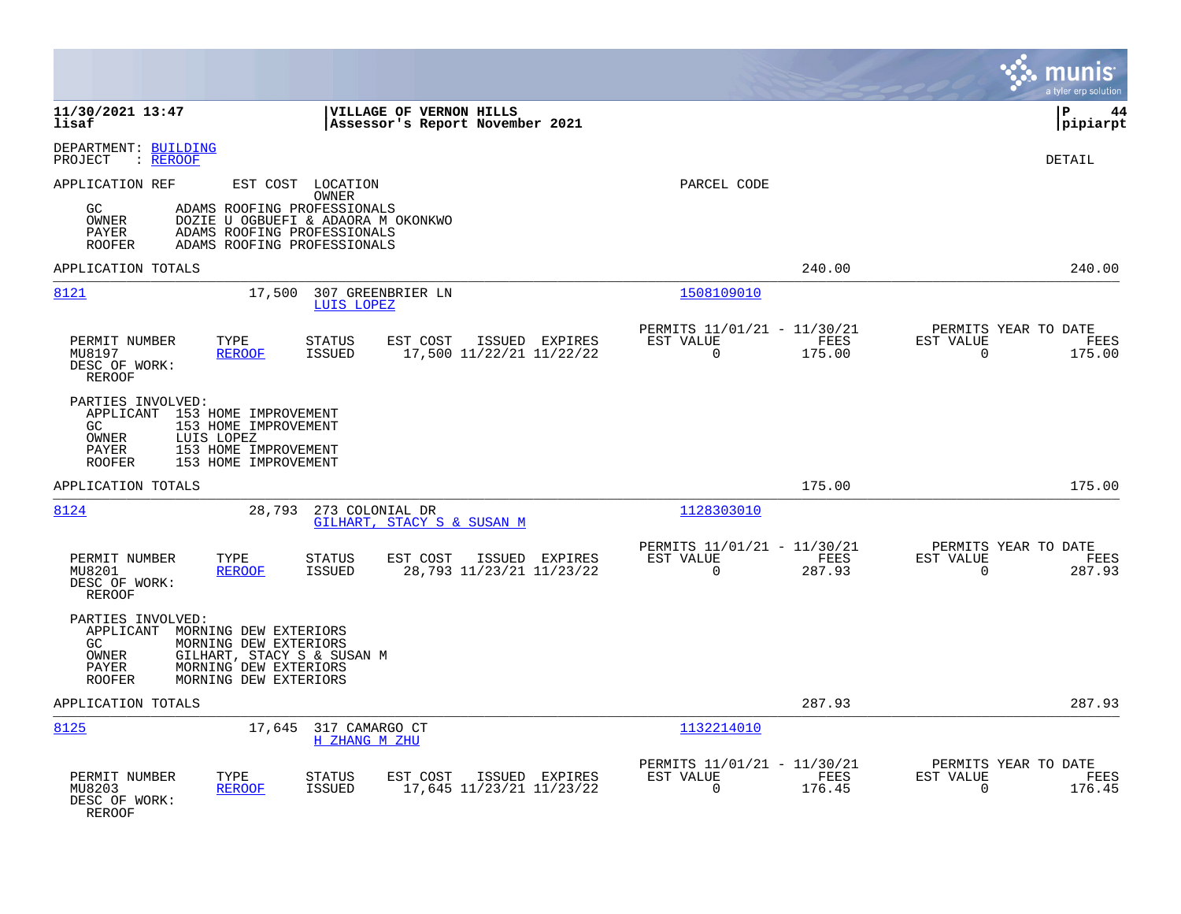DEPARTMENT: BUILDING
PROJECT : REROOF

DETAIL

APPLICATION REF | EST COST | LOCATION / OWNER | PARCEL CODE

GC ADAMS ROOFING PROFESSIONALS
OWNER DOZIE U OGBUEFI & ADAORA M OKONKWO
PAYER ADAMS ROOFING PROFESSIONALS
ROOFER ADAMS ROOFING PROFESSIONALS

APPLICATION TOTALS 240.00 240.00

---

**8121** 17,500 307 GREENBRIER LN
LUIS LOPEZ
1508109010

| PERMIT NUMBER | TYPE | STATUS | EST COST | ISSUED | EXPIRES | PERMITS 11/01/21 - 11/30/21 EST VALUE | FEES | PERMITS YEAR TO DATE EST VALUE | FEES |
|---|---|---|---|---|---|---|---|---|---|
| MU8197 | REROOF | ISSUED | 17,500 | 11/22/21 | 11/22/22 | 0 | 175.00 | 0 | 175.00 |

DESC OF WORK:
REROOF

PARTIES INVOLVED:
APPLICANT 153 HOME IMPROVEMENT
GC 153 HOME IMPROVEMENT
OWNER LUIS LOPEZ
PAYER 153 HOME IMPROVEMENT
ROOFER 153 HOME IMPROVEMENT

APPLICATION TOTALS 175.00 175.00

---

**8124** 28,793 273 COLONIAL DR
GILHART, STACY S & SUSAN M
1128303010

| PERMIT NUMBER | TYPE | STATUS | EST COST | ISSUED | EXPIRES | PERMITS 11/01/21 - 11/30/21 EST VALUE | FEES | PERMITS YEAR TO DATE EST VALUE | FEES |
|---|---|---|---|---|---|---|---|---|---|
| MU8201 | REROOF | ISSUED | 28,793 | 11/23/21 | 11/23/22 | 0 | 287.93 | 0 | 287.93 |

DESC OF WORK:
REROOF

PARTIES INVOLVED:
APPLICANT MORNING DEW EXTERIORS
GC MORNING DEW EXTERIORS
OWNER GILHART, STACY S & SUSAN M
PAYER MORNING DEW EXTERIORS
ROOFER MORNING DEW EXTERIORS

APPLICATION TOTALS 287.93 287.93

---

**8125** 17,645 317 CAMARGO CT
H ZHANG M ZHU
1132214010

| PERMIT NUMBER | TYPE | STATUS | EST COST | ISSUED | EXPIRES | PERMITS 11/01/21 - 11/30/21 EST VALUE | FEES | PERMITS YEAR TO DATE EST VALUE | FEES |
|---|---|---|---|---|---|---|---|---|---|
| MU8203 | REROOF | ISSUED | 17,645 | 11/23/21 | 11/23/22 | 0 | 176.45 | 0 | 176.45 |

DESC OF WORK:
REROOF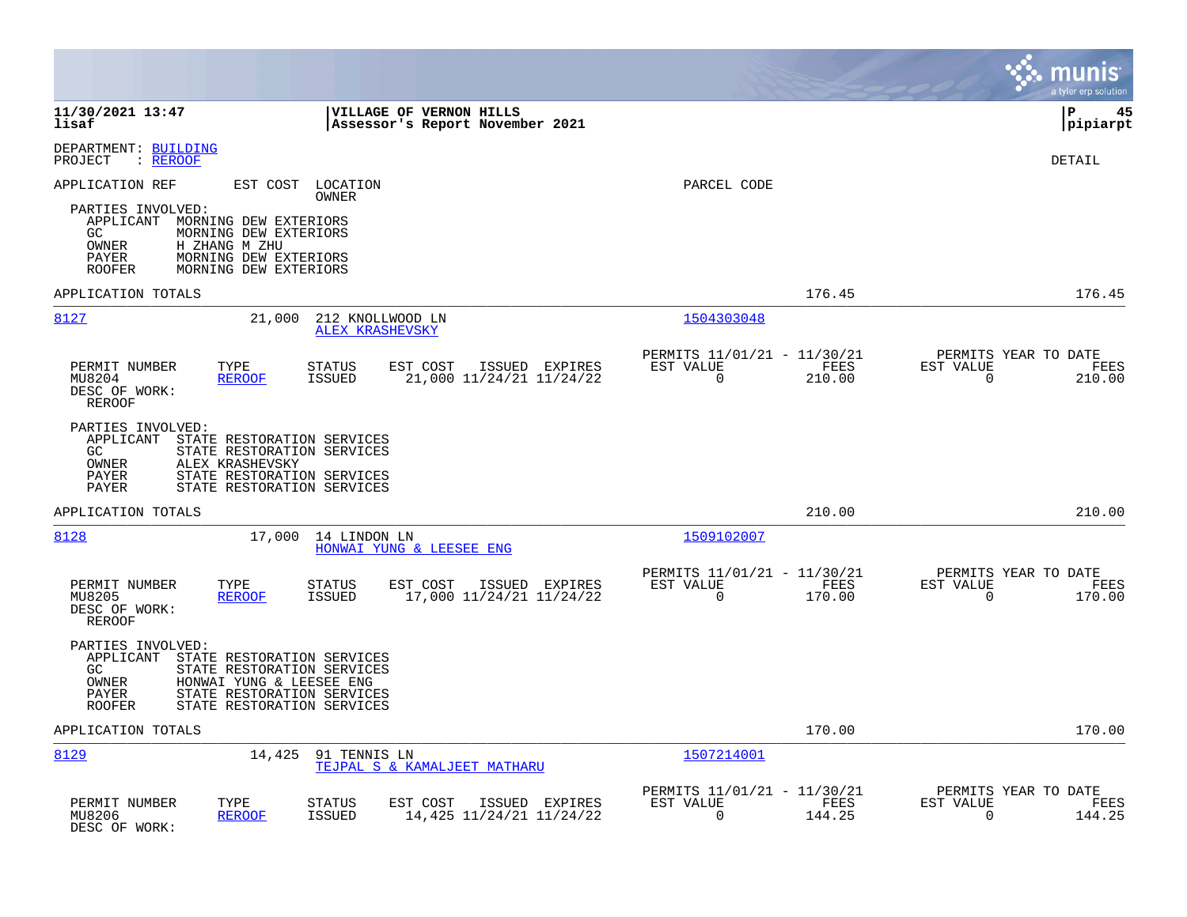DEPARTMENT: BUILDING
PROJECT : REROOF

DETAIL

APPLICATION REF | EST COST | LOCATION / OWNER | PARCEL CODE

PARTIES INVOLVED:
- APPLICANT MORNING DEW EXTERIORS
- GC MORNING DEW EXTERIORS
- OWNER H ZHANG M ZHU
- PAYER MORNING DEW EXTERIORS
- ROOFER MORNING DEW EXTERIORS

APPLICATION TOTALS 176.45 176.45

---

**8127** 21,000 212 KNOLLWOOD LN — ALEX KRASHEVSKY — 1504303048

| PERMIT NUMBER | TYPE | STATUS | EST COST | ISSUED | EXPIRES | PERMITS 11/01/21 - 11/30/21 EST VALUE | FEES | PERMITS YEAR TO DATE EST VALUE | FEES |
|---|---|---|---|---|---|---|---|---|---|
| MU8204 | REROOF | ISSUED | 21,000 | 11/24/21 | 11/24/22 | 0 | 210.00 | 0 | 210.00 |

DESC OF WORK:
REROOF

PARTIES INVOLVED:
- APPLICANT STATE RESTORATION SERVICES
- GC STATE RESTORATION SERVICES
- OWNER ALEX KRASHEVSKY
- PAYER STATE RESTORATION SERVICES
- PAYER STATE RESTORATION SERVICES

APPLICATION TOTALS 210.00 210.00

---

**8128** 17,000 14 LINDON LN — HONWAI YUNG & LEESEE ENG — 1509102007

| PERMIT NUMBER | TYPE | STATUS | EST COST | ISSUED | EXPIRES | PERMITS 11/01/21 - 11/30/21 EST VALUE | FEES | PERMITS YEAR TO DATE EST VALUE | FEES |
|---|---|---|---|---|---|---|---|---|---|
| MU8205 | REROOF | ISSUED | 17,000 | 11/24/21 | 11/24/22 | 0 | 170.00 | 0 | 170.00 |

DESC OF WORK:
REROOF

PARTIES INVOLVED:
- APPLICANT STATE RESTORATION SERVICES
- GC STATE RESTORATION SERVICES
- OWNER HONWAI YUNG & LEESEE ENG
- PAYER STATE RESTORATION SERVICES
- ROOFER STATE RESTORATION SERVICES

APPLICATION TOTALS 170.00 170.00

---

**8129** 14,425 91 TENNIS LN — TEJPAL S & KAMALJEET MATHARU — 1507214001

| PERMIT NUMBER | TYPE | STATUS | EST COST | ISSUED | EXPIRES | PERMITS 11/01/21 - 11/30/21 EST VALUE | FEES | PERMITS YEAR TO DATE EST VALUE | FEES |
|---|---|---|---|---|---|---|---|---|---|
| MU8206 | REROOF | ISSUED | 14,425 | 11/24/21 | 11/24/22 | 0 | 144.25 | 0 | 144.25 |

DESC OF WORK: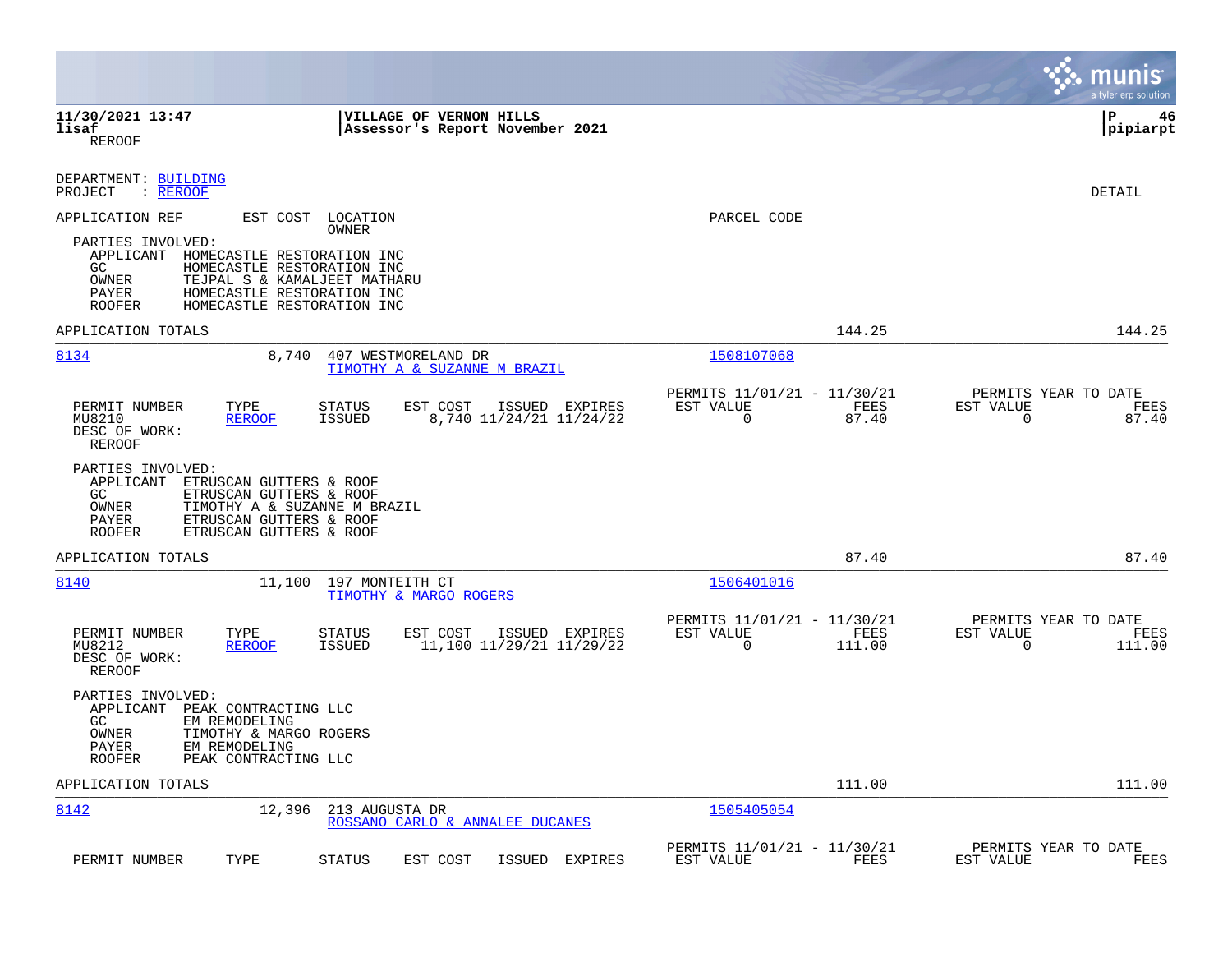11/30/2021 13:47 | VILLAGE OF VERNON HILLS | P 46
lisaf | Assessor's Report November 2021 | pipiarpt
REROOF

DEPARTMENT: BUILDING
PROJECT : REROOF

DETAIL

APPLICATION REF | EST COST | LOCATION / OWNER | PARCEL CODE

PARTIES INVOLVED:
- APPLICANT HOMECASTLE RESTORATION INC
- GC HOMECASTLE RESTORATION INC
- OWNER TEJPAL S & KAMALJEET MATHARU
- PAYER HOMECASTLE RESTORATION INC
- ROOFER HOMECASTLE RESTORATION INC

APPLICATION TOTALS 144.25 144.25

---

**8134** 8,740 407 WESTMORELAND DR — TIMOTHY A & SUZANNE M BRAZIL — 1508107068

| PERMIT NUMBER | TYPE | STATUS | EST COST | ISSUED | EXPIRES | PERMITS 11/01/21 - 11/30/21 EST VALUE | FEES | PERMITS YEAR TO DATE EST VALUE | FEES |
|---|---|---|---|---|---|---|---|---|---|
| MU8210 | REROOF | ISSUED | 8,740 | 11/24/21 | 11/24/22 | 0 | 87.40 | 0 | 87.40 |

DESC OF WORK:
REROOF

PARTIES INVOLVED:
- APPLICANT ETRUSCAN GUTTERS & ROOF
- GC ETRUSCAN GUTTERS & ROOF
- OWNER TIMOTHY A & SUZANNE M BRAZIL
- PAYER ETRUSCAN GUTTERS & ROOF
- ROOFER ETRUSCAN GUTTERS & ROOF

APPLICATION TOTALS 87.40 87.40

---

**8140** 11,100 197 MONTEITH CT — TIMOTHY & MARGO ROGERS — 1506401016

| PERMIT NUMBER | TYPE | STATUS | EST COST | ISSUED | EXPIRES | PERMITS 11/01/21 - 11/30/21 EST VALUE | FEES | PERMITS YEAR TO DATE EST VALUE | FEES |
|---|---|---|---|---|---|---|---|---|---|
| MU8212 | REROOF | ISSUED | 11,100 | 11/29/21 | 11/29/22 | 0 | 111.00 | 0 | 111.00 |

DESC OF WORK:
REROOF

PARTIES INVOLVED:
- APPLICANT PEAK CONTRACTING LLC
- GC EM REMODELING
- OWNER TIMOTHY & MARGO ROGERS
- PAYER EM REMODELING
- ROOFER PEAK CONTRACTING LLC

APPLICATION TOTALS 111.00 111.00

---

**8142** 12,396 213 AUGUSTA DR — ROSSANO CARLO & ANNALEE DUCANES — 1505405054

| PERMIT NUMBER | TYPE | STATUS | EST COST | ISSUED | EXPIRES | PERMITS 11/01/21 - 11/30/21 EST VALUE | FEES | PERMITS YEAR TO DATE EST VALUE | FEES |
|---|---|---|---|---|---|---|---|---|---|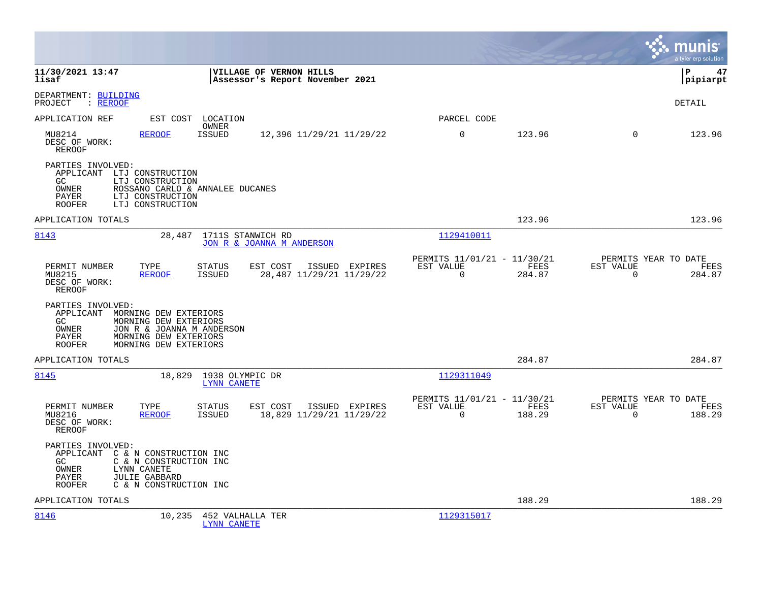**11/30/2021 13:47** | **VILLAGE OF VERNON HILLS** | **P 47**
**lisaf** | **Assessor's Report November 2021** | **pipiarpt**

DEPARTMENT: BUILDING
PROJECT : REROOF

DETAIL

| APPLICATION REF | EST COST | LOCATION / OWNER | | PARCEL CODE | | | |
|---|---|---|---|---|---|---|---|
| MU8214 | REROOF | ISSUED | 12,396 11/29/21 11/29/22 | 0 | 123.96 | 0 | 123.96 |

DESC OF WORK:
REROOF

PARTIES INVOLVED:
- APPLICANT LTJ CONSTRUCTION
- GC LTJ CONSTRUCTION
- OWNER ROSSANO CARLO & ANNALEE DUCANES
- PAYER LTJ CONSTRUCTION
- ROOFER LTJ CONSTRUCTION

APPLICATION TOTALS — 123.96 — 123.96

---

**8143** — 28,487 — 1711S STANWICH RD — JON R & JOANNA M ANDERSON — 1129410011

| PERMIT NUMBER | TYPE | STATUS | EST COST | ISSUED | EXPIRES | PERMITS 11/01/21 - 11/30/21 EST VALUE | FEES | PERMITS YEAR TO DATE EST VALUE | FEES |
|---|---|---|---|---|---|---|---|---|---|
| MU8215 | REROOF | ISSUED | 28,487 | 11/29/21 | 11/29/22 | 0 | 284.87 | 0 | 284.87 |

DESC OF WORK:
REROOF

PARTIES INVOLVED:
- APPLICANT MORNING DEW EXTERIORS
- GC MORNING DEW EXTERIORS
- OWNER JON R & JOANNA M ANDERSON
- PAYER MORNING DEW EXTERIORS
- ROOFER MORNING DEW EXTERIORS

APPLICATION TOTALS — 284.87 — 284.87

---

**8145** — 18,829 — 1938 OLYMPIC DR — LYNN CANETE — 1129311049

| PERMIT NUMBER | TYPE | STATUS | EST COST | ISSUED | EXPIRES | PERMITS 11/01/21 - 11/30/21 EST VALUE | FEES | PERMITS YEAR TO DATE EST VALUE | FEES |
|---|---|---|---|---|---|---|---|---|---|
| MU8216 | REROOF | ISSUED | 18,829 | 11/29/21 | 11/29/22 | 0 | 188.29 | 0 | 188.29 |

DESC OF WORK:
REROOF

PARTIES INVOLVED:
- APPLICANT C & N CONSTRUCTION INC
- GC C & N CONSTRUCTION INC
- OWNER LYNN CANETE
- PAYER JULIE GABBARD
- ROOFER C & N CONSTRUCTION INC

APPLICATION TOTALS — 188.29 — 188.29

---

**8146** — 10,235 — 452 VALHALLA TER — LYNN CANETE — 1129315017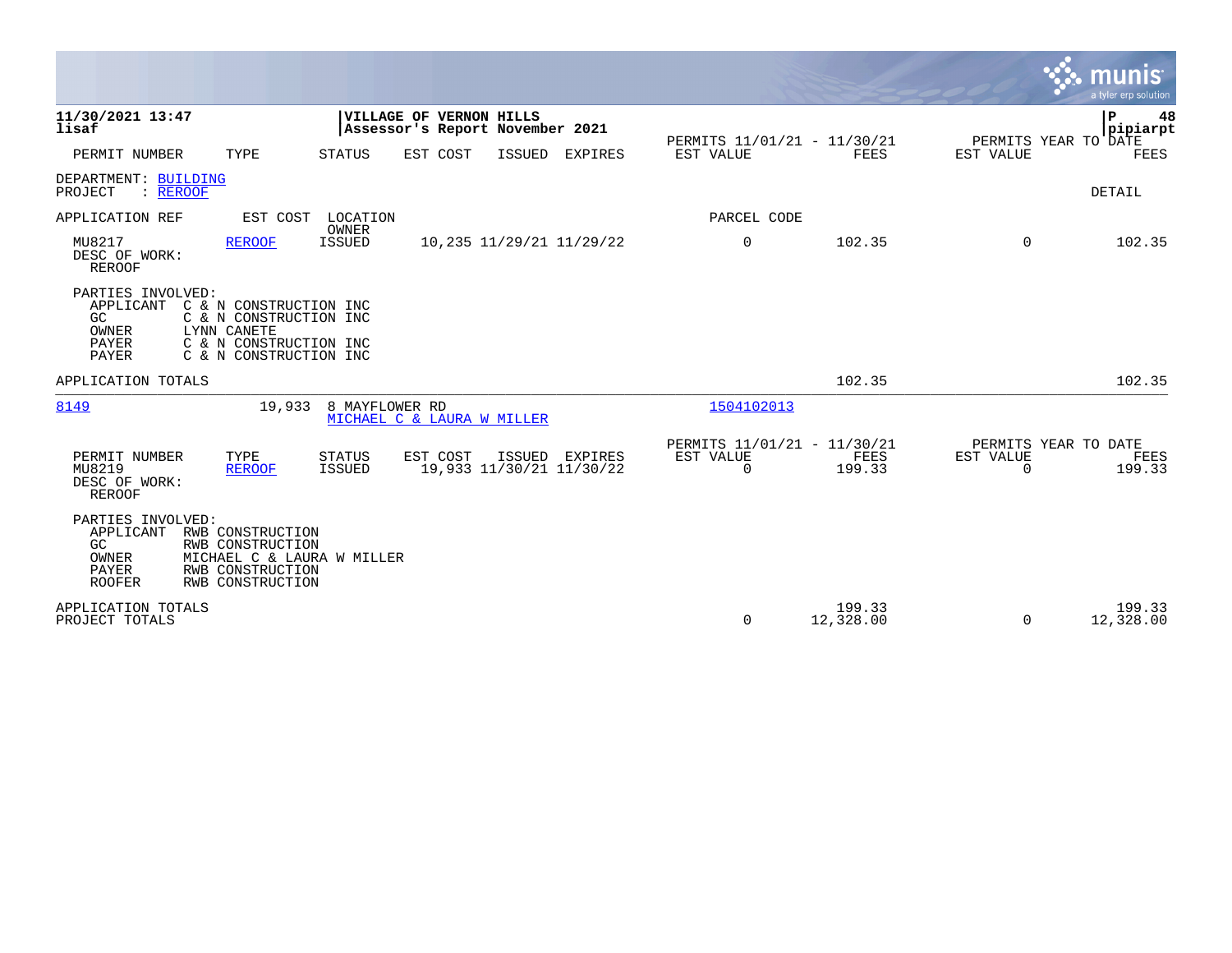**VILLAGE OF VERNON HILLS**
**Assessor's Report November 2021**

| PERMIT NUMBER | TYPE | STATUS | EST COST | ISSUED | EXPIRES | PERMITS 11/01/21 - 11/30/21 EST VALUE | FEES | PERMITS YEAR TO DATE EST VALUE | FEES |
|---|---|---|---|---|---|---|---|---|---|

DEPARTMENT: BUILDING
PROJECT : REROOF

DETAIL

| APPLICATION REF | EST COST | LOCATION / OWNER | | | | PARCEL CODE | | | |
|---|---|---|---|---|---|---|---|---|---|
| MU8217 | REROOF | ISSUED | 10,235 | 11/29/21 | 11/29/22 | 0 | 102.35 | 0 | 102.35 |

DESC OF WORK:
REROOF

PARTIES INVOLVED:
- APPLICANT C & N CONSTRUCTION INC
- GC C & N CONSTRUCTION INC
- OWNER LYNN CANETE
- PAYER C & N CONSTRUCTION INC
- PAYER C & N CONSTRUCTION INC

APPLICATION TOTALS — 102.35 — 102.35

---

| APPLICATION REF | EST COST | LOCATION | OWNER | PARCEL CODE |
|---|---|---|---|---|
| 8149 | 19,933 | 8 MAYFLOWER RD | MICHAEL C & LAURA W MILLER | 1504102013 |

| PERMIT NUMBER | TYPE | STATUS | EST COST | ISSUED | EXPIRES | PERMITS 11/01/21 - 11/30/21 EST VALUE | FEES | PERMITS YEAR TO DATE EST VALUE | FEES |
|---|---|---|---|---|---|---|---|---|---|
| MU8219 | REROOF | ISSUED | 19,933 | 11/30/21 | 11/30/22 | 0 | 199.33 | 0 | 199.33 |

DESC OF WORK:
REROOF

PARTIES INVOLVED:
- APPLICANT RWB CONSTRUCTION
- GC RWB CONSTRUCTION
- OWNER MICHAEL C & LAURA W MILLER
- PAYER RWB CONSTRUCTION
- ROOFER RWB CONSTRUCTION

| | PERMITS 11/01/21 - 11/30/21 EST VALUE | FEES | PERMITS YEAR TO DATE EST VALUE | FEES |
|---|---|---|---|---|
| APPLICATION TOTALS | | 199.33 | | 199.33 |
| PROJECT TOTALS | 0 | 12,328.00 | 0 | 12,328.00 |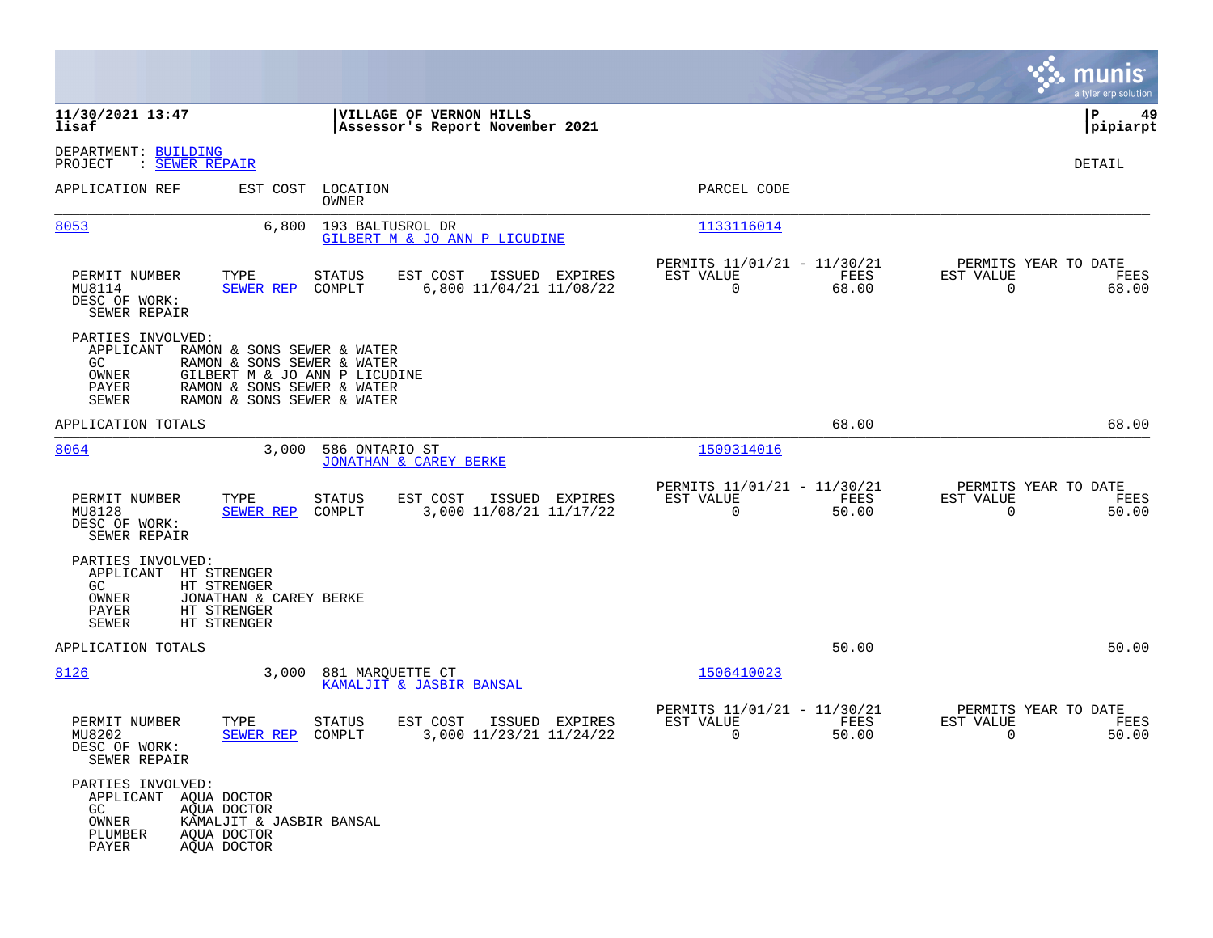**11/30/2021 13:47**
**lisaf**

**VILLAGE OF VERNON HILLS**
**Assessor's Report November 2021**

**P 49**
**pipiarpt**

DEPARTMENT: BUILDING
PROJECT : SEWER REPAIR

DETAIL

| APPLICATION REF | EST COST | LOCATION / OWNER | PARCEL CODE |
|---|---|---|---|
| 8053 | 6,800 | 193 BALTUSROL DR / GILBERT M & JO ANN P LICUDINE | 1133116014 |

| PERMIT NUMBER | TYPE | STATUS | EST COST | ISSUED | EXPIRES | PERMITS 11/01/21 - 11/30/21 EST VALUE | FEES | PERMITS YEAR TO DATE EST VALUE | FEES |
|---|---|---|---|---|---|---|---|---|---|
| MU8114 | SEWER REP | COMPLT | 6,800 | 11/04/21 | 11/08/22 | 0 | 68.00 | 0 | 68.00 |

DESC OF WORK:
SEWER REPAIR

PARTIES INVOLVED:
- APPLICANT RAMON & SONS SEWER & WATER
- GC RAMON & SONS SEWER & WATER
- OWNER GILBERT M & JO ANN P LICUDINE
- PAYER RAMON & SONS SEWER & WATER
- SEWER RAMON & SONS SEWER & WATER

APPLICATION TOTALS: 68.00 | 68.00

| APPLICATION REF | EST COST | LOCATION / OWNER | PARCEL CODE |
|---|---|---|---|
| 8064 | 3,000 | 586 ONTARIO ST / JONATHAN & CAREY BERKE | 1509314016 |

| PERMIT NUMBER | TYPE | STATUS | EST COST | ISSUED | EXPIRES | PERMITS 11/01/21 - 11/30/21 EST VALUE | FEES | PERMITS YEAR TO DATE EST VALUE | FEES |
|---|---|---|---|---|---|---|---|---|---|
| MU8128 | SEWER REP | COMPLT | 3,000 | 11/08/21 | 11/17/22 | 0 | 50.00 | 0 | 50.00 |

DESC OF WORK:
SEWER REPAIR

PARTIES INVOLVED:
- APPLICANT HT STRENGER
- GC HT STRENGER
- OWNER JONATHAN & CAREY BERKE
- PAYER HT STRENGER
- SEWER HT STRENGER

APPLICATION TOTALS: 50.00 | 50.00

| APPLICATION REF | EST COST | LOCATION / OWNER | PARCEL CODE |
|---|---|---|---|
| 8126 | 3,000 | 881 MARQUETTE CT / KAMALJIT & JASBIR BANSAL | 1506410023 |

| PERMIT NUMBER | TYPE | STATUS | EST COST | ISSUED | EXPIRES | PERMITS 11/01/21 - 11/30/21 EST VALUE | FEES | PERMITS YEAR TO DATE EST VALUE | FEES |
|---|---|---|---|---|---|---|---|---|---|
| MU8202 | SEWER REP | COMPLT | 3,000 | 11/23/21 | 11/24/22 | 0 | 50.00 | 0 | 50.00 |

DESC OF WORK:
SEWER REPAIR

PARTIES INVOLVED:
- APPLICANT AQUA DOCTOR
- GC AQUA DOCTOR
- OWNER KAMALJIT & JASBIR BANSAL
- PLUMBER AQUA DOCTOR
- PAYER AQUA DOCTOR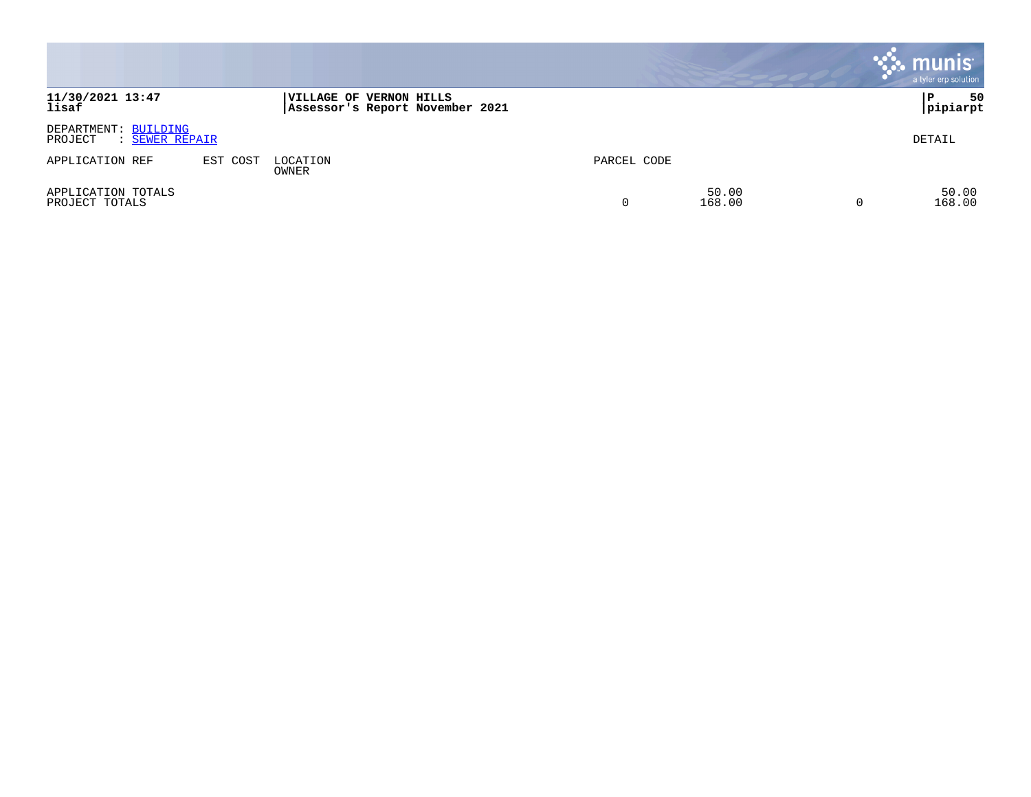**11/30/2021 13:47**
**lisaf**

**VILLAGE OF VERNON HILLS**
**Assessor's Report November 2021**

**P 50**
**pipiarpt**

DEPARTMENT: BUILDING
PROJECT : SEWER REPAIR

DETAIL

| APPLICATION REF | EST COST | LOCATION<br>OWNER | PARCEL CODE | | | |
|---|---|---|---|---|---|---|
| APPLICATION TOTALS | | | | 50.00 | | 50.00 |
| PROJECT TOTALS | | | 0 | 168.00 | 0 | 168.00 |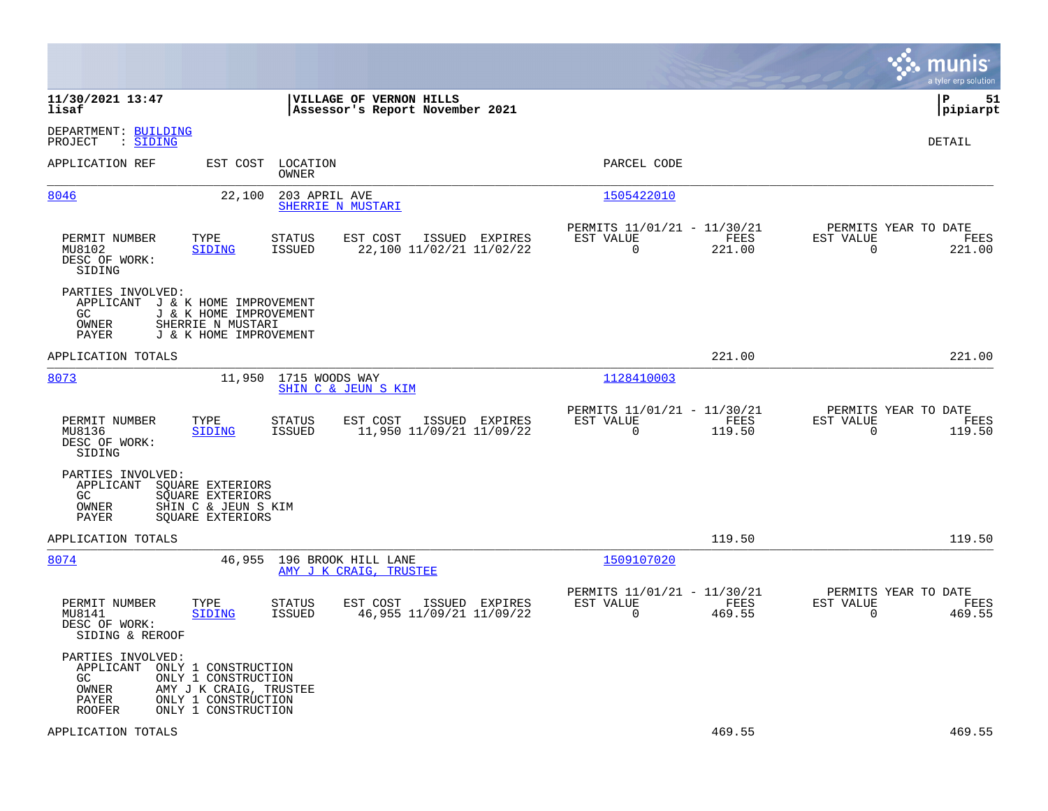11/30/2021 13:47
lisaf

**VILLAGE OF VERNON HILLS**
**Assessor's Report November 2021**

P 51
pipiarpt

DEPARTMENT: BUILDING
PROJECT : SIDING

DETAIL

| APPLICATION REF | EST COST | LOCATION / OWNER | PARCEL CODE |
|---|---|---|---|
| 8046 | 22,100 | 203 APRIL AVE / SHERRIE N MUSTARI | 1505422010 |

| PERMIT NUMBER | TYPE | STATUS | EST COST | ISSUED | EXPIRES | PERMITS 11/01/21 - 11/30/21 EST VALUE | FEES | PERMITS YEAR TO DATE EST VALUE | FEES |
|---|---|---|---|---|---|---|---|---|---|
| MU8102 | SIDING | ISSUED | 22,100 | 11/02/21 | 11/02/22 | 0 | 221.00 | 0 | 221.00 |

DESC OF WORK:
SIDING

PARTIES INVOLVED:
- APPLICANT J & K HOME IMPROVEMENT
- GC J & K HOME IMPROVEMENT
- OWNER SHERRIE N MUSTARI
- PAYER J & K HOME IMPROVEMENT

APPLICATION TOTALS 221.00 221.00

| APPLICATION REF | EST COST | LOCATION / OWNER | PARCEL CODE |
|---|---|---|---|
| 8073 | 11,950 | 1715 WOODS WAY / SHIN C & JEUN S KIM | 1128410003 |

| PERMIT NUMBER | TYPE | STATUS | EST COST | ISSUED | EXPIRES | PERMITS 11/01/21 - 11/30/21 EST VALUE | FEES | PERMITS YEAR TO DATE EST VALUE | FEES |
|---|---|---|---|---|---|---|---|---|---|
| MU8136 | SIDING | ISSUED | 11,950 | 11/09/21 | 11/09/22 | 0 | 119.50 | 0 | 119.50 |

DESC OF WORK:
SIDING

PARTIES INVOLVED:
- APPLICANT SQUARE EXTERIORS
- GC SQUARE EXTERIORS
- OWNER SHIN C & JEUN S KIM
- PAYER SQUARE EXTERIORS

APPLICATION TOTALS 119.50 119.50

| APPLICATION REF | EST COST | LOCATION / OWNER | PARCEL CODE |
|---|---|---|---|
| 8074 | 46,955 | 196 BROOK HILL LANE / AMY J K CRAIG, TRUSTEE | 1509107020 |

| PERMIT NUMBER | TYPE | STATUS | EST COST | ISSUED | EXPIRES | PERMITS 11/01/21 - 11/30/21 EST VALUE | FEES | PERMITS YEAR TO DATE EST VALUE | FEES |
|---|---|---|---|---|---|---|---|---|---|
| MU8141 | SIDING | ISSUED | 46,955 | 11/09/21 | 11/09/22 | 0 | 469.55 | 0 | 469.55 |

DESC OF WORK:
SIDING & REROOF

PARTIES INVOLVED:
- APPLICANT ONLY 1 CONSTRUCTION
- GC ONLY 1 CONSTRUCTION
- OWNER AMY J K CRAIG, TRUSTEE
- PAYER ONLY 1 CONSTRUCTION
- ROOFER ONLY 1 CONSTRUCTION

APPLICATION TOTALS 469.55 469.55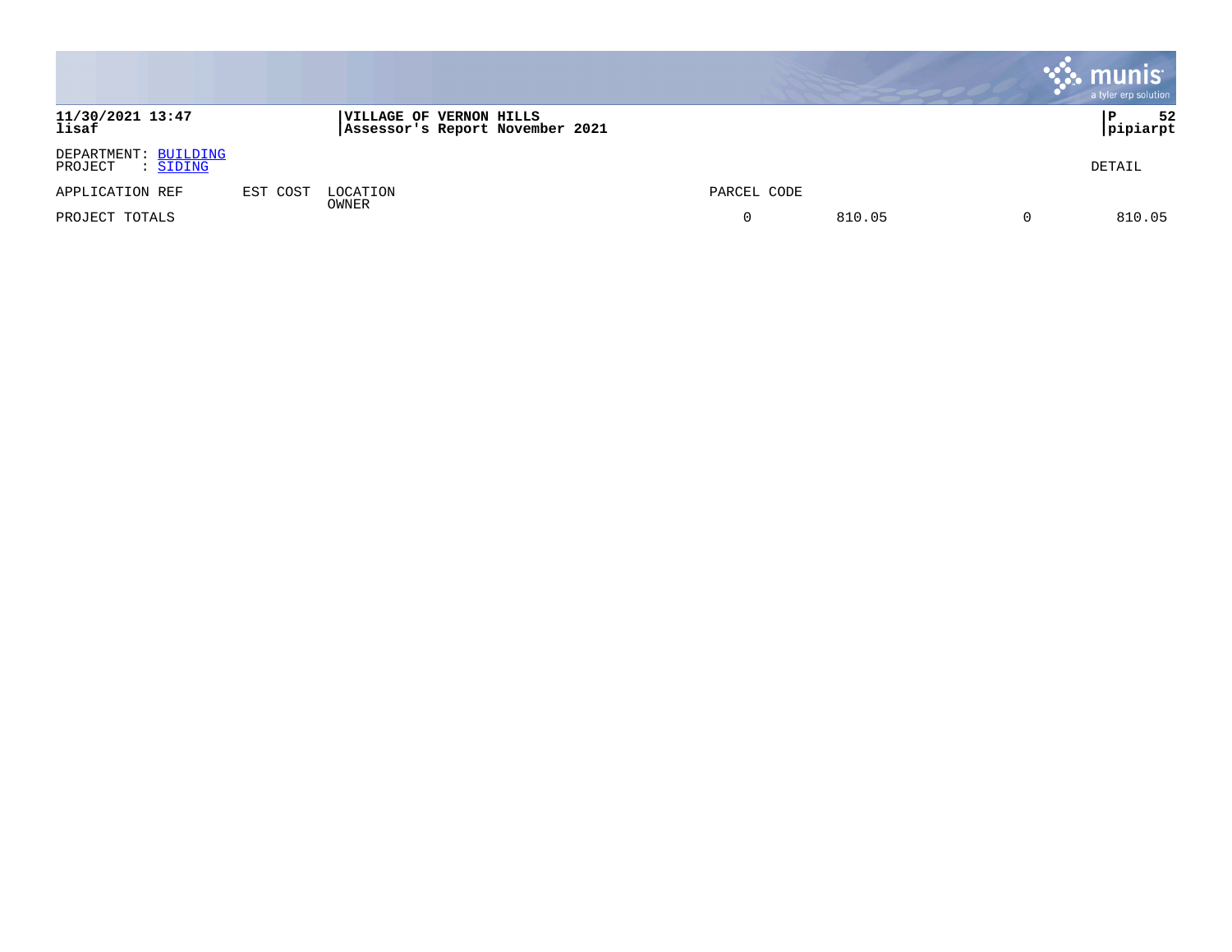DEPARTMENT: BUILDING
PROJECT : SIDING

DETAIL

| APPLICATION REF | EST COST | LOCATION OWNER | PARCEL CODE | | | |
|---|---|---|---|---|---|---|
| PROJECT TOTALS | | | 0 | 810.05 | 0 | 810.05 |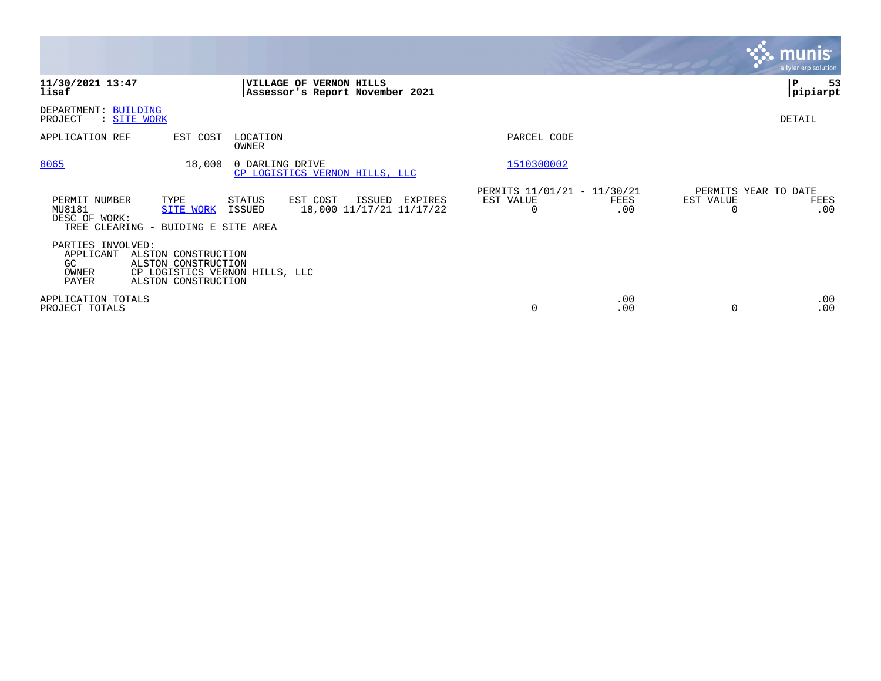**11/30/2021 13:47**
**lisaf**

**VILLAGE OF VERNON HILLS**
**Assessor's Report November 2021**

**P 53**
**pipiarpt**

DEPARTMENT: BUILDING
PROJECT : SITE WORK

DETAIL

| APPLICATION REF | EST COST | LOCATION / OWNER | PARCEL CODE |
|---|---|---|---|
| 8065 | 18,000 | 0 DARLING DRIVE / CP LOGISTICS VERNON HILLS, LLC | 1510300002 |

| PERMIT NUMBER | TYPE | STATUS | EST COST | ISSUED | EXPIRES | PERMITS 11/01/21 - 11/30/21 EST VALUE | FEES | PERMITS YEAR TO DATE EST VALUE | FEES |
|---|---|---|---|---|---|---|---|---|---|
| MU8181 | SITE WORK | ISSUED | 18,000 | 11/17/21 | 11/17/22 | 0 | .00 | 0 | .00 |

DESC OF WORK:
TREE CLEARING - BUIDING E SITE AREA

PARTIES INVOLVED:

| | |
|---|---|
| APPLICANT | ALSTON CONSTRUCTION |
| GC | ALSTON CONSTRUCTION |
| OWNER | CP LOGISTICS VERNON HILLS, LLC |
| PAYER | ALSTON CONSTRUCTION |

| | EST VALUE | FEES | EST VALUE | FEES |
|---|---|---|---|---|
| APPLICATION TOTALS | | .00 | | .00 |
| PROJECT TOTALS | 0 | .00 | 0 | .00 |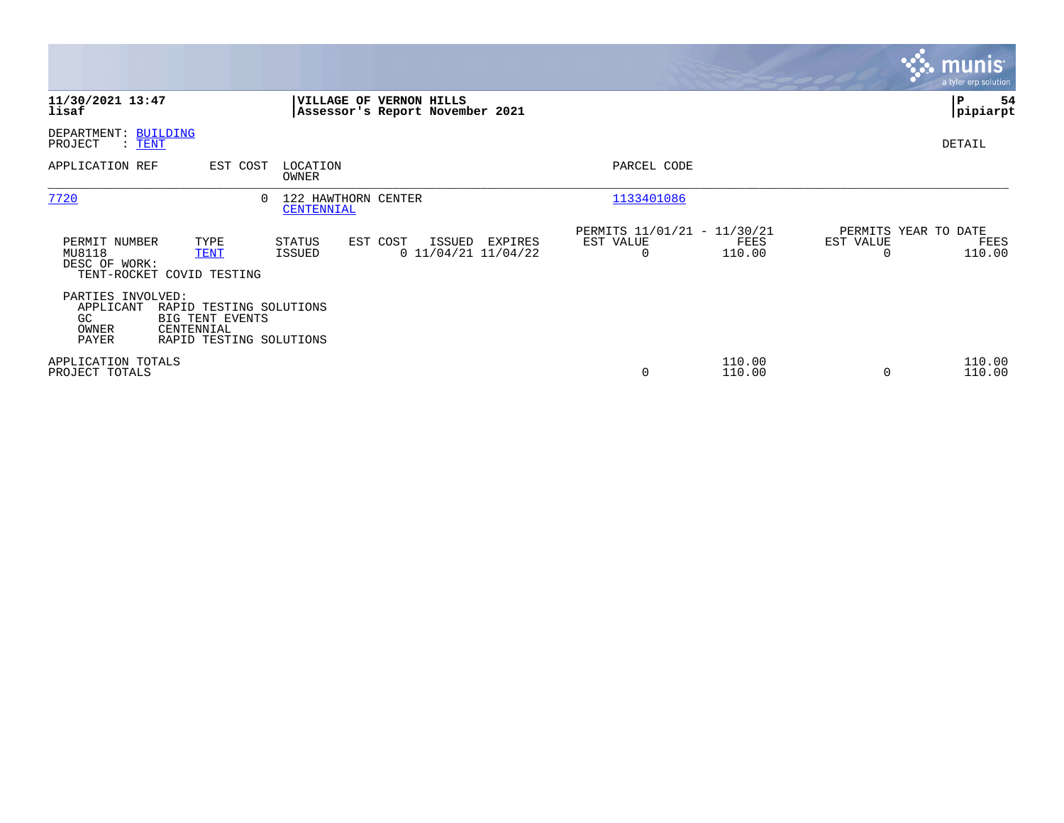**11/30/2021 13:47**
**lisaf**

**VILLAGE OF VERNON HILLS**
**Assessor's Report November 2021**

**P 54**
**pipiarpt**

DEPARTMENT: BUILDING
PROJECT : TENT

DETAIL

| APPLICATION REF | EST COST | LOCATION / OWNER | PARCEL CODE |
|---|---|---|---|
| 7720 | 0 | 122 HAWTHORN CENTER / CENTENNIAL | 1133401086 |

| PERMIT NUMBER | TYPE | STATUS | EST COST | ISSUED | EXPIRES | PERMITS 11/01/21 - 11/30/21 EST VALUE | FEES | PERMITS YEAR TO DATE EST VALUE | FEES |
|---|---|---|---|---|---|---|---|---|---|
| MU8118 | TENT | ISSUED | 0 | 11/04/21 | 11/04/22 | 0 | 110.00 | 0 | 110.00 |

DESC OF WORK:
TENT-ROCKET COVID TESTING

PARTIES INVOLVED:

| Role | Name |
|---|---|
| APPLICANT | RAPID TESTING SOLUTIONS |
| GC | BIG TENT EVENTS |
| OWNER | CENTENNIAL |
| PAYER | RAPID TESTING SOLUTIONS |

| | EST VALUE | FEES | YTD EST VALUE | YTD FEES |
|---|---|---|---|---|
| APPLICATION TOTALS | | 110.00 | | 110.00 |
| PROJECT TOTALS | 0 | 110.00 | 0 | 110.00 |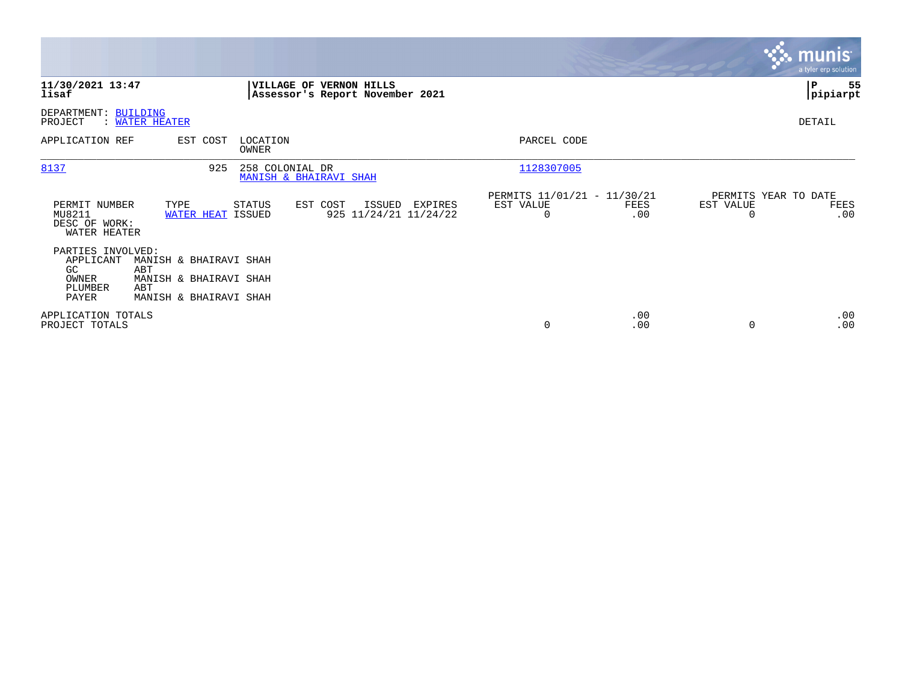**11/30/2021 13:47**
**lisaf**

**VILLAGE OF VERNON HILLS**
**Assessor's Report November 2021**

**P 55**
**pipiarpt**

DEPARTMENT: BUILDING
PROJECT : WATER HEATER

DETAIL

| APPLICATION REF | EST COST | LOCATION / OWNER | PARCEL CODE |
|---|---|---|---|
| 8137 | 925 | 258 COLONIAL DR / MANISH & BHAIRAVI SHAH | 1128307005 |

| PERMIT NUMBER | TYPE | STATUS | EST COST | ISSUED | EXPIRES | PERMITS 11/01/21 - 11/30/21 EST VALUE | FEES | PERMITS YEAR TO DATE EST VALUE | FEES |
|---|---|---|---|---|---|---|---|---|---|
| MU8211 | WATER HEAT | ISSUED | 925 | 11/24/21 | 11/24/22 | 0 | .00 | 0 | .00 |

DESC OF WORK:
WATER HEATER

PARTIES INVOLVED:

| Role | Name |
|---|---|
| APPLICANT | MANISH & BHAIRAVI SHAH |
| GC | ABT |
| OWNER | MANISH & BHAIRAVI SHAH |
| PLUMBER | ABT |
| PAYER | MANISH & BHAIRAVI SHAH |

| | EST VALUE | FEES | EST VALUE | FEES |
|---|---|---|---|---|
| APPLICATION TOTALS | | .00 | | .00 |
| PROJECT TOTALS | 0 | .00 | 0 | .00 |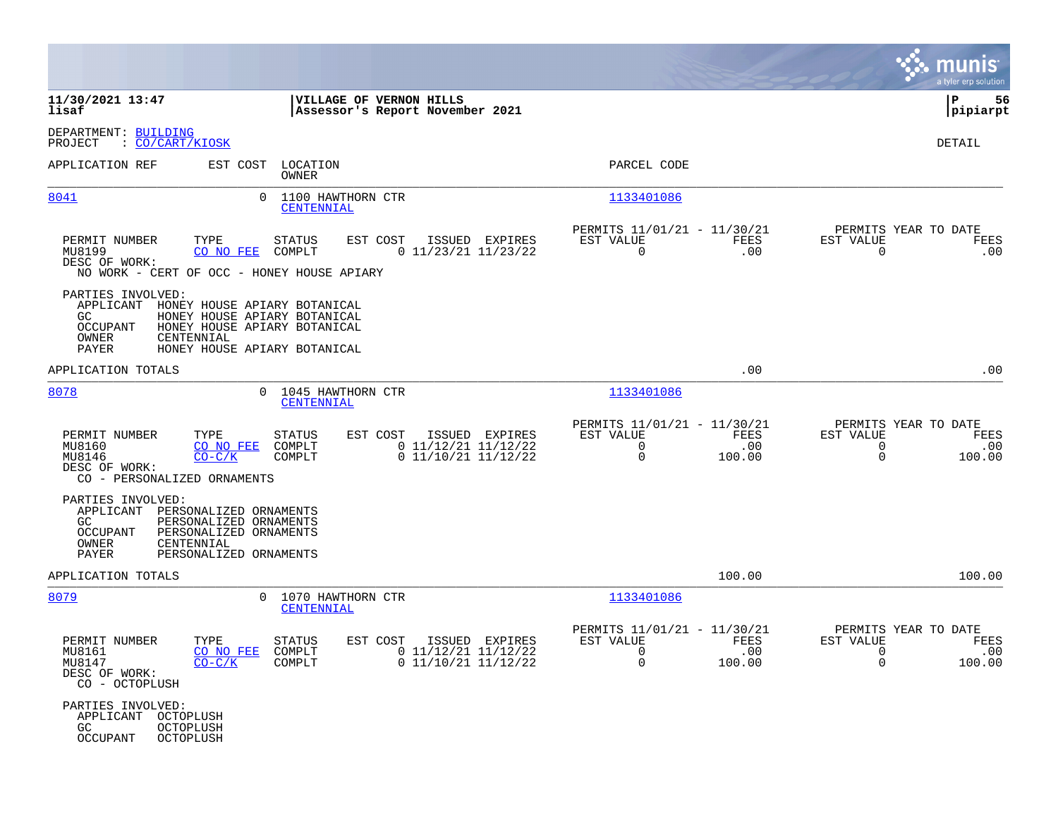**11/30/2021 13:47**
**lisaf**

**VILLAGE OF VERNON HILLS**
**Assessor's Report November 2021**

**pipiarpt**

DEPARTMENT: BUILDING
PROJECT : CO/CART/KIOSK

DETAIL

| APPLICATION REF | EST COST | LOCATION / OWNER | PARCEL CODE |
|---|---|---|---|
| 8041 | 0 | 1100 HAWTHORN CTR / CENTENNIAL | 1133401086 |

| PERMIT NUMBER | TYPE | STATUS | EST COST | ISSUED | EXPIRES | PERMITS 11/01/21 - 11/30/21 EST VALUE | FEES | PERMITS YEAR TO DATE EST VALUE | FEES |
|---|---|---|---|---|---|---|---|---|---|
| MU8199 | CO NO FEE | COMPLT | 0 | 11/23/21 | 11/23/22 | 0 | .00 | 0 | .00 |

DESC OF WORK:
NO WORK - CERT OF OCC - HONEY HOUSE APIARY

PARTIES INVOLVED:
- APPLICANT HONEY HOUSE APIARY BOTANICAL
- GC HONEY HOUSE APIARY BOTANICAL
- OCCUPANT HONEY HOUSE APIARY BOTANICAL
- OWNER CENTENNIAL
- PAYER HONEY HOUSE APIARY BOTANICAL

APPLICATION TOTALS .00 .00

| APPLICATION REF | EST COST | LOCATION / OWNER | PARCEL CODE |
|---|---|---|---|
| 8078 | 0 | 1045 HAWTHORN CTR / CENTENNIAL | 1133401086 |

| PERMIT NUMBER | TYPE | STATUS | EST COST | ISSUED | EXPIRES | PERMITS 11/01/21 - 11/30/21 EST VALUE | FEES | PERMITS YEAR TO DATE EST VALUE | FEES |
|---|---|---|---|---|---|---|---|---|---|
| MU8160 | CO NO FEE | COMPLT | 0 | 11/12/21 | 11/12/22 | 0 | .00 | 0 | .00 |
| MU8146 | CO-C/K | COMPLT | 0 | 11/10/21 | 11/12/22 | 0 | 100.00 | 0 | 100.00 |

DESC OF WORK:
CO - PERSONALIZED ORNAMENTS

PARTIES INVOLVED:
- APPLICANT PERSONALIZED ORNAMENTS
- GC PERSONALIZED ORNAMENTS
- OCCUPANT PERSONALIZED ORNAMENTS
- OWNER CENTENNIAL
- PAYER PERSONALIZED ORNAMENTS

APPLICATION TOTALS 100.00 100.00

| APPLICATION REF | EST COST | LOCATION / OWNER | PARCEL CODE |
|---|---|---|---|
| 8079 | 0 | 1070 HAWTHORN CTR / CENTENNIAL | 1133401086 |

| PERMIT NUMBER | TYPE | STATUS | EST COST | ISSUED | EXPIRES | PERMITS 11/01/21 - 11/30/21 EST VALUE | FEES | PERMITS YEAR TO DATE EST VALUE | FEES |
|---|---|---|---|---|---|---|---|---|---|
| MU8161 | CO NO FEE | COMPLT | 0 | 11/12/21 | 11/12/22 | 0 | .00 | 0 | .00 |
| MU8147 | CO-C/K | COMPLT | 0 | 11/10/21 | 11/12/22 | 0 | 100.00 | 0 | 100.00 |

DESC OF WORK:
CO - OCTOPLUSH

PARTIES INVOLVED:
- APPLICANT OCTOPLUSH
- GC OCTOPLUSH
- OCCUPANT OCTOPLUSH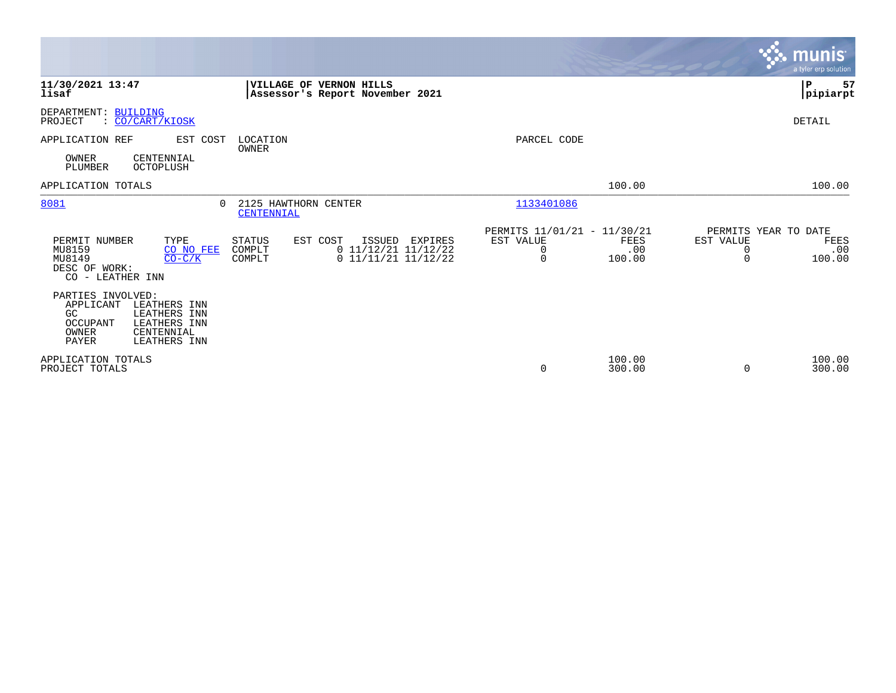**VILLAGE OF VERNON HILLS**
**Assessor's Report November 2021**

**11/30/2021 13:47**
**lisaf**

**P 57**
**pipiarpt**

DEPARTMENT: BUILDING
PROJECT : CO/CART/KIOSK

DETAIL

| APPLICATION REF | EST COST | LOCATION / OWNER | PARCEL CODE | | |
|---|---|---|---|---|---|
| OWNER: CENTENNIAL | | | | | |
| PLUMBER: OCTOPLUSH | | | | | |
| APPLICATION TOTALS | | | | 100.00 | 100.00 |
| 8081 | 0 | 2125 HAWTHORN CENTER / CENTENNIAL | 1133401086 | | |

| PERMIT NUMBER | TYPE | STATUS | EST COST | ISSUED | EXPIRES | PERMITS 11/01/21 - 11/30/21 EST VALUE | FEES | PERMITS YEAR TO DATE EST VALUE | FEES |
|---|---|---|---|---|---|---|---|---|---|
| MU8159 | CO NO FEE | COMPLT | 0 | 11/12/21 | 11/12/22 | 0 | .00 | 0 | .00 |
| MU8149 | CO-C/K | COMPLT | 0 | 11/11/21 | 11/12/22 | 0 | 100.00 | 0 | 100.00 |

DESC OF WORK:
CO - LEATHER INN

PARTIES INVOLVED:

| Role | Name |
|---|---|
| APPLICANT | LEATHERS INN |
| GC | LEATHERS INN |
| OCCUPANT | LEATHERS INN |
| OWNER | CENTENNIAL |
| PAYER | LEATHERS INN |

| | EST VALUE | FEES | EST VALUE | FEES |
|---|---|---|---|---|
| APPLICATION TOTALS | | 100.00 | | 100.00 |
| PROJECT TOTALS | 0 | 300.00 | 0 | 300.00 |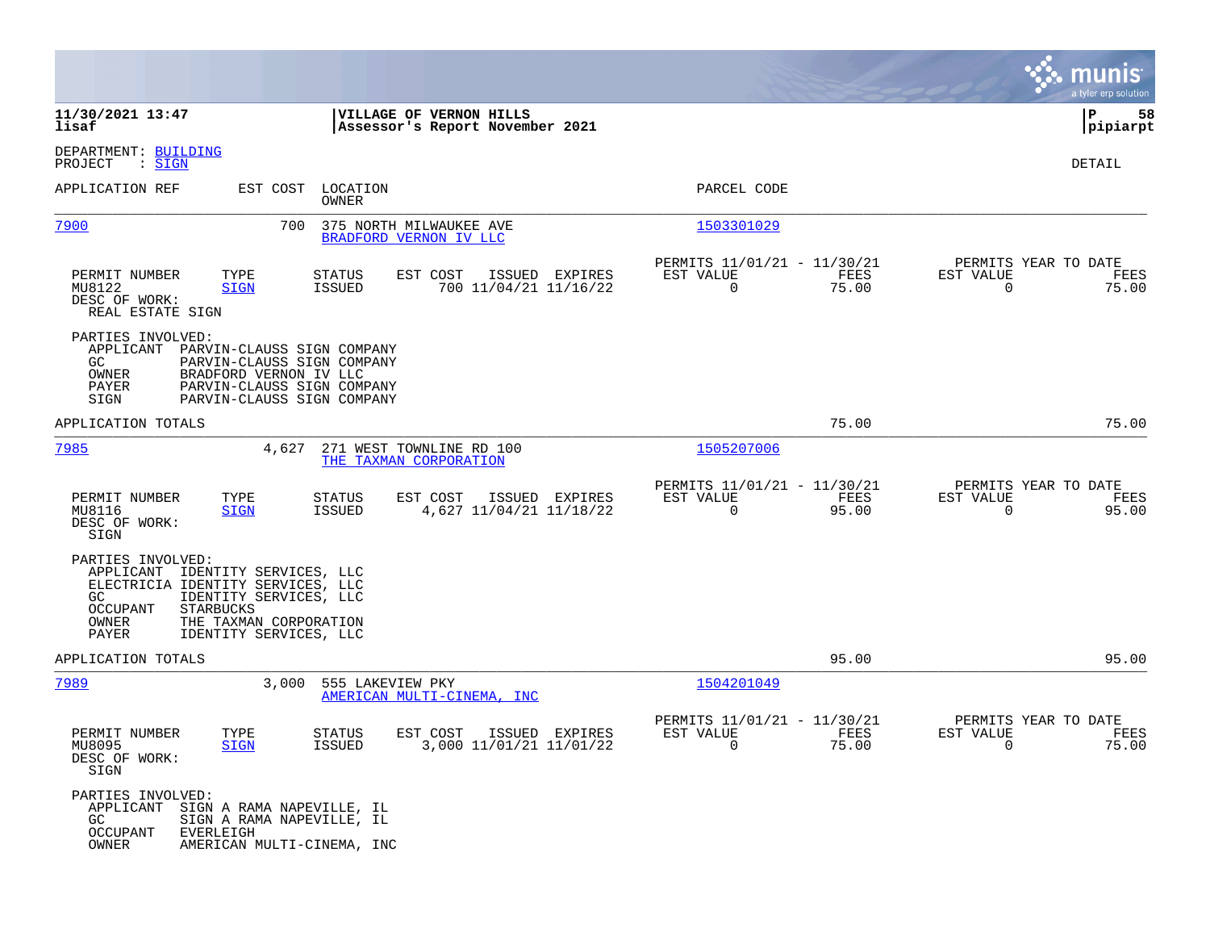**11/30/2021 13:47** | **VILLAGE OF VERNON HILLS** | **P 58**
**lisaf** | **Assessor's Report November 2021** | **pipiarpt**

DEPARTMENT: BUILDING
PROJECT : SIGN

DETAIL

| APPLICATION REF | EST COST | LOCATION / OWNER | PARCEL CODE |
|---|---|---|---|
| 7900 | 700 | 375 NORTH MILWAUKEE AVE / BRADFORD VERNON IV LLC | 1503301029 |

| PERMIT NUMBER | TYPE | STATUS | EST COST | ISSUED | EXPIRES | PERMITS 11/01/21 - 11/30/21 EST VALUE | FEES | PERMITS YEAR TO DATE EST VALUE | FEES |
|---|---|---|---|---|---|---|---|---|---|
| MU8122 | SIGN | ISSUED | 700 | 11/04/21 | 11/16/22 | 0 | 75.00 | 0 | 75.00 |

DESC OF WORK:
REAL ESTATE SIGN

PARTIES INVOLVED:
- APPLICANT PARVIN-CLAUSS SIGN COMPANY
- GC PARVIN-CLAUSS SIGN COMPANY
- OWNER BRADFORD VERNON IV LLC
- PAYER PARVIN-CLAUSS SIGN COMPANY
- SIGN PARVIN-CLAUSS SIGN COMPANY

APPLICATION TOTALS: 75.00 | 75.00

| APPLICATION REF | EST COST | LOCATION / OWNER | PARCEL CODE |
|---|---|---|---|
| 7985 | 4,627 | 271 WEST TOWNLINE RD 100 / THE TAXMAN CORPORATION | 1505207006 |

| PERMIT NUMBER | TYPE | STATUS | EST COST | ISSUED | EXPIRES | PERMITS 11/01/21 - 11/30/21 EST VALUE | FEES | PERMITS YEAR TO DATE EST VALUE | FEES |
|---|---|---|---|---|---|---|---|---|---|
| MU8116 | SIGN | ISSUED | 4,627 | 11/04/21 | 11/18/22 | 0 | 95.00 | 0 | 95.00 |

DESC OF WORK:
SIGN

PARTIES INVOLVED:
- APPLICANT IDENTITY SERVICES, LLC
- ELECTRICIA IDENTITY SERVICES, LLC
- GC IDENTITY SERVICES, LLC
- OCCUPANT STARBUCKS
- OWNER THE TAXMAN CORPORATION
- PAYER IDENTITY SERVICES, LLC

APPLICATION TOTALS: 95.00 | 95.00

| APPLICATION REF | EST COST | LOCATION / OWNER | PARCEL CODE |
|---|---|---|---|
| 7989 | 3,000 | 555 LAKEVIEW PKY / AMERICAN MULTI-CINEMA, INC | 1504201049 |

| PERMIT NUMBER | TYPE | STATUS | EST COST | ISSUED | EXPIRES | PERMITS 11/01/21 - 11/30/21 EST VALUE | FEES | PERMITS YEAR TO DATE EST VALUE | FEES |
|---|---|---|---|---|---|---|---|---|---|
| MU8095 | SIGN | ISSUED | 3,000 | 11/01/21 | 11/01/22 | 0 | 75.00 | 0 | 75.00 |

DESC OF WORK:
SIGN

PARTIES INVOLVED:
- APPLICANT SIGN A RAMA NAPEVILLE, IL
- GC SIGN A RAMA NAPEVILLE, IL
- OCCUPANT EVERLEIGH
- OWNER AMERICAN MULTI-CINEMA, INC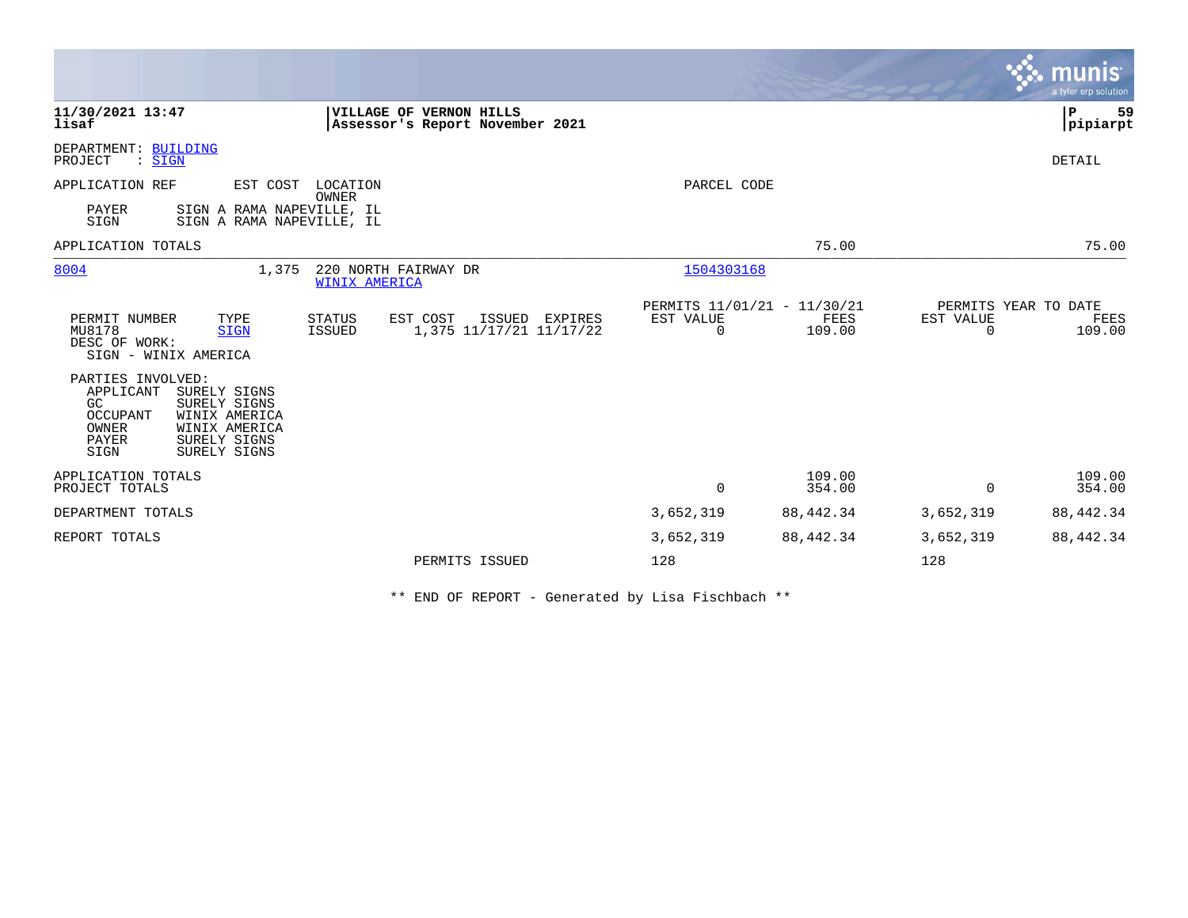11/30/2021 13:47
lisaf

**VILLAGE OF VERNON HILLS**
**Assessor's Report November 2021**

P 59
pipiarpt

DEPARTMENT: BUILDING
PROJECT : SIGN

DETAIL

| APPLICATION REF | EST COST | LOCATION / OWNER | PARCEL CODE | | | |
|---|---|---|---|---|---|---|
| PAYER | SIGN A RAMA NAPEVILLE, IL | | | | | |
| SIGN | SIGN A RAMA NAPEVILLE, IL | | | | | |
| APPLICATION TOTALS | | | | 75.00 | | 75.00 |
| 8004 | 1,375 | 220 NORTH FAIRWAY DR / WINIX AMERICA | 1504303168 | | | |

| PERMIT NUMBER | TYPE | STATUS | EST COST | ISSUED | EXPIRES | PERMITS 11/01/21 - 11/30/21 EST VALUE | FEES | PERMITS YEAR TO DATE EST VALUE | FEES |
|---|---|---|---|---|---|---|---|---|---|
| MU8178 | SIGN | ISSUED | 1,375 | 11/17/21 | 11/17/22 | 0 | 109.00 | 0 | 109.00 |

DESC OF WORK:
SIGN - WINIX AMERICA

PARTIES INVOLVED:

| | |
|---|---|
| APPLICANT | SURELY SIGNS |
| GC | SURELY SIGNS |
| OCCUPANT | WINIX AMERICA |
| OWNER | WINIX AMERICA |
| PAYER | SURELY SIGNS |
| SIGN | SURELY SIGNS |

| | | EST VALUE | FEES | EST VALUE | FEES |
|---|---|---|---|---|---|
| APPLICATION TOTALS | | | 109.00 | | 109.00 |
| PROJECT TOTALS | | 0 | 354.00 | 0 | 354.00 |
| DEPARTMENT TOTALS | | 3,652,319 | 88,442.34 | 3,652,319 | 88,442.34 |
| REPORT TOTALS | | 3,652,319 | 88,442.34 | 3,652,319 | 88,442.34 |
| | PERMITS ISSUED | 128 | | 128 | |

** END OF REPORT - Generated by Lisa Fischbach **